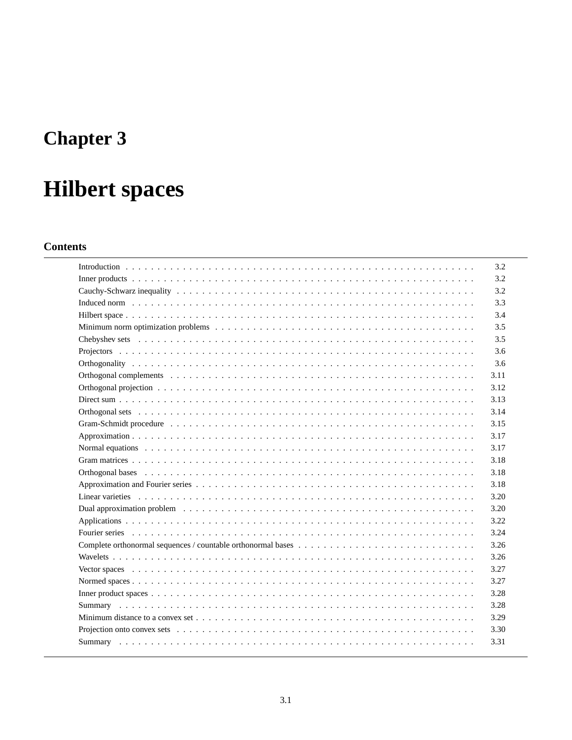# Chapter 3

# Hilbert spaces

## Contents

| | |
|---|---|
| Introduction | 3.2 |
| Inner products | 3.2 |
| Cauchy-Schwarz inequality | 3.2 |
| Induced norm | 3.3 |
| Hilbert space | 3.4 |
| Minimum norm optimization problems | 3.5 |
| Chebyshev sets | 3.5 |
| Projectors | 3.6 |
| Orthogonality | 3.6 |
| Orthogonal complements | 3.11 |
| Orthogonal projection | 3.12 |
| Direct sum | 3.13 |
| Orthogonal sets | 3.14 |
| Gram-Schmidt procedure | 3.15 |
| Approximation | 3.17 |
| Normal equations | 3.17 |
| Gram matrices | 3.18 |
| Orthogonal bases | 3.18 |
| Approximation and Fourier series | 3.18 |
| Linear varieties | 3.20 |
| Dual approximation problem | 3.20 |
| Applications | 3.22 |
| Fourier series | 3.24 |
| Complete orthonormal sequences / countable orthonormal bases | 3.26 |
| Wavelets | 3.26 |
| Vector spaces | 3.27 |
| Normed spaces | 3.27 |
| Inner product spaces | 3.28 |
| Summary | 3.28 |
| Minimum distance to a convex set | 3.29 |
| Projection onto convex sets | 3.30 |
| Summary | 3.31 |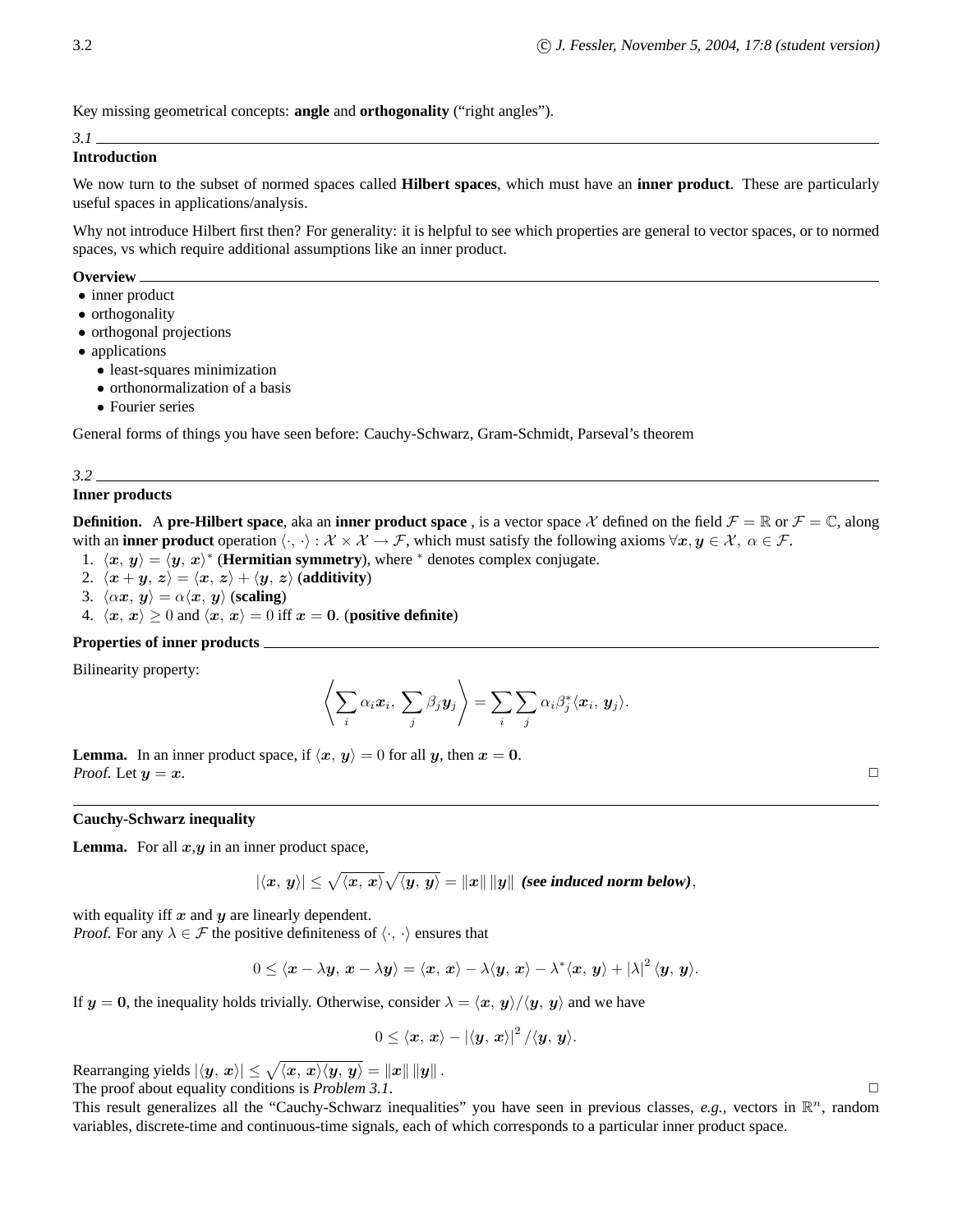Key missing geometrical concepts: **angle** and **orthogonality** ("right angles").

## 3.1 Introduction

We now turn to the subset of normed spaces called **Hilbert spaces**, which must have an **inner product**. These are particularly useful spaces in applications/analysis.

Why not introduce Hilbert first then? For generality: it is helpful to see which properties are general to vector spaces, or to normed spaces, vs which require additional assumptions like an inner product.

### Overview

- inner product
- orthogonality
- orthogonal projections
- applications
  - least-squares minimization
  - orthonormalization of a basis
  - Fourier series

General forms of things you have seen before: Cauchy-Schwarz, Gram-Schmidt, Parseval's theorem

## 3.2 Inner products

**Definition.** A **pre-Hilbert space**, aka an **inner product space** , is a vector space $\mathcal{X}$ defined on the field $\mathcal{F} = \mathbb{R}$ or $\mathcal{F} = \mathbb{C}$, along with an **inner product** operation $\langle \cdot, \cdot \rangle : \mathcal{X} \times \mathcal{X} \to \mathcal{F}$, which must satisfy the following axioms $\forall \boldsymbol{x}, \boldsymbol{y} \in \mathcal{X},\ \alpha \in \mathcal{F}$.

1. $\langle \boldsymbol{x}, \boldsymbol{y} \rangle = \langle \boldsymbol{y}, \boldsymbol{x} \rangle^*$ (**Hermitian symmetry**), where $^*$ denotes complex conjugate.
2. $\langle \boldsymbol{x} + \boldsymbol{y}, \boldsymbol{z} \rangle = \langle \boldsymbol{x}, \boldsymbol{z} \rangle + \langle \boldsymbol{y}, \boldsymbol{z} \rangle$ (**additivity**)
3. $\langle \alpha \boldsymbol{x}, \boldsymbol{y} \rangle = \alpha \langle \boldsymbol{x}, \boldsymbol{y} \rangle$ (**scaling**)
4. $\langle \boldsymbol{x}, \boldsymbol{x} \rangle \geq 0$ and $\langle \boldsymbol{x}, \boldsymbol{x} \rangle = 0$ iff $\boldsymbol{x} = \boldsymbol{0}$. (**positive definite**)

### Properties of inner products

Bilinearity property:

$$\left\langle \sum_i \alpha_i \boldsymbol{x}_i,\ \sum_j \beta_j \boldsymbol{y}_j \right\rangle = \sum_i \sum_j \alpha_i \beta_j^* \langle \boldsymbol{x}_i, \boldsymbol{y}_j \rangle.$$

**Lemma.** In an inner product space, if $\langle \boldsymbol{x}, \boldsymbol{y} \rangle = 0$ for all $\boldsymbol{y}$, then $\boldsymbol{x} = \boldsymbol{0}$.
*Proof.* Let $\boldsymbol{y} = \boldsymbol{x}$. □

### Cauchy-Schwarz inequality

**Lemma.** For all $\boldsymbol{x}$,$\boldsymbol{y}$ in an inner product space,

$$|\langle \boldsymbol{x}, \boldsymbol{y} \rangle| \leq \sqrt{\langle \boldsymbol{x}, \boldsymbol{x} \rangle} \sqrt{\langle \boldsymbol{y}, \boldsymbol{y} \rangle} = \|\boldsymbol{x}\| \, \|\boldsymbol{y}\| \ \textbf{\textit{(see induced norm below)}},$$

with equality iff $\boldsymbol{x}$ and $\boldsymbol{y}$ are linearly dependent.
*Proof.* For any $\lambda \in \mathcal{F}$ the positive definiteness of $\langle \cdot, \cdot \rangle$ ensures that

$$0 \leq \langle \boldsymbol{x} - \lambda \boldsymbol{y}, \boldsymbol{x} - \lambda \boldsymbol{y} \rangle = \langle \boldsymbol{x}, \boldsymbol{x} \rangle - \lambda \langle \boldsymbol{y}, \boldsymbol{x} \rangle - \lambda^* \langle \boldsymbol{x}, \boldsymbol{y} \rangle + |\lambda|^2 \langle \boldsymbol{y}, \boldsymbol{y} \rangle.$$

If $\boldsymbol{y} = \boldsymbol{0}$, the inequality holds trivially. Otherwise, consider $\lambda = \langle \boldsymbol{x}, \boldsymbol{y} \rangle / \langle \boldsymbol{y}, \boldsymbol{y} \rangle$ and we have

$$0 \leq \langle \boldsymbol{x}, \boldsymbol{x} \rangle - |\langle \boldsymbol{y}, \boldsymbol{x} \rangle|^2 / \langle \boldsymbol{y}, \boldsymbol{y} \rangle.$$

Rearranging yields $|\langle \boldsymbol{y}, \boldsymbol{x} \rangle| \leq \sqrt{\langle \boldsymbol{x}, \boldsymbol{x} \rangle \langle \boldsymbol{y}, \boldsymbol{y} \rangle} = \|\boldsymbol{x}\| \, \|\boldsymbol{y}\|$.
The proof about equality conditions is *Problem 3.1*. □

This result generalizes all the "Cauchy-Schwarz inequalities" you have seen in previous classes, *e.g.*, vectors in $\mathbb{R}^n$, random variables, discrete-time and continuous-time signals, each of which corresponds to a particular inner product space.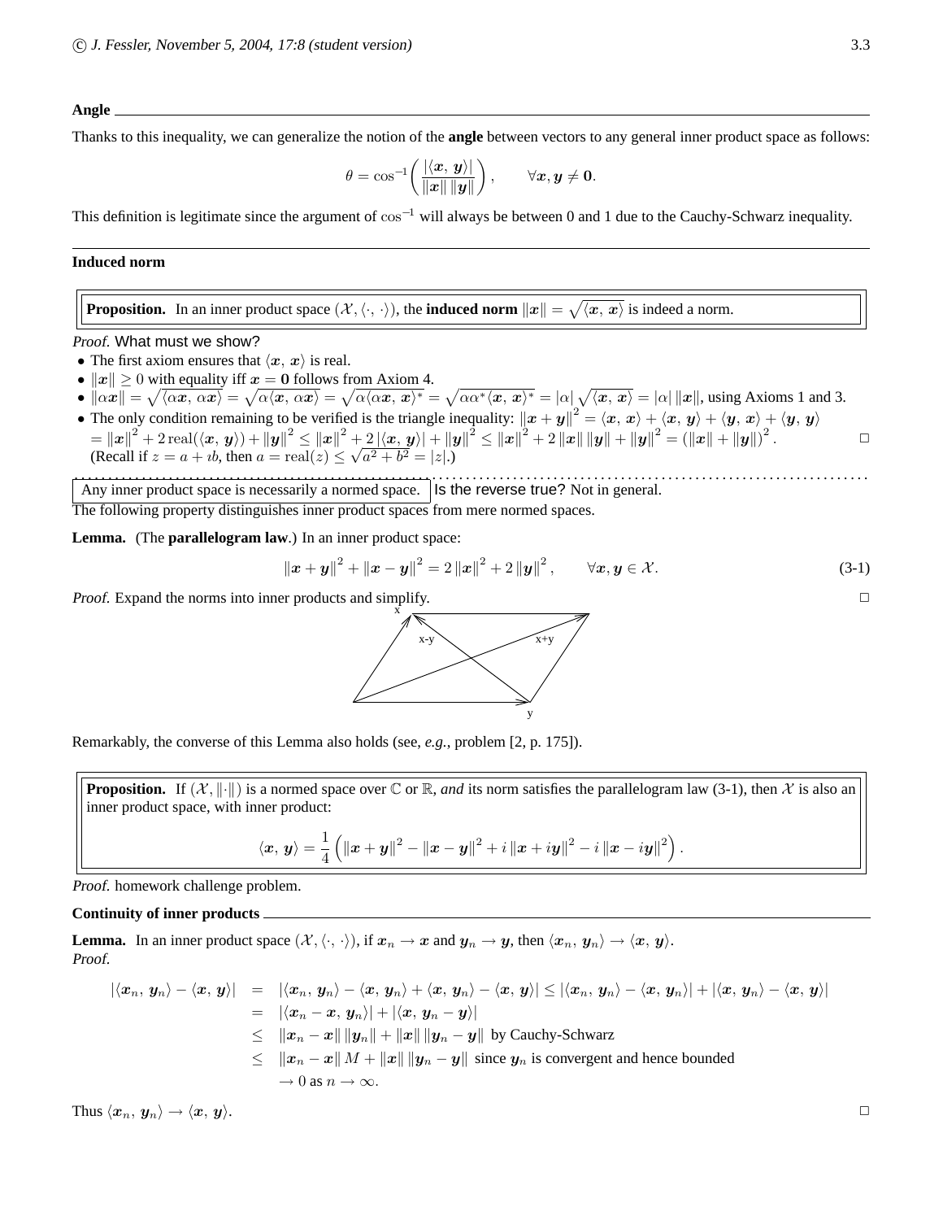**Angle**

Thanks to this inequality, we can generalize the notion of the **angle** between vectors to any general inner product space as follows:

$$\theta = \cos^{-1}\left( \frac{|\langle \boldsymbol{x}, \boldsymbol{y} \rangle|}{\|\boldsymbol{x}\| \, \|\boldsymbol{y}\|} \right), \qquad \forall \boldsymbol{x}, \boldsymbol{y} \neq \boldsymbol{0}.$$

This definition is legitimate since the argument of $\cos^{-1}$ will always be between 0 and 1 due to the Cauchy-Schwarz inequality.

---

**Induced norm**

**Proposition.** In an inner product space $(\mathcal{X}, \langle \cdot, \cdot \rangle)$, the **induced norm** $\|\boldsymbol{x}\| = \sqrt{\langle \boldsymbol{x}, \boldsymbol{x} \rangle}$ is indeed a norm.

*Proof.* What must we show?

- The first axiom ensures that $\langle \boldsymbol{x}, \boldsymbol{x} \rangle$ is real.
- $\|\boldsymbol{x}\| \geq 0$ with equality iff $\boldsymbol{x} = \boldsymbol{0}$ follows from Axiom 4.
- $\|\alpha \boldsymbol{x}\| = \sqrt{\langle \alpha \boldsymbol{x}, \alpha \boldsymbol{x} \rangle} = \sqrt{\alpha \langle \boldsymbol{x}, \alpha \boldsymbol{x} \rangle} = \sqrt{\alpha \langle \alpha \boldsymbol{x}, \boldsymbol{x} \rangle^*} = \sqrt{\alpha \alpha^* \langle \boldsymbol{x}, \boldsymbol{x} \rangle^*} = |\alpha| \sqrt{\langle \boldsymbol{x}, \boldsymbol{x} \rangle} = |\alpha| \, \|\boldsymbol{x}\|$, using Axioms 1 and 3.
- The only condition remaining to be verified is the triangle inequality: $\|\boldsymbol{x} + \boldsymbol{y}\|^2 = \langle \boldsymbol{x}, \boldsymbol{x} \rangle + \langle \boldsymbol{x}, \boldsymbol{y} \rangle + \langle \boldsymbol{y}, \boldsymbol{x} \rangle + \langle \boldsymbol{y}, \boldsymbol{y} \rangle$ $= \|\boldsymbol{x}\|^2 + 2\,\mathrm{real}(\langle \boldsymbol{x}, \boldsymbol{y} \rangle) + \|\boldsymbol{y}\|^2 \leq \|\boldsymbol{x}\|^2 + 2\,|\langle \boldsymbol{x}, \boldsymbol{y} \rangle| + \|\boldsymbol{y}\|^2 \leq \|\boldsymbol{x}\|^2 + 2\,\|\boldsymbol{x}\| \, \|\boldsymbol{y}\| + \|\boldsymbol{y}\|^2 = (\|\boldsymbol{x}\| + \|\boldsymbol{y}\|)^2$. □
  (Recall if $z = a + \imath b$, then $a = \mathrm{real}(z) \leq \sqrt{a^2 + b^2} = |z|$.)

Any inner product space is necessarily a normed space. Is the reverse true? Not in general.

The following property distinguishes inner product spaces from mere normed spaces.

**Lemma.** (The **parallelogram law**.) In an inner product space:

$$\|\boldsymbol{x} + \boldsymbol{y}\|^2 + \|\boldsymbol{x} - \boldsymbol{y}\|^2 = 2\,\|\boldsymbol{x}\|^2 + 2\,\|\boldsymbol{y}\|^2, \qquad \forall \boldsymbol{x}, \boldsymbol{y} \in \mathcal{X}. \tag{3-1}$$

*Proof.* Expand the norms into inner products and simplify. □

Remarkably, the converse of this Lemma also holds (see, *e.g.*, problem [2, p. 175]).

**Proposition.** If $(\mathcal{X}, \|\cdot\|)$ is a normed space over $\mathbb{C}$ or $\mathbb{R}$, *and* its norm satisfies the parallelogram law (3-1), then $\mathcal{X}$ is also an inner product space, with inner product:

$$\langle \boldsymbol{x}, \boldsymbol{y} \rangle = \frac{1}{4} \left( \|\boldsymbol{x} + \boldsymbol{y}\|^2 - \|\boldsymbol{x} - \boldsymbol{y}\|^2 + i\,\|\boldsymbol{x} + i\boldsymbol{y}\|^2 - i\,\|\boldsymbol{x} - i\boldsymbol{y}\|^2 \right).$$

*Proof.* homework challenge problem.

**Continuity of inner products**

**Lemma.** In an inner product space $(\mathcal{X}, \langle \cdot, \cdot \rangle)$, if $\boldsymbol{x}_n \to \boldsymbol{x}$ and $\boldsymbol{y}_n \to \boldsymbol{y}$, then $\langle \boldsymbol{x}_n, \boldsymbol{y}_n \rangle \to \langle \boldsymbol{x}, \boldsymbol{y} \rangle$.

*Proof.*

$$\begin{aligned}
|\langle \boldsymbol{x}_n, \boldsymbol{y}_n \rangle - \langle \boldsymbol{x}, \boldsymbol{y} \rangle| &= |\langle \boldsymbol{x}_n, \boldsymbol{y}_n \rangle - \langle \boldsymbol{x}, \boldsymbol{y}_n \rangle + \langle \boldsymbol{x}, \boldsymbol{y}_n \rangle - \langle \boldsymbol{x}, \boldsymbol{y} \rangle| \leq |\langle \boldsymbol{x}_n, \boldsymbol{y}_n \rangle - \langle \boldsymbol{x}, \boldsymbol{y}_n \rangle| + |\langle \boldsymbol{x}, \boldsymbol{y}_n \rangle - \langle \boldsymbol{x}, \boldsymbol{y} \rangle| \\
&= |\langle \boldsymbol{x}_n - \boldsymbol{x}, \boldsymbol{y}_n \rangle| + |\langle \boldsymbol{x}, \boldsymbol{y}_n - \boldsymbol{y} \rangle| \\
&\leq \|\boldsymbol{x}_n - \boldsymbol{x}\| \, \|\boldsymbol{y}_n\| + \|\boldsymbol{x}\| \, \|\boldsymbol{y}_n - \boldsymbol{y}\| \text{ by Cauchy-Schwarz} \\
&\leq \|\boldsymbol{x}_n - \boldsymbol{x}\| \, M + \|\boldsymbol{x}\| \, \|\boldsymbol{y}_n - \boldsymbol{y}\| \text{ since } \boldsymbol{y}_n \text{ is convergent and hence bounded} \\
&\to 0 \text{ as } n \to \infty.
\end{aligned}$$

Thus $\langle \boldsymbol{x}_n, \boldsymbol{y}_n \rangle \to \langle \boldsymbol{x}, \boldsymbol{y} \rangle$. □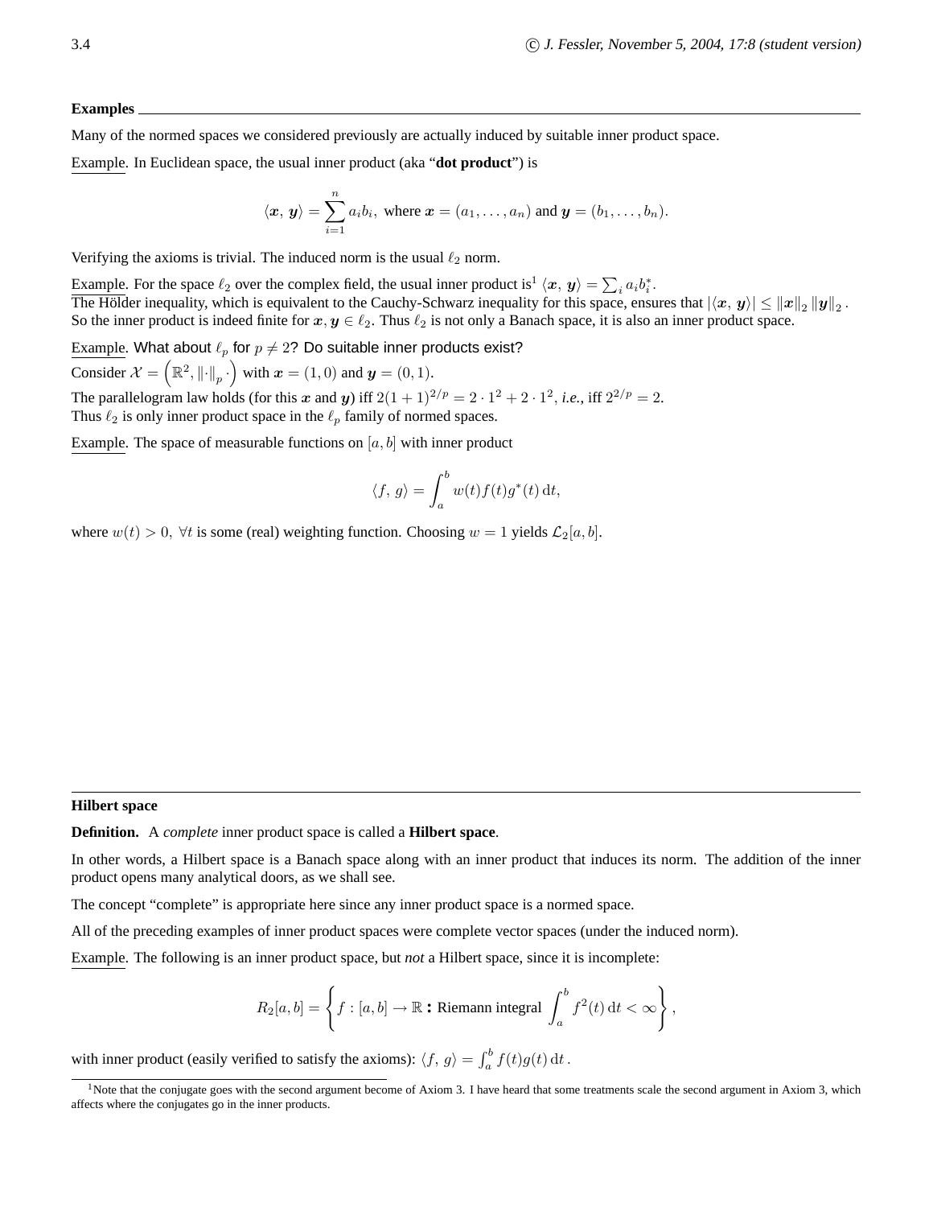### Examples

Many of the normed spaces we considered previously are actually induced by suitable inner product space.

Example. In Euclidean space, the usual inner product (aka "**dot product**") is

$$\langle \boldsymbol{x}, \boldsymbol{y} \rangle = \sum_{i=1}^{n} a_i b_i, \text{ where } \boldsymbol{x} = (a_1, \ldots, a_n) \text{ and } \boldsymbol{y} = (b_1, \ldots, b_n).$$

Verifying the axioms is trivial. The induced norm is the usual $\ell_2$ norm.

Example. For the space $\ell_2$ over the complex field, the usual inner product is[1] $\langle \boldsymbol{x}, \boldsymbol{y} \rangle = \sum_i a_i b_i^*$.
The Hölder inequality, which is equivalent to the Cauchy-Schwarz inequality for this space, ensures that $|\langle \boldsymbol{x}, \boldsymbol{y} \rangle| \leq \|\boldsymbol{x}\|_2 \|\boldsymbol{y}\|_2$.
So the inner product is indeed finite for $\boldsymbol{x}, \boldsymbol{y} \in \ell_2$. Thus $\ell_2$ is not only a Banach space, it is also an inner product space.

Example. What about $\ell_p$ for $p \neq 2$? Do suitable inner products exist?
Consider $\mathcal{X} = \left(\mathbb{R}^2, \|\cdot\|_p \cdot\right)$ with $\boldsymbol{x} = (1, 0)$ and $\boldsymbol{y} = (0, 1)$.
The parallelogram law holds (for this $\boldsymbol{x}$ and $\boldsymbol{y}$) iff $2(1+1)^{2/p} = 2 \cdot 1^2 + 2 \cdot 1^2$, *i.e.,* iff $2^{2/p} = 2$.
Thus $\ell_2$ is only inner product space in the $\ell_p$ family of normed spaces.

Example. The space of measurable functions on $[a, b]$ with inner product

$$\langle f, g \rangle = \int_a^b w(t) f(t) g^*(t) \, \mathrm{d}t,$$

where $w(t) > 0, \ \forall t$ is some (real) weighting function. Choosing $w = 1$ yields $\mathcal{L}_2[a, b]$.

### Hilbert space

**Definition.** A *complete* inner product space is called a **Hilbert space**.

In other words, a Hilbert space is a Banach space along with an inner product that induces its norm. The addition of the inner product opens many analytical doors, as we shall see.

The concept "complete" is appropriate here since any inner product space is a normed space.

All of the preceding examples of inner product spaces were complete vector spaces (under the induced norm).

Example. The following is an inner product space, but *not* a Hilbert space, since it is incomplete:

$$R_2[a, b] = \left\{ f : [a, b] \to \mathbb{R} : \text{Riemann integral } \int_a^b f^2(t) \, \mathrm{d}t < \infty \right\},$$

with inner product (easily verified to satisfy the axioms): $\langle f, g \rangle = \int_a^b f(t) g(t) \, \mathrm{d}t$.

[1] Note that the conjugate goes with the second argument become of Axiom 3. I have heard that some treatments scale the second argument in Axiom 3, which affects where the conjugates go in the inner products.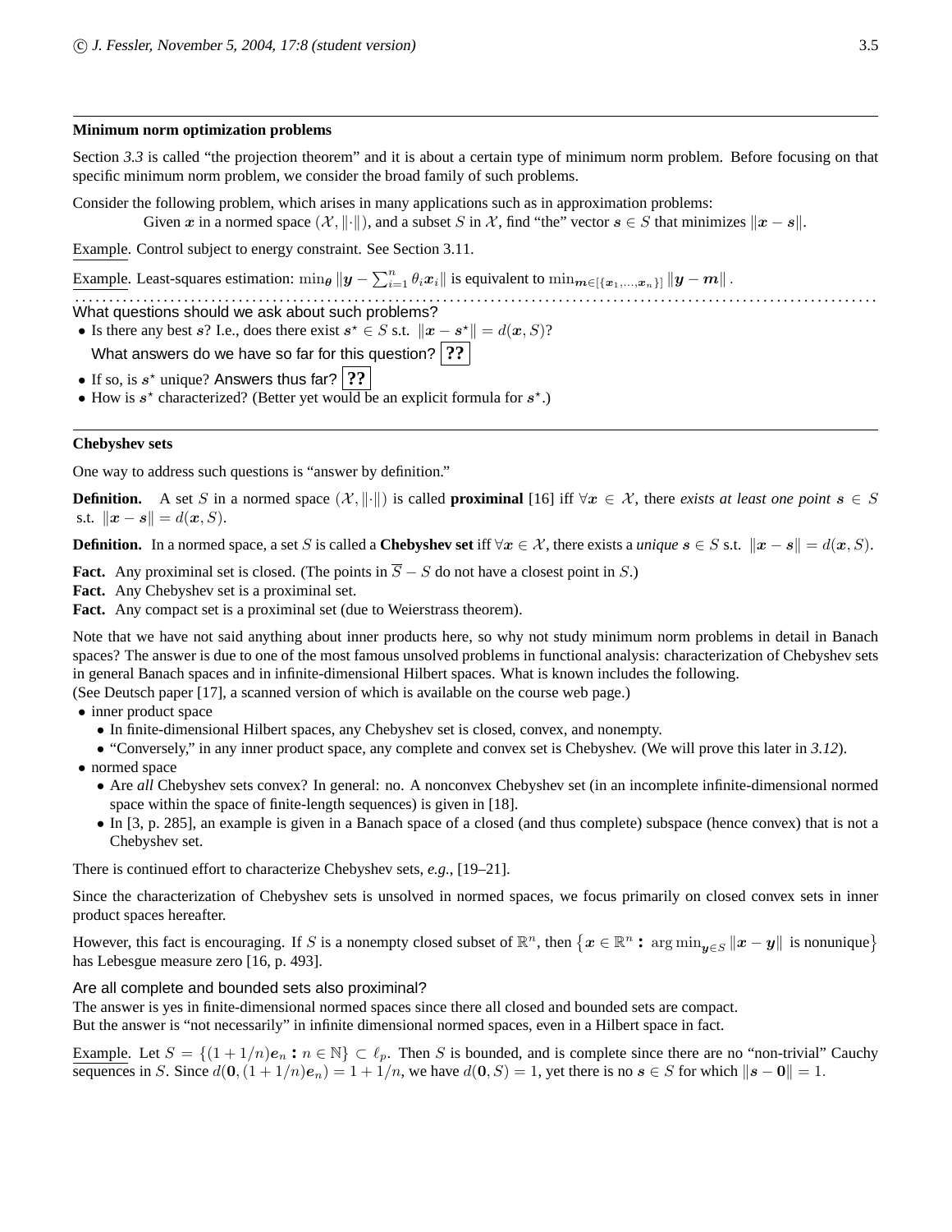### Minimum norm optimization problems

Section *3.3* is called "the projection theorem" and it is about a certain type of minimum norm problem. Before focusing on that specific minimum norm problem, we consider the broad family of such problems.

Consider the following problem, which arises in many applications such as in approximation problems:

Given $\boldsymbol{x}$ in a normed space $(\mathcal{X}, \|\cdot\|)$, and a subset $S$ in $\mathcal{X}$, find "the" vector $\boldsymbol{s} \in S$ that minimizes $\|\boldsymbol{x} - \boldsymbol{s}\|$.

Example. Control subject to energy constraint. See Section 3.11.

Example. Least-squares estimation: $\min_{\boldsymbol{\theta}} \left\|\boldsymbol{y} - \sum_{i=1}^n \theta_i \boldsymbol{x}_i\right\|$ is equivalent to $\min_{\boldsymbol{m} \in [\{\boldsymbol{x}_1, \ldots, \boldsymbol{x}_n\}]} \|\boldsymbol{y} - \boldsymbol{m}\|$.

What questions should we ask about such problems?

- Is there any best $\boldsymbol{s}$? I.e., does there exist $\boldsymbol{s}^\star \in S$ s.t. $\|\boldsymbol{x} - \boldsymbol{s}^\star\| = d(\boldsymbol{x}, S)$?
  What answers do we have so far for this question? **??**
- If so, is $\boldsymbol{s}^\star$ unique? Answers thus far? **??**
- How is $\boldsymbol{s}^\star$ characterized? (Better yet would be an explicit formula for $\boldsymbol{s}^\star$.)

### Chebyshev sets

One way to address such questions is "answer by definition."

**Definition.** A set $S$ in a normed space $(\mathcal{X}, \|\cdot\|)$ is called **proximinal** [16] iff $\forall \boldsymbol{x} \in \mathcal{X}$, there *exists at least one point* $\boldsymbol{s} \in S$ s.t. $\|\boldsymbol{x} - \boldsymbol{s}\| = d(\boldsymbol{x}, S)$.

**Definition.** In a normed space, a set $S$ is called a **Chebyshev set** iff $\forall \boldsymbol{x} \in \mathcal{X}$, there exists a *unique* $\boldsymbol{s} \in S$ s.t. $\|\boldsymbol{x} - \boldsymbol{s}\| = d(\boldsymbol{x}, S)$.

**Fact.** Any proximinal set is closed. (The points in $\overline{S} - S$ do not have a closest point in $S$.)
**Fact.** Any Chebyshev set is a proximinal set.
**Fact.** Any compact set is a proximinal set (due to Weierstrass theorem).

Note that we have not said anything about inner products here, so why not study minimum norm problems in detail in Banach spaces? The answer is due to one of the most famous unsolved problems in functional analysis: characterization of Chebyshev sets in general Banach spaces and in infinite-dimensional Hilbert spaces. What is known includes the following.
(See Deutsch paper [17], a scanned version of which is available on the course web page.)

- inner product space
  - In finite-dimensional Hilbert spaces, any Chebyshev set is closed, convex, and nonempty.
  - "Conversely," in any inner product space, any complete and convex set is Chebyshev. (We will prove this later in *3.12*).
- normed space
  - Are *all* Chebyshev sets convex? In general: no. A nonconvex Chebyshev set (in an incomplete infinite-dimensional normed space within the space of finite-length sequences) is given in [18].
  - In [3, p. 285], an example is given in a Banach space of a closed (and thus complete) subspace (hence convex) that is not a Chebyshev set.

There is continued effort to characterize Chebyshev sets, *e.g.*, [19–21].

Since the characterization of Chebyshev sets is unsolved in normed spaces, we focus primarily on closed convex sets in inner product spaces hereafter.

However, this fact is encouraging. If $S$ is a nonempty closed subset of $\mathbb{R}^n$, then $\left\{\boldsymbol{x} \in \mathbb{R}^n : \arg\min_{\boldsymbol{y} \in S} \|\boldsymbol{x} - \boldsymbol{y}\| \text{ is nonunique}\right\}$ has Lebesgue measure zero [16, p. 493].

Are all complete and bounded sets also proximinal?
The answer is yes in finite-dimensional normed spaces since there all closed and bounded sets are compact.
But the answer is "not necessarily" in infinite dimensional normed spaces, even in a Hilbert space in fact.

Example. Let $S = \{(1 + 1/n)\boldsymbol{e}_n : n \in \mathbb{N}\} \subset \ell_p$. Then $S$ is bounded, and is complete since there are no "non-trivial" Cauchy sequences in $S$. Since $d(\boldsymbol{0}, (1 + 1/n)\boldsymbol{e}_n) = 1 + 1/n$, we have $d(\boldsymbol{0}, S) = 1$, yet there is no $\boldsymbol{s} \in S$ for which $\|\boldsymbol{s} - \boldsymbol{0}\| = 1$.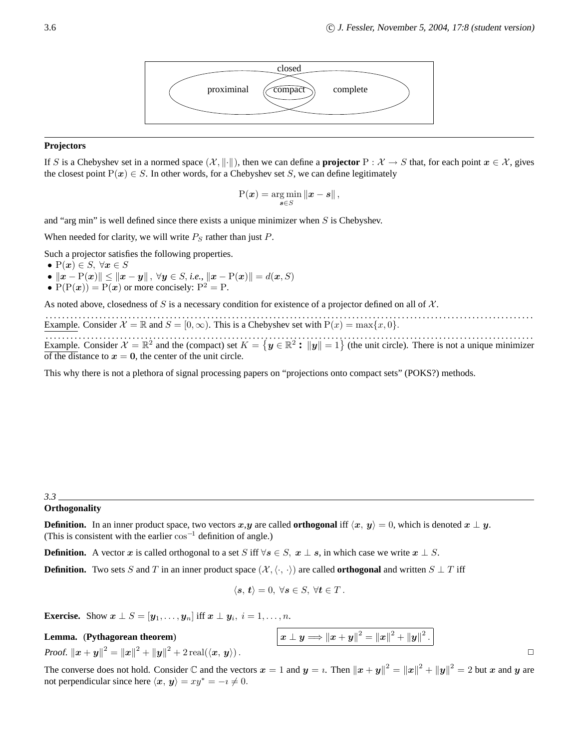closed

proximinal compact complete

---

**Projectors**

If $S$ is a Chebyshev set in a normed space $(\mathcal{X}, \|\cdot\|)$, then we can define a **projector** $\mathrm{P} : \mathcal{X} \to S$ that, for each point $\boldsymbol{x} \in \mathcal{X}$, gives the closest point $\mathrm{P}(\boldsymbol{x}) \in S$. In other words, for a Chebyshev set $S$, we can define legitimately

$$\mathrm{P}(\boldsymbol{x}) = \arg\min_{\boldsymbol{s} \in S} \|\boldsymbol{x} - \boldsymbol{s}\|,$$

and "arg min" is well defined since there exists a unique minimizer when $S$ is Chebyshev.

When needed for clarity, we will write $P_S$ rather than just $P$.

Such a projector satisfies the following properties.

- $\mathrm{P}(\boldsymbol{x}) \in S, \ \forall \boldsymbol{x} \in S$
- $\|\boldsymbol{x} - \mathrm{P}(\boldsymbol{x})\| \leq \|\boldsymbol{x} - \boldsymbol{y}\|, \ \forall \boldsymbol{y} \in S$, *i.e.*, $\|\boldsymbol{x} - \mathrm{P}(\boldsymbol{x})\| = d(\boldsymbol{x}, S)$
- $\mathrm{P}(\mathrm{P}(\boldsymbol{x})) = \mathrm{P}(\boldsymbol{x})$ or more concisely: $\mathrm{P}^2 = \mathrm{P}$.

As noted above, closedness of $S$ is a necessary condition for existence of a projector defined on all of $\mathcal{X}$.

Example. Consider $\mathcal{X} = \mathbb{R}$ and $S = [0, \infty)$. This is a Chebyshev set with $\mathrm{P}(x) = \max\{x, 0\}$.

Example. Consider $\mathcal{X} = \mathbb{R}^2$ and the (compact) set $K = \{\boldsymbol{y} \in \mathbb{R}^2 : \|\boldsymbol{y}\| = 1\}$ (the unit circle). There is not a unique minimizer of the distance to $\boldsymbol{x} = \boldsymbol{0}$, the center of the unit circle.

This why there is not a plethora of signal processing papers on "projections onto compact sets" (POKS?) methods.

---

*3.3*

**Orthogonality**

**Definition.** In an inner product space, two vectors $\boldsymbol{x}$,$\boldsymbol{y}$ are called **orthogonal** iff $\langle \boldsymbol{x}, \boldsymbol{y} \rangle = 0$, which is denoted $\boldsymbol{x} \perp \boldsymbol{y}$.
(This is consistent with the earlier $\cos^{-1}$ definition of angle.)

**Definition.** A vector $\boldsymbol{x}$ is called orthogonal to a set $S$ iff $\forall \boldsymbol{s} \in S, \ \boldsymbol{x} \perp \boldsymbol{s}$, in which case we write $\boldsymbol{x} \perp S$.

**Definition.** Two sets $S$ and $T$ in an inner product space $(\mathcal{X}, \langle \cdot, \cdot \rangle)$ are called **orthogonal** and written $S \perp T$ iff

$$\langle \boldsymbol{s}, \boldsymbol{t} \rangle = 0, \ \forall \boldsymbol{s} \in S, \ \forall \boldsymbol{t} \in T.$$

**Exercise.** Show $\boldsymbol{x} \perp S = [\boldsymbol{y}_1, \ldots, \boldsymbol{y}_n]$ iff $\boldsymbol{x} \perp \boldsymbol{y}_i, \ i = 1, \ldots, n$.

**Lemma.** (**Pythagorean theorem**) $\boldsymbol{x} \perp \boldsymbol{y} \Longrightarrow \|\boldsymbol{x} + \boldsymbol{y}\|^2 = \|\boldsymbol{x}\|^2 + \|\boldsymbol{y}\|^2.$

*Proof.* $\|\boldsymbol{x} + \boldsymbol{y}\|^2 = \|\boldsymbol{x}\|^2 + \|\boldsymbol{y}\|^2 + 2\,\mathrm{real}(\langle \boldsymbol{x}, \boldsymbol{y} \rangle)$. □

The converse does not hold. Consider $\mathbb{C}$ and the vectors $\boldsymbol{x} = 1$ and $\boldsymbol{y} = \imath$. Then $\|\boldsymbol{x} + \boldsymbol{y}\|^2 = \|\boldsymbol{x}\|^2 + \|\boldsymbol{y}\|^2 = 2$ but $\boldsymbol{x}$ and $\boldsymbol{y}$ are not perpendicular since here $\langle \boldsymbol{x}, \boldsymbol{y} \rangle = xy^* = -\imath \neq 0$.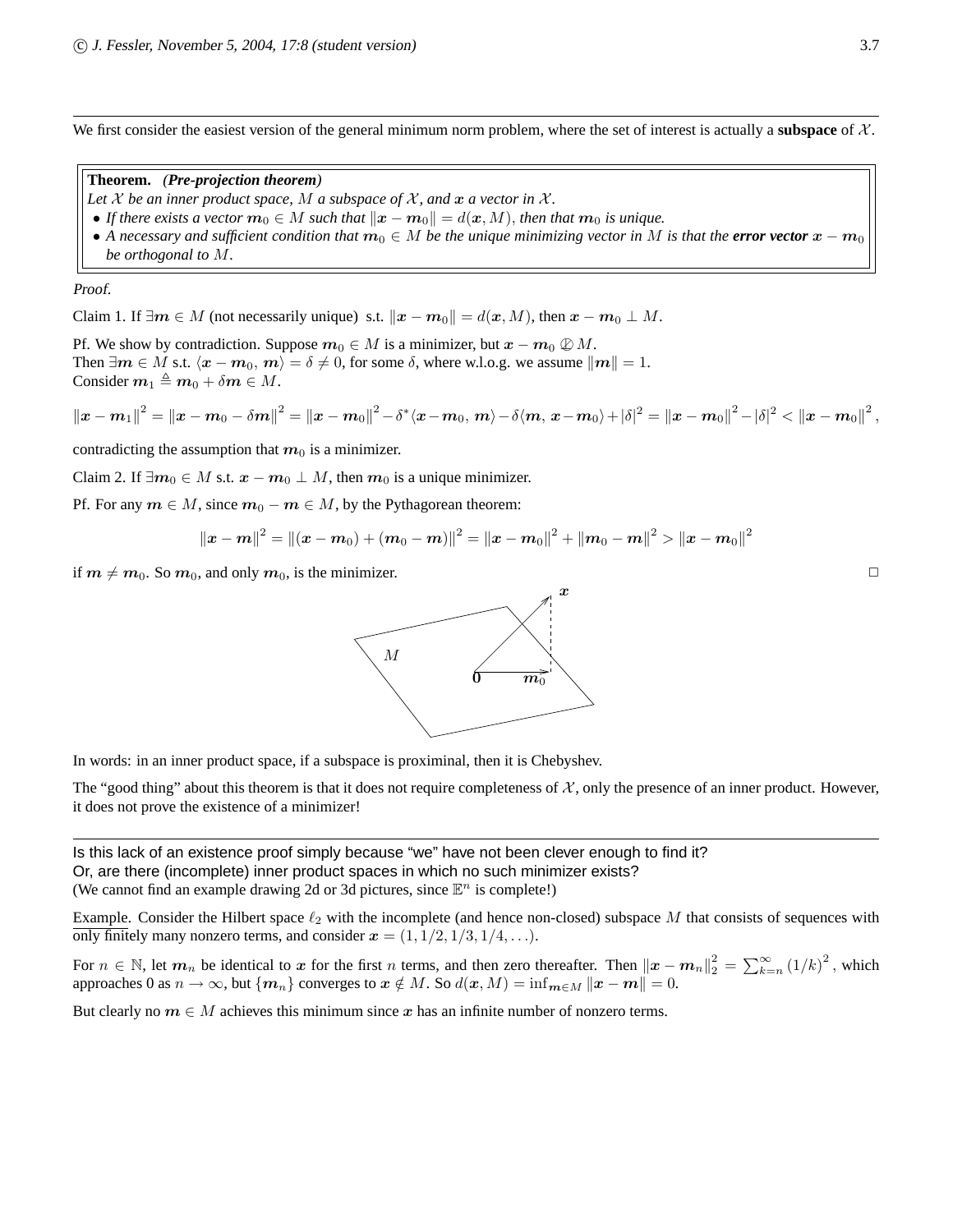We first consider the easiest version of the general minimum norm problem, where the set of interest is actually a **subspace** of $\mathcal{X}$.

**Theorem.** ***(Pre-projection theorem)***
*Let $\mathcal{X}$ be an inner product space, $M$ a subspace of $\mathcal{X}$, and $\boldsymbol{x}$ a vector in $\mathcal{X}$.*

- *If there exists a vector $\boldsymbol{m}_0 \in M$ such that $\|\boldsymbol{x} - \boldsymbol{m}_0\| = d(\boldsymbol{x}, M)$, then that $\boldsymbol{m}_0$ is unique.*
- *A necessary and sufficient condition that $\boldsymbol{m}_0 \in M$ be the unique minimizing vector in $M$ is that the* ***error vector*** *$\boldsymbol{x} - \boldsymbol{m}_0$ be orthogonal to $M$.*

*Proof.*

Claim 1. If $\exists \boldsymbol{m} \in M$ (not necessarily unique) s.t. $\|\boldsymbol{x} - \boldsymbol{m}_0\| = d(\boldsymbol{x}, M)$, then $\boldsymbol{x} - \boldsymbol{m}_0 \perp M$.

Pf. We show by contradiction. Suppose $\boldsymbol{m}_0 \in M$ is a minimizer, but $\boldsymbol{x} - \boldsymbol{m}_0 \not\perp M$.
Then $\exists \boldsymbol{m} \in M$ s.t. $\langle \boldsymbol{x} - \boldsymbol{m}_0, \boldsymbol{m} \rangle = \delta \neq 0$, for some $\delta$, where w.l.o.g. we assume $\|\boldsymbol{m}\| = 1$.
Consider $\boldsymbol{m}_1 \triangleq \boldsymbol{m}_0 + \delta \boldsymbol{m} \in M$.

$$\|\boldsymbol{x} - \boldsymbol{m}_1\|^2 = \|\boldsymbol{x} - \boldsymbol{m}_0 - \delta \boldsymbol{m}\|^2 = \|\boldsymbol{x} - \boldsymbol{m}_0\|^2 - \delta^* \langle \boldsymbol{x} - \boldsymbol{m}_0, \boldsymbol{m} \rangle - \delta \langle \boldsymbol{m}, \boldsymbol{x} - \boldsymbol{m}_0 \rangle + |\delta|^2 = \|\boldsymbol{x} - \boldsymbol{m}_0\|^2 - |\delta|^2 < \|\boldsymbol{x} - \boldsymbol{m}_0\|^2,$$

contradicting the assumption that $\boldsymbol{m}_0$ is a minimizer.

Claim 2. If $\exists \boldsymbol{m}_0 \in M$ s.t. $\boldsymbol{x} - \boldsymbol{m}_0 \perp M$, then $\boldsymbol{m}_0$ is a unique minimizer.

Pf. For any $\boldsymbol{m} \in M$, since $\boldsymbol{m}_0 - \boldsymbol{m} \in M$, by the Pythagorean theorem:

$$\|\boldsymbol{x} - \boldsymbol{m}\|^2 = \|(\boldsymbol{x} - \boldsymbol{m}_0) + (\boldsymbol{m}_0 - \boldsymbol{m})\|^2 = \|\boldsymbol{x} - \boldsymbol{m}_0\|^2 + \|\boldsymbol{m}_0 - \boldsymbol{m}\|^2 > \|\boldsymbol{x} - \boldsymbol{m}_0\|^2$$

if $\boldsymbol{m} \neq \boldsymbol{m}_0$. So $\boldsymbol{m}_0$, and only $\boldsymbol{m}_0$, is the minimizer. □

In words: in an inner product space, if a subspace is proximinal, then it is Chebyshev.

The "good thing" about this theorem is that it does not require completeness of $\mathcal{X}$, only the presence of an inner product. However, it does not prove the existence of a minimizer!

---

Is this lack of an existence proof simply because "we" have not been clever enough to find it?
Or, are there (incomplete) inner product spaces in which no such minimizer exists?
(We cannot find an example drawing 2d or 3d pictures, since $\mathbb{E}^n$ is complete!)

Example. Consider the Hilbert space $\ell_2$ with the incomplete (and hence non-closed) subspace $M$ that consists of sequences with only finitely many nonzero terms, and consider $\boldsymbol{x} = (1, 1/2, 1/3, 1/4, \ldots)$.

For $n \in \mathbb{N}$, let $\boldsymbol{m}_n$ be identical to $\boldsymbol{x}$ for the first $n$ terms, and then zero thereafter. Then $\|\boldsymbol{x} - \boldsymbol{m}_n\|_2^2 = \sum_{k=n}^{\infty} (1/k)^2$, which approaches 0 as $n \to \infty$, but $\{\boldsymbol{m}_n\}$ converges to $\boldsymbol{x} \notin M$. So $d(\boldsymbol{x}, M) = \inf_{\boldsymbol{m} \in M} \|\boldsymbol{x} - \boldsymbol{m}\| = 0$.

But clearly no $\boldsymbol{m} \in M$ achieves this minimum since $\boldsymbol{x}$ has an infinite number of nonzero terms.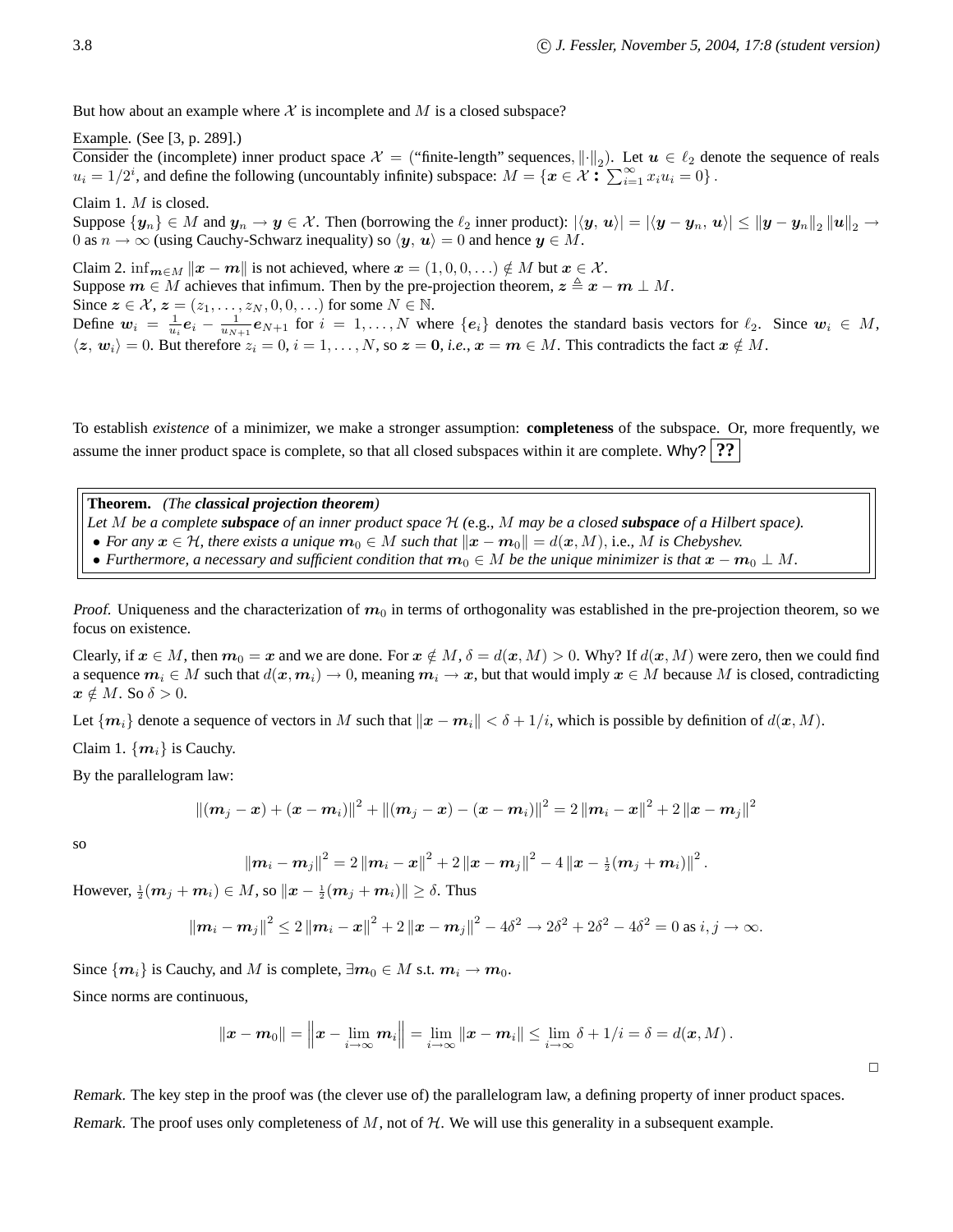But how about an example where $\mathcal{X}$ is incomplete and $M$ is a closed subspace?

Example. (See [3, p. 289].)
Consider the (incomplete) inner product space $\mathcal{X}$ = (“finite-length” sequences, $\|\cdot\|_2$). Let $\boldsymbol{u} \in \ell_2$ denote the sequence of reals $u_i = 1/2^i$, and define the following (uncountably infinite) subspace: $M = \{\boldsymbol{x} \in \mathcal{X} : \sum_{i=1}^{\infty} x_i u_i = 0\}$.

Claim 1. $M$ is closed.
Suppose $\{\boldsymbol{y}_n\} \in M$ and $\boldsymbol{y}_n \to \boldsymbol{y} \in \mathcal{X}$. Then (borrowing the $\ell_2$ inner product): $|\langle \boldsymbol{y}, \boldsymbol{u} \rangle| = |\langle \boldsymbol{y} - \boldsymbol{y}_n, \boldsymbol{u} \rangle| \leq \|\boldsymbol{y} - \boldsymbol{y}_n\|_2 \|\boldsymbol{u}\|_2 \to 0$ as $n \to \infty$ (using Cauchy-Schwarz inequality) so $\langle \boldsymbol{y}, \boldsymbol{u} \rangle = 0$ and hence $\boldsymbol{y} \in M$.

Claim 2. $\inf_{\boldsymbol{m} \in M} \|\boldsymbol{x} - \boldsymbol{m}\|$ is not achieved, where $\boldsymbol{x} = (1, 0, 0, \ldots) \notin M$ but $\boldsymbol{x} \in \mathcal{X}$.
Suppose $\boldsymbol{m} \in M$ achieves that infimum. Then by the pre-projection theorem, $\boldsymbol{z} \triangleq \boldsymbol{x} - \boldsymbol{m} \perp M$.
Since $\boldsymbol{z} \in \mathcal{X}$, $\boldsymbol{z} = (z_1, \ldots, z_N, 0, 0, \ldots)$ for some $N \in \mathbb{N}$.
Define $\boldsymbol{w}_i = \frac{1}{u_i}\boldsymbol{e}_i - \frac{1}{u_{N+1}}\boldsymbol{e}_{N+1}$ for $i = 1, \ldots, N$ where $\{\boldsymbol{e}_i\}$ denotes the standard basis vectors for $\ell_2$. Since $\boldsymbol{w}_i \in M$, $\langle \boldsymbol{z}, \boldsymbol{w}_i \rangle = 0$. But therefore $z_i = 0$, $i = 1, \ldots, N$, so $\boldsymbol{z} = \boldsymbol{0}$, *i.e.*, $\boldsymbol{x} = \boldsymbol{m} \in M$. This contradicts the fact $\boldsymbol{x} \notin M$.

To establish *existence* of a minimizer, we make a stronger assumption: **completeness** of the subspace. Or, more frequently, we assume the inner product space is complete, so that all closed subspaces within it are complete. Why? **??**

**Theorem.** *(The **classical projection theorem**)*
*Let $M$ be a complete **subspace** of an inner product space $\mathcal{H}$ (*e.g.*, $M$ may be a closed **subspace** of a Hilbert space).*

- *For any $\boldsymbol{x} \in \mathcal{H}$, there exists a unique $\boldsymbol{m}_0 \in M$ such that $\|\boldsymbol{x} - \boldsymbol{m}_0\| = d(\boldsymbol{x}, M)$,* i.e.*, $M$ is Chebyshev.*
- *Furthermore, a necessary and sufficient condition that $\boldsymbol{m}_0 \in M$ be the unique minimizer is that $\boldsymbol{x} - \boldsymbol{m}_0 \perp M$.*

*Proof.* Uniqueness and the characterization of $\boldsymbol{m}_0$ in terms of orthogonality was established in the pre-projection theorem, so we focus on existence.

Clearly, if $\boldsymbol{x} \in M$, then $\boldsymbol{m}_0 = \boldsymbol{x}$ and we are done. For $\boldsymbol{x} \notin M$, $\delta = d(\boldsymbol{x}, M) > 0$. Why? If $d(\boldsymbol{x}, M)$ were zero, then we could find a sequence $\boldsymbol{m}_i \in M$ such that $d(\boldsymbol{x}, \boldsymbol{m}_i) \to 0$, meaning $\boldsymbol{m}_i \to \boldsymbol{x}$, but that would imply $\boldsymbol{x} \in M$ because $M$ is closed, contradicting $\boldsymbol{x} \notin M$. So $\delta > 0$.

Let $\{\boldsymbol{m}_i\}$ denote a sequence of vectors in $M$ such that $\|\boldsymbol{x} - \boldsymbol{m}_i\| < \delta + 1/i$, which is possible by definition of $d(\boldsymbol{x}, M)$.

Claim 1. $\{\boldsymbol{m}_i\}$ is Cauchy.

By the parallelogram law:

$$\|(\boldsymbol{m}_j - \boldsymbol{x}) + (\boldsymbol{x} - \boldsymbol{m}_i)\|^2 + \|(\boldsymbol{m}_j - \boldsymbol{x}) - (\boldsymbol{x} - \boldsymbol{m}_i)\|^2 = 2\|\boldsymbol{m}_i - \boldsymbol{x}\|^2 + 2\|\boldsymbol{x} - \boldsymbol{m}_j\|^2$$

so

$$\|\boldsymbol{m}_i - \boldsymbol{m}_j\|^2 = 2\|\boldsymbol{m}_i - \boldsymbol{x}\|^2 + 2\|\boldsymbol{x} - \boldsymbol{m}_j\|^2 - 4\|\boldsymbol{x} - \tfrac{1}{2}(\boldsymbol{m}_j + \boldsymbol{m}_i)\|^2.$$

However, $\frac{1}{2}(\boldsymbol{m}_j + \boldsymbol{m}_i) \in M$, so $\|\boldsymbol{x} - \frac{1}{2}(\boldsymbol{m}_j + \boldsymbol{m}_i)\| \geq \delta$. Thus

$$\|\boldsymbol{m}_i - \boldsymbol{m}_j\|^2 \leq 2\|\boldsymbol{m}_i - \boldsymbol{x}\|^2 + 2\|\boldsymbol{x} - \boldsymbol{m}_j\|^2 - 4\delta^2 \to 2\delta^2 + 2\delta^2 - 4\delta^2 = 0 \text{ as } i, j \to \infty.$$

Since $\{\boldsymbol{m}_i\}$ is Cauchy, and $M$ is complete, $\exists \boldsymbol{m}_0 \in M$ s.t. $\boldsymbol{m}_i \to \boldsymbol{m}_0$.

Since norms are continuous,

$$\|\boldsymbol{x} - \boldsymbol{m}_0\| = \left\|\boldsymbol{x} - \lim_{i\to\infty} \boldsymbol{m}_i\right\| = \lim_{i\to\infty} \|\boldsymbol{x} - \boldsymbol{m}_i\| \leq \lim_{i\to\infty} \delta + 1/i = \delta = d(\boldsymbol{x}, M).$$

□

*Remark.* The key step in the proof was (the clever use of) the parallelogram law, a defining property of inner product spaces.

*Remark.* The proof uses only completeness of $M$, not of $\mathcal{H}$. We will use this generality in a subsequent example.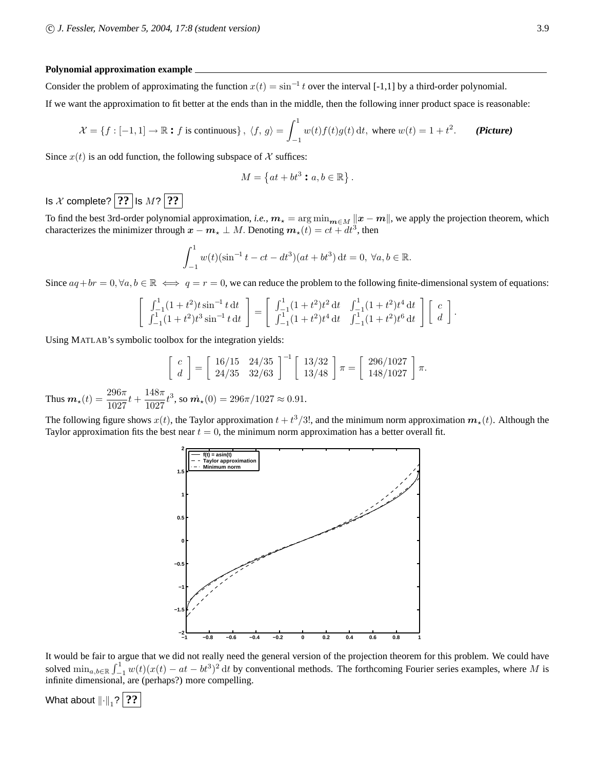**Polynomial approximation example**

Consider the problem of approximating the function $x(t) = \sin^{-1} t$ over the interval [-1,1] by a third-order polynomial.

If we want the approximation to fit better at the ends than in the middle, then the following inner product space is reasonable:

$$\mathcal{X} = \{f : [-1, 1] \to \mathbb{R} : f \text{ is continuous}\}, \ \langle f, g \rangle = \int_{-1}^{1} w(t) f(t) g(t) \, dt, \text{ where } w(t) = 1 + t^2. \qquad \textbf{\textit{(Picture)}}$$

Since $x(t)$ is an odd function, the following subspace of $\mathcal{X}$ suffices:

$$M = \left\{at + bt^3 : a, b \in \mathbb{R}\right\}.$$

Is $\mathcal{X}$ complete? **??** Is $M$? **??**

To find the best 3rd-order polynomial approximation, *i.e.*, $\boldsymbol{m}_\star = \arg\min_{\boldsymbol{m} \in M} \|\boldsymbol{x} - \boldsymbol{m}\|$, we apply the projection theorem, which characterizes the minimizer through $\boldsymbol{x} - \boldsymbol{m}_\star \perp M$. Denoting $\boldsymbol{m}_\star(t) = ct + dt^3$, then

$$\int_{-1}^{1} w(t)(\sin^{-1} t - ct - dt^3)(at + bt^3) \, dt = 0, \ \forall a, b \in \mathbb{R}.$$

Since $aq + br = 0, \forall a, b \in \mathbb{R} \iff q = r = 0$, we can reduce the problem to the following finite-dimensional system of equations:

$$\begin{bmatrix} \int_{-1}^{1}(1+t^2)t \sin^{-1} t \, dt \\ \int_{-1}^{1}(1+t^2)t^3 \sin^{-1} t \, dt \end{bmatrix} = \begin{bmatrix} \int_{-1}^{1}(1+t^2)t^2 \, dt & \int_{-1}^{1}(1+t^2)t^4 \, dt \\ \int_{-1}^{1}(1+t^2)t^4 \, dt & \int_{-1}^{1}(1+t^2)t^6 \, dt \end{bmatrix} \begin{bmatrix} c \\ d \end{bmatrix}.$$

Using MATLAB's symbolic toolbox for the integration yields:

$$\begin{bmatrix} c \\ d \end{bmatrix} = \begin{bmatrix} 16/15 & 24/35 \\ 24/35 & 32/63 \end{bmatrix}^{-1} \begin{bmatrix} 13/32 \\ 13/48 \end{bmatrix} \pi = \begin{bmatrix} 296/1027 \\ 148/1027 \end{bmatrix} \pi.$$

Thus $\boldsymbol{m}_\star(t) = \dfrac{296\pi}{1027} t + \dfrac{148\pi}{1027} t^3$, so $\dot{\boldsymbol{m}}_\star(0) = 296\pi/1027 \approx 0.91$.

The following figure shows $x(t)$, the Taylor approximation $t + t^3/3!$, and the minimum norm approximation $\boldsymbol{m}_\star(t)$. Although the Taylor approximation fits the best near $t = 0$, the minimum norm approximation has a better overall fit.

It would be fair to argue that we did not really need the general version of the projection theorem for this problem. We could have solved $\min_{a,b \in \mathbb{R}} \int_{-1}^{1} w(t)(x(t) - at - bt^3)^2 \, dt$ by conventional methods. The forthcoming Fourier series examples, where $M$ is infinite dimensional, are (perhaps?) more compelling.

What about $\|\cdot\|_1$? **??**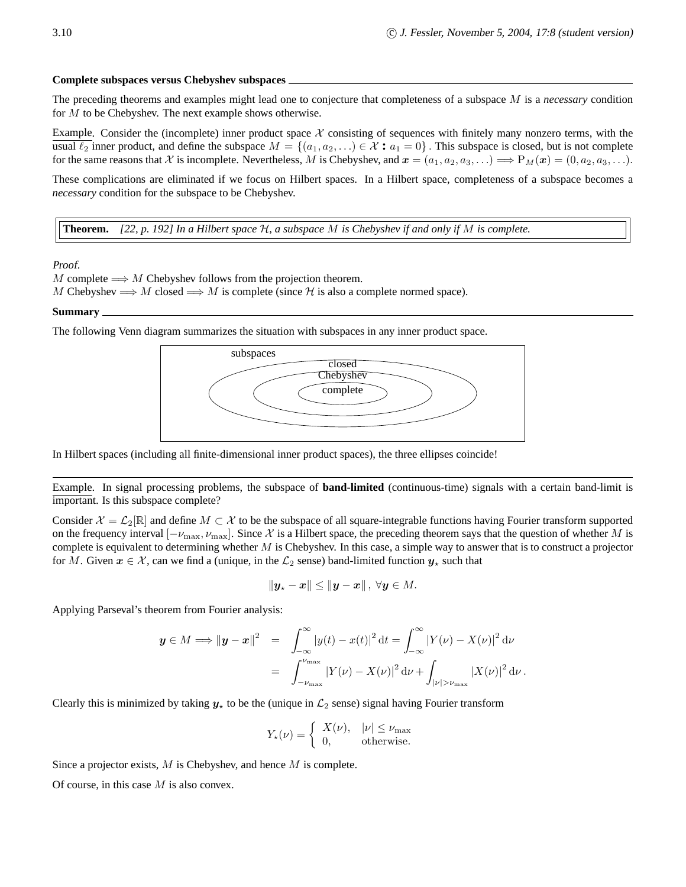**Complete subspaces versus Chebyshev subspaces**

The preceding theorems and examples might lead one to conjecture that completeness of a subspace $M$ is a *necessary* condition for $M$ to be Chebyshev. The next example shows otherwise.

Example. Consider the (incomplete) inner product space $\mathcal{X}$ consisting of sequences with finitely many nonzero terms, with the usual $\ell_2$ inner product, and define the subspace $M = \{(a_1, a_2, \ldots) \in \mathcal{X} : a_1 = 0\}$. This subspace is closed, but is not complete for the same reasons that $\mathcal{X}$ is incomplete. Nevertheless, $M$ is Chebyshev, and $\boldsymbol{x} = (a_1, a_2, a_3, \ldots) \Longrightarrow \mathrm{P}_M(\boldsymbol{x}) = (0, a_2, a_3, \ldots)$.

These complications are eliminated if we focus on Hilbert spaces. In a Hilbert space, completeness of a subspace becomes a *necessary* condition for the subspace to be Chebyshev.

**Theorem.** *[22, p. 192] In a Hilbert space $\mathcal{H}$, a subspace $M$ is Chebyshev if and only if $M$ is complete.*

*Proof.*
$M$ complete $\Longrightarrow M$ Chebyshev follows from the projection theorem.
$M$ Chebyshev $\Longrightarrow M$ closed $\Longrightarrow M$ is complete (since $\mathcal{H}$ is also a complete normed space).

**Summary**

The following Venn diagram summarizes the situation with subspaces in any inner product space.

subspaces ⊃ closed ⊃ Chebyshev ⊃ complete

In Hilbert spaces (including all finite-dimensional inner product spaces), the three ellipses coincide!

---

Example. In signal processing problems, the subspace of **band-limited** (continuous-time) signals with a certain band-limit is important. Is this subspace complete?

Consider $\mathcal{X} = \mathcal{L}_2[\mathbb{R}]$ and define $M \subset \mathcal{X}$ to be the subspace of all square-integrable functions having Fourier transform supported on the frequency interval $[-\nu_{\max}, \nu_{\max}]$. Since $\mathcal{X}$ is a Hilbert space, the preceding theorem says that the question of whether $M$ is complete is equivalent to determining whether $M$ is Chebyshev. In this case, a simple way to answer that is to construct a projector for $M$. Given $\boldsymbol{x} \in \mathcal{X}$, can we find a (unique, in the $\mathcal{L}_2$ sense) band-limited function $\boldsymbol{y}_\star$ such that

$$\|\boldsymbol{y}_\star - \boldsymbol{x}\| \le \|\boldsymbol{y} - \boldsymbol{x}\|, \; \forall \boldsymbol{y} \in M.$$

Applying Parseval's theorem from Fourier analysis:

$$\begin{aligned}
\boldsymbol{y} \in M \Longrightarrow \|\boldsymbol{y} - \boldsymbol{x}\|^2 &= \int_{-\infty}^{\infty} |y(t) - x(t)|^2 \, \mathrm{d}t = \int_{-\infty}^{\infty} |Y(\nu) - X(\nu)|^2 \, \mathrm{d}\nu \\
&= \int_{-\nu_{\max}}^{\nu_{\max}} |Y(\nu) - X(\nu)|^2 \, \mathrm{d}\nu + \int_{|\nu| > \nu_{\max}} |X(\nu)|^2 \, \mathrm{d}\nu \, .
\end{aligned}$$

Clearly this is minimized by taking $\boldsymbol{y}_\star$ to be the (unique in $\mathcal{L}_2$ sense) signal having Fourier transform

$$Y_\star(\nu) = \begin{cases} X(\nu), & |\nu| \le \nu_{\max} \\ 0, & \text{otherwise.} \end{cases}$$

Since a projector exists, $M$ is Chebyshev, and hence $M$ is complete.

Of course, in this case $M$ is also convex.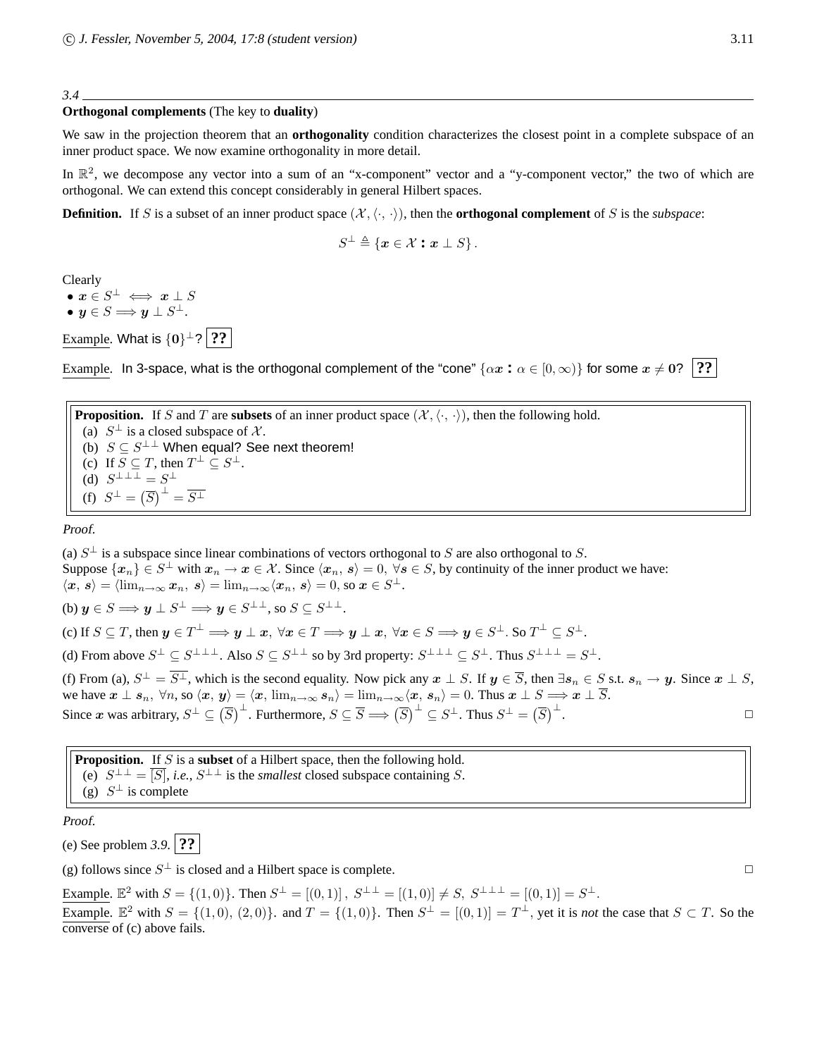## 3.4 Orthogonal complements (The key to duality)

We saw in the projection theorem that an **orthogonality** condition characterizes the closest point in a complete subspace of an inner product space. We now examine orthogonality in more detail.

In $\mathbb{R}^2$, we decompose any vector into a sum of an "x-component" vector and a "y-component vector," the two of which are orthogonal. We can extend this concept considerably in general Hilbert spaces.

**Definition.** If $S$ is a subset of an inner product space $(\mathcal{X}, \langle\cdot, \cdot\rangle)$, then the **orthogonal complement** of $S$ is the *subspace*:

$$S^\perp \triangleq \{\boldsymbol{x} \in \mathcal{X} : \boldsymbol{x} \perp S\}.$$

Clearly

- $\boldsymbol{x} \in S^\perp \iff \boldsymbol{x} \perp S$
- $\boldsymbol{y} \in S \Longrightarrow \boldsymbol{y} \perp S^\perp$.

Example. What is $\{\boldsymbol{0}\}^\perp$? **??**

Example. In 3-space, what is the orthogonal complement of the "cone" $\{\alpha\boldsymbol{x} : \alpha \in [0, \infty)\}$ for some $\boldsymbol{x} \neq \boldsymbol{0}$? **??**

> **Proposition.** If $S$ and $T$ are **subsets** of an inner product space $(\mathcal{X}, \langle\cdot, \cdot\rangle)$, then the following hold.
> (a) $S^\perp$ is a closed subspace of $\mathcal{X}$.
> (b) $S \subseteq S^{\perp\perp}$ When equal? See next theorem!
> (c) If $S \subseteq T$, then $T^\perp \subseteq S^\perp$.
> (d) $S^{\perp\perp\perp} = S^\perp$
> (f) $S^\perp = \left(\overline{S}\right)^\perp = \overline{S^\perp}$

*Proof.*

(a) $S^\perp$ is a subspace since linear combinations of vectors orthogonal to $S$ are also orthogonal to $S$.
Suppose $\{\boldsymbol{x}_n\} \in S^\perp$ with $\boldsymbol{x}_n \to \boldsymbol{x} \in \mathcal{X}$. Since $\langle \boldsymbol{x}_n, \boldsymbol{s}\rangle = 0, \ \forall \boldsymbol{s} \in S$, by continuity of the inner product we have:
$\langle \boldsymbol{x}, \boldsymbol{s}\rangle = \langle \lim_{n\to\infty} \boldsymbol{x}_n, \boldsymbol{s}\rangle = \lim_{n\to\infty}\langle \boldsymbol{x}_n, \boldsymbol{s}\rangle = 0$, so $\boldsymbol{x} \in S^\perp$.

(b) $\boldsymbol{y} \in S \Longrightarrow \boldsymbol{y} \perp S^\perp \Longrightarrow \boldsymbol{y} \in S^{\perp\perp}$, so $S \subseteq S^{\perp\perp}$.

(c) If $S \subseteq T$, then $\boldsymbol{y} \in T^\perp \Longrightarrow \boldsymbol{y} \perp \boldsymbol{x}, \ \forall \boldsymbol{x} \in T \Longrightarrow \boldsymbol{y} \perp \boldsymbol{x}, \ \forall \boldsymbol{x} \in S \Longrightarrow \boldsymbol{y} \in S^\perp$. So $T^\perp \subseteq S^\perp$.

(d) From above $S^\perp \subseteq S^{\perp\perp\perp}$. Also $S \subseteq S^{\perp\perp}$ so by 3rd property: $S^{\perp\perp\perp} \subseteq S^\perp$. Thus $S^{\perp\perp\perp} = S^\perp$.

(f) From (a), $S^\perp = \overline{S^\perp}$, which is the second equality. Now pick any $\boldsymbol{x} \perp S$. If $\boldsymbol{y} \in \overline{S}$, then $\exists \boldsymbol{s}_n \in S$ s.t. $\boldsymbol{s}_n \to \boldsymbol{y}$. Since $\boldsymbol{x} \perp S$, we have $\boldsymbol{x} \perp \boldsymbol{s}_n, \ \forall n$, so $\langle \boldsymbol{x}, \boldsymbol{y}\rangle = \langle \boldsymbol{x}, \lim_{n\to\infty} \boldsymbol{s}_n\rangle = \lim_{n\to\infty}\langle \boldsymbol{x}, \boldsymbol{s}_n\rangle = 0$. Thus $\boldsymbol{x} \perp S \Longrightarrow \boldsymbol{x} \perp \overline{S}$.
Since $\boldsymbol{x}$ was arbitrary, $S^\perp \subseteq \left(\overline{S}\right)^\perp$. Furthermore, $S \subseteq \overline{S} \Longrightarrow \left(\overline{S}\right)^\perp \subseteq S^\perp$. Thus $S^\perp = \left(\overline{S}\right)^\perp$. □

> **Proposition.** If $S$ is a **subset** of a Hilbert space, then the following hold.
> (e) $S^{\perp\perp} = \overline{[S]}$, *i.e.*, $S^{\perp\perp}$ is the *smallest* closed subspace containing $S$.
> (g) $S^\perp$ is complete

*Proof.*

(e) See problem *3.9*. **??**

(g) follows since $S^\perp$ is closed and a Hilbert space is complete. □

Example. $\mathbb{E}^2$ with $S = \{(1, 0)\}$. Then $S^\perp = [(0, 1)]$, $S^{\perp\perp} = [(1, 0)] \neq S$, $S^{\perp\perp\perp} = [(0, 1)] = S^\perp$.

Example. $\mathbb{E}^2$ with $S = \{(1, 0), (2, 0)\}$. and $T = \{(1, 0)\}$. Then $S^\perp = [(0, 1)] = T^\perp$, yet it is *not* the case that $S \subset T$. So the converse of (c) above fails.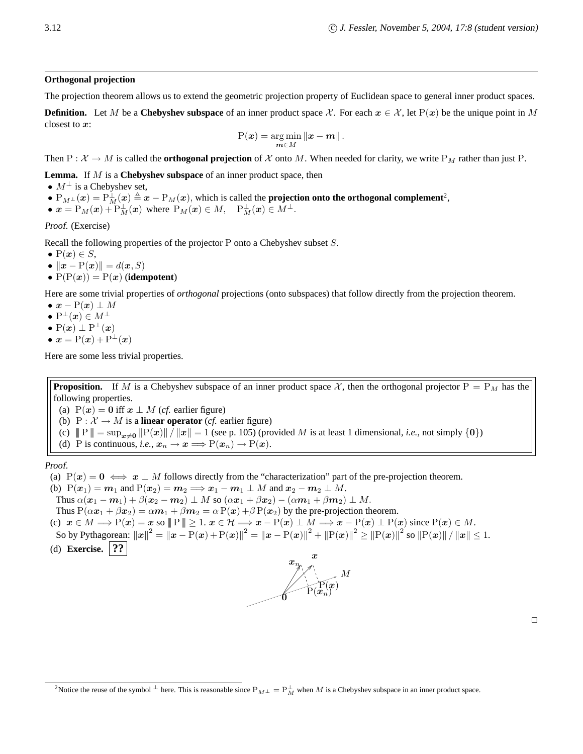### Orthogonal projection

The projection theorem allows us to extend the geometric projection property of Euclidean space to general inner product spaces.

**Definition.** Let $M$ be a **Chebyshev subspace** of an inner product space $\mathcal{X}$. For each $\boldsymbol{x} \in \mathcal{X}$, let $\mathrm{P}(\boldsymbol{x})$ be the unique point in $M$ closest to $\boldsymbol{x}$:

$$\mathrm{P}(\boldsymbol{x}) = \arg\min_{\boldsymbol{m} \in M} \|\boldsymbol{x} - \boldsymbol{m}\|.$$

Then $\mathrm{P} : \mathcal{X} \to M$ is called the **orthogonal projection** of $\mathcal{X}$ onto $M$. When needed for clarity, we write $\mathrm{P}_M$ rather than just $\mathrm{P}$.

**Lemma.** If $M$ is a **Chebyshev subspace** of an inner product space, then

- $M^\perp$ is a Chebyshev set,
- $\mathrm{P}_{M^\perp}(\boldsymbol{x}) = \mathrm{P}_M^\perp(\boldsymbol{x}) \triangleq \boldsymbol{x} - \mathrm{P}_M(\boldsymbol{x})$, which is called the **projection onto the orthogonal complement**[2],
- $\boldsymbol{x} = \mathrm{P}_M(\boldsymbol{x}) + \mathrm{P}_M^\perp(\boldsymbol{x})$ where $\mathrm{P}_M(\boldsymbol{x}) \in M, \quad \mathrm{P}_M^\perp(\boldsymbol{x}) \in M^\perp$.

*Proof.* (Exercise)

Recall the following properties of the projector $\mathrm{P}$ onto a Chebyshev subset $S$.

- $\mathrm{P}(\boldsymbol{x}) \in S$,
- $\|\boldsymbol{x} - \mathrm{P}(\boldsymbol{x})\| = d(\boldsymbol{x}, S)$
- $\mathrm{P}(\mathrm{P}(\boldsymbol{x})) = \mathrm{P}(\boldsymbol{x})$ (**idempotent**)

Here are some trivial properties of *orthogonal* projections (onto subspaces) that follow directly from the projection theorem.

- $\boldsymbol{x} - \mathrm{P}(\boldsymbol{x}) \perp M$
- $\mathrm{P}^\perp(\boldsymbol{x}) \in M^\perp$
- $\mathrm{P}(\boldsymbol{x}) \perp \mathrm{P}^\perp(\boldsymbol{x})$
- $\boldsymbol{x} = \mathrm{P}(\boldsymbol{x}) + \mathrm{P}^\perp(\boldsymbol{x})$

Here are some less trivial properties.

**Proposition.** If $M$ is a Chebyshev subspace of an inner product space $\mathcal{X}$, then the orthogonal projector $\mathrm{P} = \mathrm{P}_M$ has the following properties.

(a) $\mathrm{P}(\boldsymbol{x}) = \boldsymbol{0}$ iff $\boldsymbol{x} \perp M$ (*cf.* earlier figure)
(b) $\mathrm{P} : \mathcal{X} \to M$ is a **linear operator** (*cf.* earlier figure)
(c) $\|\!|\mathrm{P}|\!\| = \sup_{\boldsymbol{x} \neq \boldsymbol{0}} \|\mathrm{P}(\boldsymbol{x})\| / \|\boldsymbol{x}\| = 1$ (see p. 105) (provided $M$ is at least 1 dimensional, *i.e.*, not simply $\{\boldsymbol{0}\}$)
(d) $\mathrm{P}$ is continuous, *i.e.*, $\boldsymbol{x}_n \to \boldsymbol{x} \Longrightarrow \mathrm{P}(\boldsymbol{x}_n) \to \mathrm{P}(\boldsymbol{x})$.

*Proof.*

(a) $\mathrm{P}(\boldsymbol{x}) = \boldsymbol{0} \iff \boldsymbol{x} \perp M$ follows directly from the "characterization" part of the pre-projection theorem.

(b) $\mathrm{P}(\boldsymbol{x}_1) = \boldsymbol{m}_1$ and $\mathrm{P}(\boldsymbol{x}_2) = \boldsymbol{m}_2 \Longrightarrow \boldsymbol{x}_1 - \boldsymbol{m}_1 \perp M$ and $\boldsymbol{x}_2 - \boldsymbol{m}_2 \perp M$.
Thus $\alpha(\boldsymbol{x}_1 - \boldsymbol{m}_1) + \beta(\boldsymbol{x}_2 - \boldsymbol{m}_2) \perp M$ so $(\alpha\boldsymbol{x}_1 + \beta\boldsymbol{x}_2) - (\alpha\boldsymbol{m}_1 + \beta\boldsymbol{m}_2) \perp M$.
Thus $\mathrm{P}(\alpha\boldsymbol{x}_1 + \beta\boldsymbol{x}_2) = \alpha\boldsymbol{m}_1 + \beta\boldsymbol{m}_2 = \alpha\,\mathrm{P}(\boldsymbol{x}_1) + \beta\,\mathrm{P}(\boldsymbol{x}_2)$ by the pre-projection theorem.

(c) $\boldsymbol{x} \in M \Longrightarrow \mathrm{P}(\boldsymbol{x}) = \boldsymbol{x}$ so $\|\!|\mathrm{P}|\!\| \geq 1$. $\boldsymbol{x} \in \mathcal{H} \Longrightarrow \boldsymbol{x} - \mathrm{P}(\boldsymbol{x}) \perp M \Longrightarrow \boldsymbol{x} - \mathrm{P}(\boldsymbol{x}) \perp \mathrm{P}(\boldsymbol{x})$ since $\mathrm{P}(\boldsymbol{x}) \in M$.
So by Pythagorean: $\|\boldsymbol{x}\|^2 = \|\boldsymbol{x} - \mathrm{P}(\boldsymbol{x}) + \mathrm{P}(\boldsymbol{x})\|^2 = \|\boldsymbol{x} - \mathrm{P}(\boldsymbol{x})\|^2 + \|\mathrm{P}(\boldsymbol{x})\|^2 \geq \|\mathrm{P}(\boldsymbol{x})\|^2$ so $\|\mathrm{P}(\boldsymbol{x})\| / \|\boldsymbol{x}\| \leq 1$.

(d) **Exercise.** **??**

□

[2] Notice the reuse of the symbol $^\perp$ here. This is reasonable since $\mathrm{P}_{M^\perp} = \mathrm{P}_M^\perp$ when $M$ is a Chebyshev subspace in an inner product space.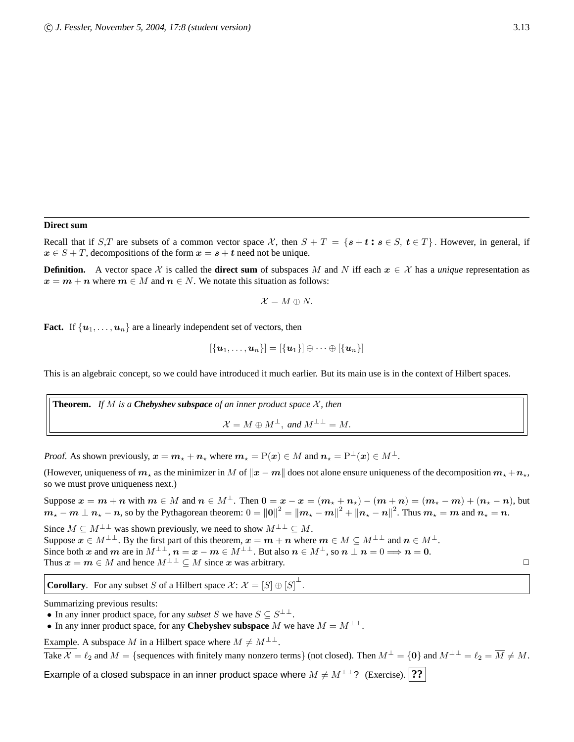## Direct sum

Recall that if $S$,$T$ are subsets of a common vector space $\mathcal{X}$, then $S + T = \{s + t : s \in S,\ t \in T\}$. However, in general, if $x \in S + T$, decompositions of the form $x = s + t$ need not be unique.

**Definition.** A vector space $\mathcal{X}$ is called the **direct sum** of subspaces $M$ and $N$ iff each $x \in \mathcal{X}$ has a *unique* representation as $x = m + n$ where $m \in M$ and $n \in N$. We notate this situation as follows:

$$\mathcal{X} = M \oplus N.$$

**Fact.** If $\{u_1, \ldots, u_n\}$ are a linearly independent set of vectors, then

$$[\{u_1, \ldots, u_n\}] = [\{u_1\}] \oplus \cdots \oplus [\{u_n\}]$$

This is an algebraic concept, so we could have introduced it much earlier. But its main use is in the context of Hilbert spaces.

**Theorem.** *If $M$ is a* ***Chebyshev subspace*** *of an inner product space $\mathcal{X}$, then*

$$\mathcal{X} = M \oplus M^{\perp}, \text{ and } M^{\perp\perp} = M.$$

*Proof.* As shown previously, $x = m_\star + n_\star$ where $m_\star = \mathrm{P}(x) \in M$ and $n_\star = \mathrm{P}^{\perp}(x) \in M^{\perp}$.

(However, uniqueness of $m_\star$ as the minimizer in $M$ of $\|x - m\|$ does not alone ensure uniqueness of the decomposition $m_\star + n_\star$, so we must prove uniqueness next.)

Suppose $x = m + n$ with $m \in M$ and $n \in M^{\perp}$. Then $0 = x - x = (m_\star + n_\star) - (m + n) = (m_\star - m) + (n_\star - n)$, but $m_\star - m \perp n_\star - n$, so by the Pythagorean theorem: $0 = \|0\|^2 = \|m_\star - m\|^2 + \|n_\star - n\|^2$. Thus $m_\star = m$ and $n_\star = n$.

Since $M \subseteq M^{\perp\perp}$ was shown previously, we need to show $M^{\perp\perp} \subseteq M$.
Suppose $x \in M^{\perp\perp}$. By the first part of this theorem, $x = m + n$ where $m \in M \subseteq M^{\perp\perp}$ and $n \in M^{\perp}$.
Since both $x$ and $m$ are in $M^{\perp\perp}$, $n = x - m \in M^{\perp\perp}$. But also $n \in M^{\perp}$, so $n \perp n = 0 \Longrightarrow n = 0$.
Thus $x = m \in M$ and hence $M^{\perp\perp} \subseteq M$ since $x$ was arbitrary. □

**Corollary**. For any subset $S$ of a Hilbert space $\mathcal{X}$: $\mathcal{X} = \overline{[S]} \oplus \overline{[S]}^{\perp}$.

Summarizing previous results:
- In any inner product space, for any *subset* $S$ we have $S \subseteq S^{\perp\perp}$.
- In any inner product space, for any **Chebyshev subspace** $M$ we have $M = M^{\perp\perp}$.

Example. A subspace $M$ in a Hilbert space where $M \neq M^{\perp\perp}$.
Take $\mathcal{X} = \ell_2$ and $M = \{$sequences with finitely many nonzero terms$\}$ (not closed). Then $M^{\perp} = \{0\}$ and $M^{\perp\perp} = \ell_2 = \overline{M} \neq M$.

Example of a closed subspace in an inner product space where $M \neq M^{\perp\perp}$? (Exercise). **??**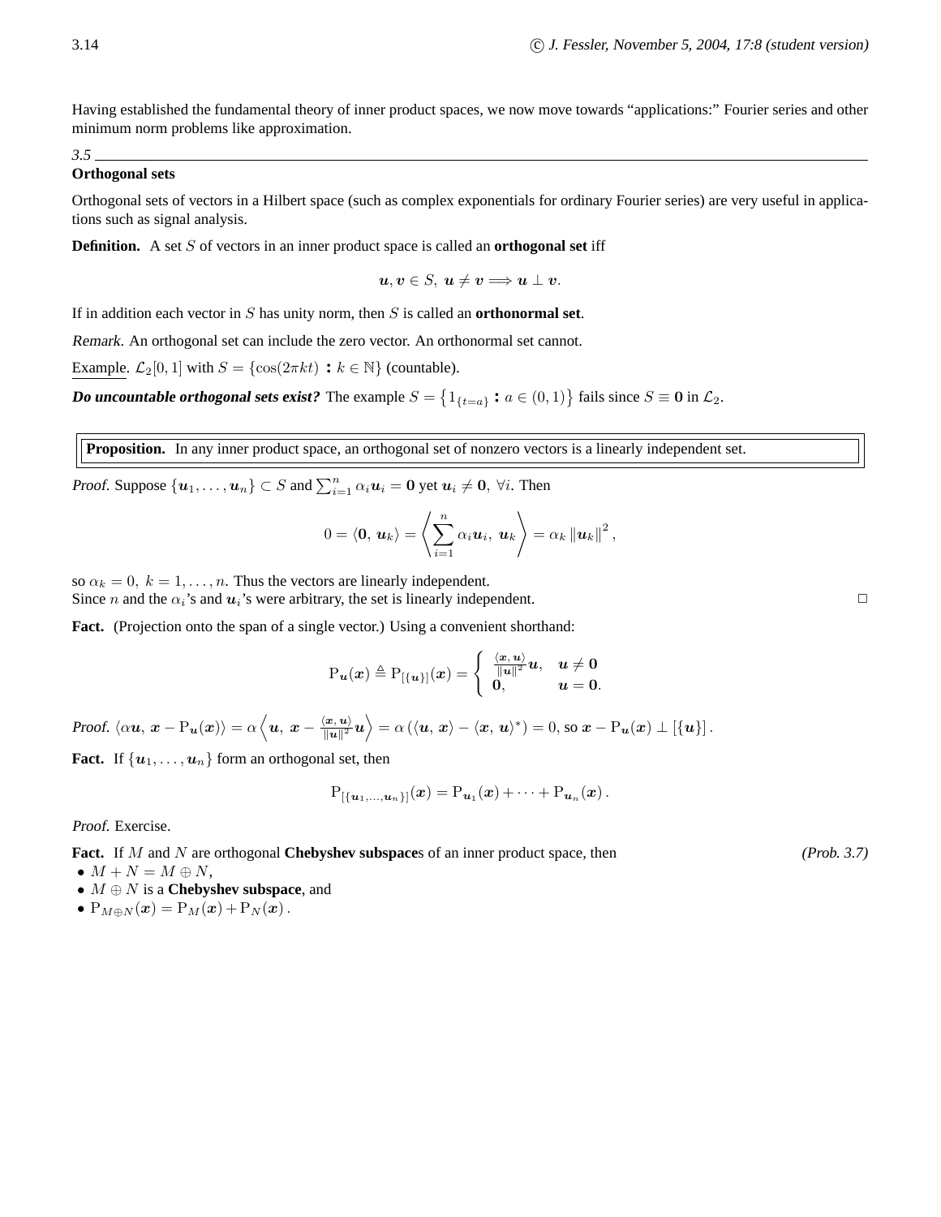Having established the fundamental theory of inner product spaces, we now move towards "applications:" Fourier series and other minimum norm problems like approximation.

*3.5*

## Orthogonal sets

Orthogonal sets of vectors in a Hilbert space (such as complex exponentials for ordinary Fourier series) are very useful in applications such as signal analysis.

**Definition.** A set $S$ of vectors in an inner product space is called an **orthogonal set** iff

$$\boldsymbol{u}, \boldsymbol{v} \in S,\ \boldsymbol{u} \neq \boldsymbol{v} \Longrightarrow \boldsymbol{u} \perp \boldsymbol{v}.$$

If in addition each vector in $S$ has unity norm, then $S$ is called an **orthonormal set**.

*Remark.* An orthogonal set can include the zero vector. An orthonormal set cannot.

Example. $\mathcal{L}_2[0,1]$ with $S = \{\cos(2\pi k t) : k \in \mathbb{N}\}$ (countable).

***Do uncountable orthogonal sets exist?*** The example $S = \left\{1_{\{t=a\}} : a \in (0,1)\right\}$ fails since $S \equiv \mathbf{0}$ in $\mathcal{L}_2$.

**Proposition.** In any inner product space, an orthogonal set of nonzero vectors is a linearly independent set.

*Proof.* Suppose $\{\boldsymbol{u}_1, \ldots, \boldsymbol{u}_n\} \subset S$ and $\sum_{i=1}^n \alpha_i \boldsymbol{u}_i = \mathbf{0}$ yet $\boldsymbol{u}_i \neq \mathbf{0},\ \forall i$. Then

$$0 = \langle \mathbf{0},\ \boldsymbol{u}_k \rangle = \left\langle \sum_{i=1}^n \alpha_i \boldsymbol{u}_i,\ \boldsymbol{u}_k \right\rangle = \alpha_k \left\| \boldsymbol{u}_k \right\|^2,$$

so $\alpha_k = 0,\ k = 1, \ldots, n$. Thus the vectors are linearly independent.
Since $n$ and the $\alpha_i$'s and $\boldsymbol{u}_i$'s were arbitrary, the set is linearly independent. □

**Fact.** (Projection onto the span of a single vector.) Using a convenient shorthand:

$$\mathrm{P}_{\boldsymbol{u}}(\boldsymbol{x}) \triangleq \mathrm{P}_{[\{\boldsymbol{u}\}]}(\boldsymbol{x}) = \begin{cases} \frac{\langle \boldsymbol{x},\, \boldsymbol{u} \rangle}{\|\boldsymbol{u}\|^2} \boldsymbol{u}, & \boldsymbol{u} \neq \mathbf{0} \\ \mathbf{0}, & \boldsymbol{u} = \mathbf{0}. \end{cases}$$

*Proof.* $\langle \alpha \boldsymbol{u},\ \boldsymbol{x} - \mathrm{P}_{\boldsymbol{u}}(\boldsymbol{x}) \rangle = \alpha \left\langle \boldsymbol{u},\ \boldsymbol{x} - \frac{\langle \boldsymbol{x},\, \boldsymbol{u} \rangle}{\|\boldsymbol{u}\|^2} \boldsymbol{u} \right\rangle = \alpha \left( \langle \boldsymbol{u},\ \boldsymbol{x} \rangle - \langle \boldsymbol{x},\ \boldsymbol{u} \rangle^* \right) = 0$, so $\boldsymbol{x} - \mathrm{P}_{\boldsymbol{u}}(\boldsymbol{x}) \perp [\{\boldsymbol{u}\}]$.

**Fact.** If $\{\boldsymbol{u}_1, \ldots, \boldsymbol{u}_n\}$ form an orthogonal set, then

$$\mathrm{P}_{[\{\boldsymbol{u}_1, \ldots, \boldsymbol{u}_n\}]}(\boldsymbol{x}) = \mathrm{P}_{\boldsymbol{u}_1}(\boldsymbol{x}) + \cdots + \mathrm{P}_{\boldsymbol{u}_n}(\boldsymbol{x}).$$

*Proof.* Exercise.

**Fact.** If $M$ and $N$ are orthogonal **Chebyshev subspace**s of an inner product space, then *(Prob. 3.7)*

- $M + N = M \oplus N$,
- $M \oplus N$ is a **Chebyshev subspace**, and
- $\mathrm{P}_{M \oplus N}(\boldsymbol{x}) = \mathrm{P}_M(\boldsymbol{x}) + \mathrm{P}_N(\boldsymbol{x})$.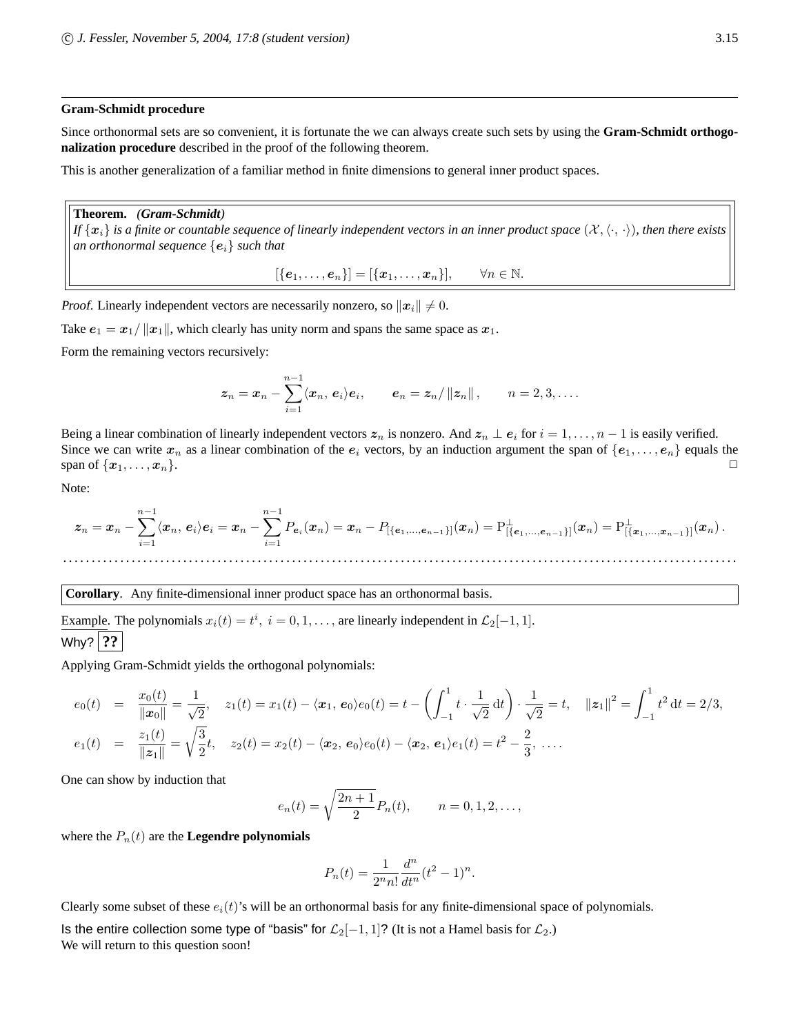**Gram-Schmidt procedure**

Since orthonormal sets are so convenient, it is fortunate the we can always create such sets by using the **Gram-Schmidt orthogonalization procedure** described in the proof of the following theorem.

This is another generalization of a familiar method in finite dimensions to general inner product spaces.

**Theorem.** ***(Gram-Schmidt)***
*If $\{x_i\}$ is a finite or countable sequence of linearly independent vectors in an inner product space $(\mathcal{X}, \langle \cdot, \cdot \rangle)$, then there exists an orthonormal sequence $\{e_i\}$ such that*

$$[\{e_1, \ldots, e_n\}] = [\{x_1, \ldots, x_n\}], \qquad \forall n \in \mathbb{N}.$$

*Proof.* Linearly independent vectors are necessarily nonzero, so $\|x_i\| \neq 0$.

Take $e_1 = x_1 / \|x_1\|$, which clearly has unity norm and spans the same space as $x_1$.

Form the remaining vectors recursively:

$$z_n = x_n - \sum_{i=1}^{n-1} \langle x_n, e_i \rangle e_i, \qquad e_n = z_n / \|z_n\|, \qquad n = 2, 3, \ldots.$$

Being a linear combination of linearly independent vectors $z_n$ is nonzero. And $z_n \perp e_i$ for $i = 1, \ldots, n-1$ is easily verified. Since we can write $x_n$ as a linear combination of the $e_i$ vectors, by an induction argument the span of $\{e_1, \ldots, e_n\}$ equals the span of $\{x_1, \ldots, x_n\}$. □

Note:

$$z_n = x_n - \sum_{i=1}^{n-1} \langle x_n, e_i \rangle e_i = x_n - \sum_{i=1}^{n-1} P_{e_i}(x_n) = x_n - P_{[\{e_1, \ldots, e_{n-1}\}]}(x_n) = \mathrm{P}^{\perp}_{[\{e_1, \ldots, e_{n-1}\}]}(x_n) = \mathrm{P}^{\perp}_{[\{x_1, \ldots, x_{n-1}\}]}(x_n).$$

---

**Corollary**. Any finite-dimensional inner product space has an orthonormal basis.

Example. The polynomials $x_i(t) = t^i, \; i = 0, 1, \ldots,$ are linearly independent in $\mathcal{L}_2[-1, 1]$.
Why? **??**

Applying Gram-Schmidt yields the orthogonal polynomials:

$$\begin{aligned}
e_0(t) &= \frac{x_0(t)}{\|x_0\|} = \frac{1}{\sqrt{2}}, \quad z_1(t) = x_1(t) - \langle x_1, e_0 \rangle e_0(t) = t - \left( \int_{-1}^{1} t \cdot \frac{1}{\sqrt{2}} \, dt \right) \cdot \frac{1}{\sqrt{2}} = t, \quad \|z_1\|^2 = \int_{-1}^{1} t^2 \, dt = 2/3, \\
e_1(t) &= \frac{z_1(t)}{\|z_1\|} = \sqrt{\frac{3}{2}} t, \quad z_2(t) = x_2(t) - \langle x_2, e_0 \rangle e_0(t) - \langle x_2, e_1 \rangle e_1(t) = t^2 - \frac{2}{3}, \; \ldots.
\end{aligned}$$

One can show by induction that

$$e_n(t) = \sqrt{\frac{2n+1}{2}} P_n(t), \qquad n = 0, 1, 2, \ldots,$$

where the $P_n(t)$ are the **Legendre polynomials**

$$P_n(t) = \frac{1}{2^n n!} \frac{d^n}{dt^n} (t^2 - 1)^n.$$

Clearly some subset of these $e_i(t)$'s will be an orthonormal basis for any finite-dimensional space of polynomials.

Is the entire collection some type of "basis" for $\mathcal{L}_2[-1, 1]$? (It is not a Hamel basis for $\mathcal{L}_2$.)
We will return to this question soon!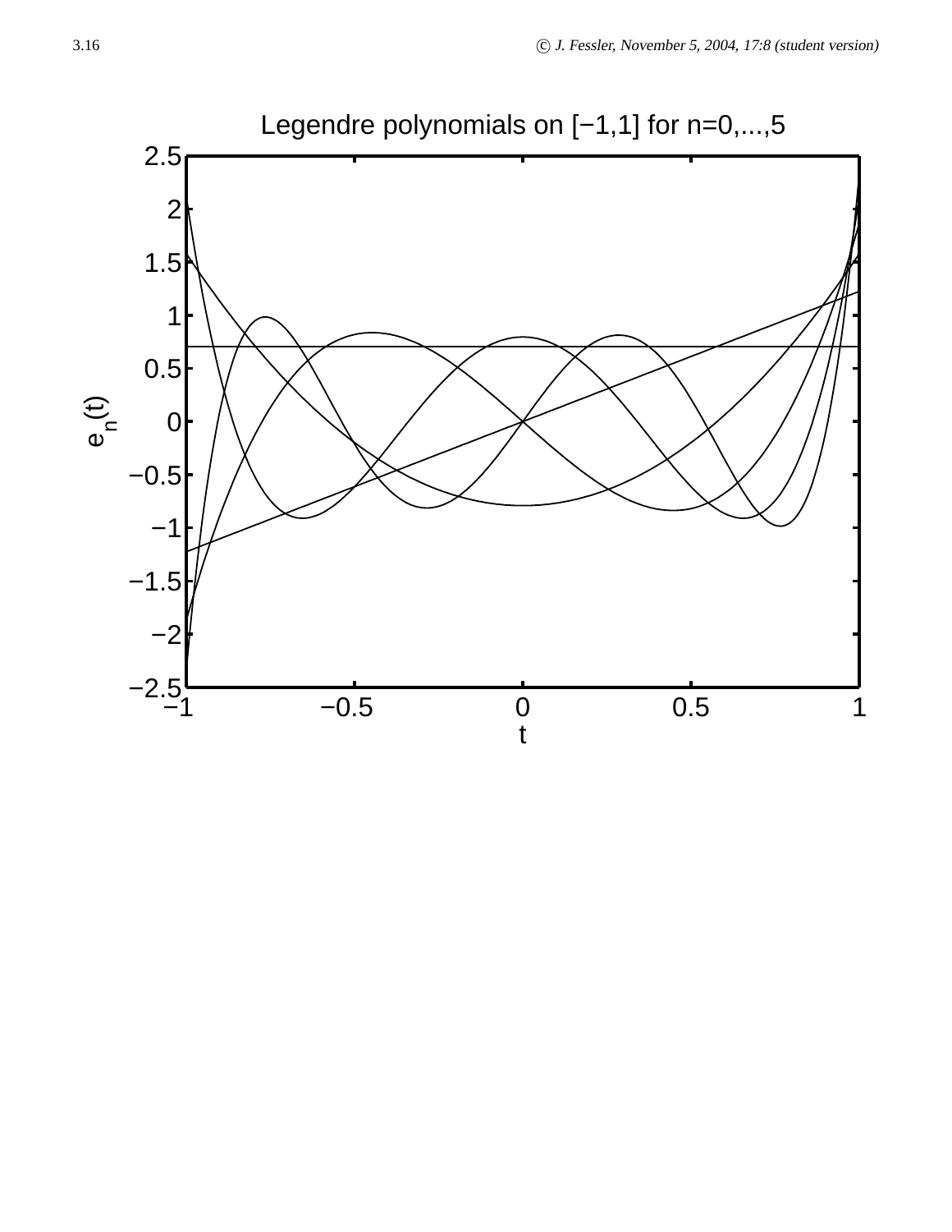Legendre polynomials on [−1,1] for n=0,...,5

$e_n(t)$

t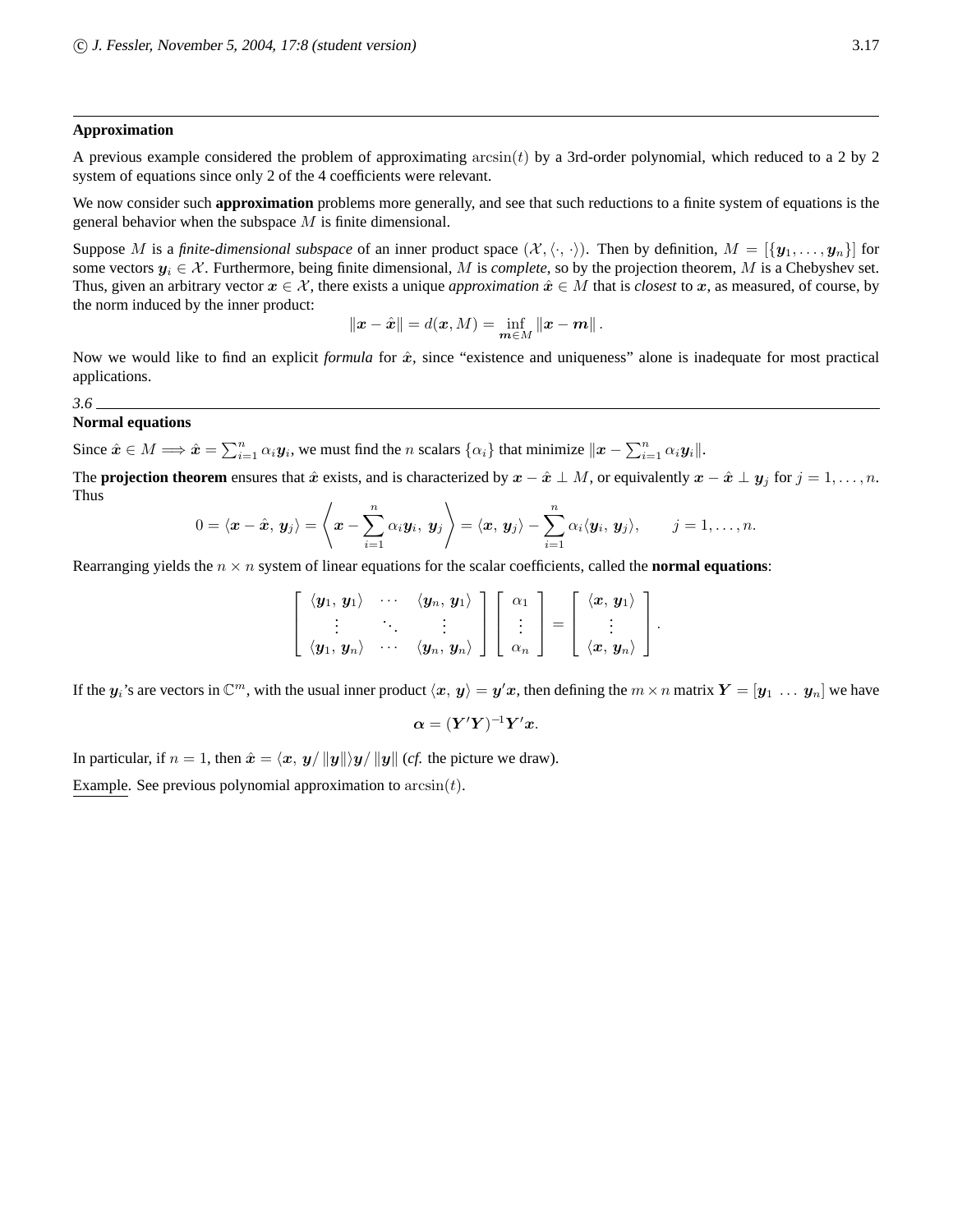## Approximation

A previous example considered the problem of approximating $\arcsin(t)$ by a 3rd-order polynomial, which reduced to a 2 by 2 system of equations since only 2 of the 4 coefficients were relevant.

We now consider such **approximation** problems more generally, and see that such reductions to a finite system of equations is the general behavior when the subspace $M$ is finite dimensional.

Suppose $M$ is a *finite-dimensional subspace* of an inner product space $(\mathcal{X}, \langle\cdot,\,\cdot\rangle)$. Then by definition, $M = [\{\boldsymbol{y}_1, \ldots, \boldsymbol{y}_n\}]$ for some vectors $\boldsymbol{y}_i \in \mathcal{X}$. Furthermore, being finite dimensional, $M$ is *complete*, so by the projection theorem, $M$ is a Chebyshev set. Thus, given an arbitrary vector $\boldsymbol{x} \in \mathcal{X}$, there exists a unique *approximation* $\hat{\boldsymbol{x}} \in M$ that is *closest* to $\boldsymbol{x}$, as measured, of course, by the norm induced by the inner product:

$$\|\boldsymbol{x} - \hat{\boldsymbol{x}}\| = d(\boldsymbol{x}, M) = \inf_{\boldsymbol{m} \in M} \|\boldsymbol{x} - \boldsymbol{m}\|.$$

Now we would like to find an explicit *formula* for $\hat{\boldsymbol{x}}$, since "existence and uniqueness" alone is inadequate for most practical applications.

*3.6*

## Normal equations

Since $\hat{\boldsymbol{x}} \in M \Longrightarrow \hat{\boldsymbol{x}} = \sum_{i=1}^n \alpha_i \boldsymbol{y}_i$, we must find the $n$ scalars $\{\alpha_i\}$ that minimize $\|\boldsymbol{x} - \sum_{i=1}^n \alpha_i \boldsymbol{y}_i\|$.

The **projection theorem** ensures that $\hat{\boldsymbol{x}}$ exists, and is characterized by $\boldsymbol{x} - \hat{\boldsymbol{x}} \perp M$, or equivalently $\boldsymbol{x} - \hat{\boldsymbol{x}} \perp \boldsymbol{y}_j$ for $j = 1, \ldots, n$. Thus

$$0 = \langle \boldsymbol{x} - \hat{\boldsymbol{x}},\, \boldsymbol{y}_j \rangle = \left\langle \boldsymbol{x} - \sum_{i=1}^n \alpha_i \boldsymbol{y}_i,\, \boldsymbol{y}_j \right\rangle = \langle \boldsymbol{x},\, \boldsymbol{y}_j \rangle - \sum_{i=1}^n \alpha_i \langle \boldsymbol{y}_i,\, \boldsymbol{y}_j \rangle, \qquad j = 1, \ldots, n.$$

Rearranging yields the $n \times n$ system of linear equations for the scalar coefficients, called the **normal equations**:

$$\begin{bmatrix} \langle \boldsymbol{y}_1,\, \boldsymbol{y}_1 \rangle & \cdots & \langle \boldsymbol{y}_n,\, \boldsymbol{y}_1 \rangle \\ \vdots & \ddots & \vdots \\ \langle \boldsymbol{y}_1,\, \boldsymbol{y}_n \rangle & \cdots & \langle \boldsymbol{y}_n,\, \boldsymbol{y}_n \rangle \end{bmatrix} \begin{bmatrix} \alpha_1 \\ \vdots \\ \alpha_n \end{bmatrix} = \begin{bmatrix} \langle \boldsymbol{x},\, \boldsymbol{y}_1 \rangle \\ \vdots \\ \langle \boldsymbol{x},\, \boldsymbol{y}_n \rangle \end{bmatrix}.$$

If the $\boldsymbol{y}_i$'s are vectors in $\mathbb{C}^m$, with the usual inner product $\langle \boldsymbol{x},\, \boldsymbol{y} \rangle = \boldsymbol{y}'\boldsymbol{x}$, then defining the $m \times n$ matrix $\boldsymbol{Y} = [\boldsymbol{y}_1 \; \ldots \; \boldsymbol{y}_n]$ we have

$$\boldsymbol{\alpha} = (\boldsymbol{Y}'\boldsymbol{Y})^{-1}\boldsymbol{Y}'\boldsymbol{x}.$$

In particular, if $n = 1$, then $\hat{\boldsymbol{x}} = \langle \boldsymbol{x},\, \boldsymbol{y}/\|\boldsymbol{y}\| \rangle \boldsymbol{y}/\|\boldsymbol{y}\|$ (*cf.* the picture we draw).

Example. See previous polynomial approximation to $\arcsin(t)$.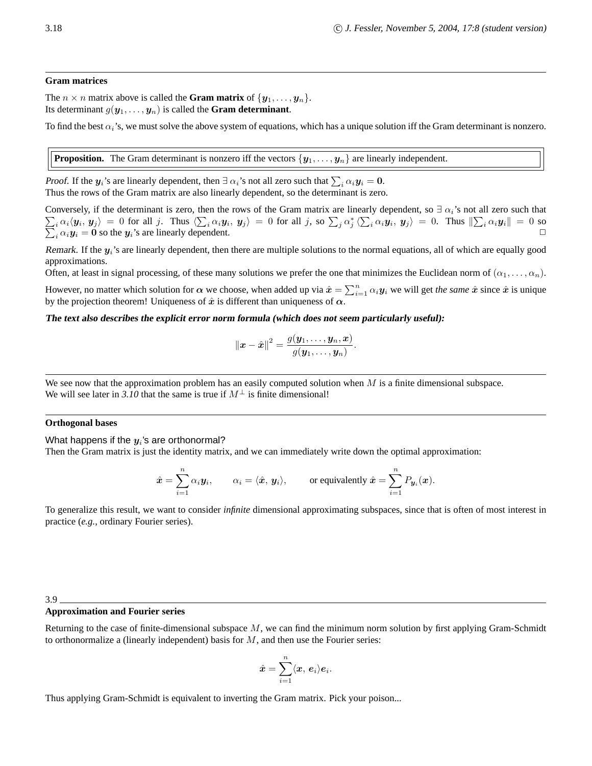## Gram matrices

The $n \times n$ matrix above is called the **Gram matrix** of $\{\boldsymbol{y}_1, \ldots, \boldsymbol{y}_n\}$.
Its determinant $g(\boldsymbol{y}_1, \ldots, \boldsymbol{y}_n)$ is called the **Gram determinant**.

To find the best $\alpha_i$'s, we must solve the above system of equations, which has a unique solution iff the Gram determinant is nonzero.

> **Proposition.** The Gram determinant is nonzero iff the vectors $\{\boldsymbol{y}_1, \ldots, \boldsymbol{y}_n\}$ are linearly independent.

*Proof.* If the $\boldsymbol{y}_i$'s are linearly dependent, then $\exists\, \alpha_i$'s not all zero such that $\sum_i \alpha_i \boldsymbol{y}_i = \boldsymbol{0}$.
Thus the rows of the Gram matrix are also linearly dependent, so the determinant is zero.

Conversely, if the determinant is zero, then the rows of the Gram matrix are linearly dependent, so $\exists\, \alpha_i$'s not all zero such that $\sum_i \alpha_i \langle \boldsymbol{y}_i,\, \boldsymbol{y}_j \rangle = 0$ for all $j$. Thus $\langle \sum_i \alpha_i \boldsymbol{y}_i,\, \boldsymbol{y}_j \rangle = 0$ for all $j$, so $\sum_j \alpha_j^* \langle \sum_i \alpha_i \boldsymbol{y}_i,\, \boldsymbol{y}_j \rangle = 0$. Thus $\|\sum_i \alpha_i \boldsymbol{y}_i\| = 0$ so $\sum_i \alpha_i \boldsymbol{y}_i = \boldsymbol{0}$ so the $\boldsymbol{y}_i$'s are linearly dependent. □

*Remark.* If the $\boldsymbol{y}_i$'s are linearly dependent, then there are multiple solutions to the normal equations, all of which are equally good approximations.
Often, at least in signal processing, of these many solutions we prefer the one that minimizes the Euclidean norm of $(\alpha_1, \ldots, \alpha_n)$.

However, no matter which solution for $\boldsymbol{\alpha}$ we choose, when added up via $\hat{\boldsymbol{x}} = \sum_{i=1}^n \alpha_i \boldsymbol{y}_i$ we will get *the same* $\hat{\boldsymbol{x}}$ since $\hat{\boldsymbol{x}}$ is unique by the projection theorem! Uniqueness of $\hat{\boldsymbol{x}}$ is different than uniqueness of $\boldsymbol{\alpha}$.

***The text also describes the explicit error norm formula (which does not seem particularly useful):***

$$\|\boldsymbol{x} - \hat{\boldsymbol{x}}\|^2 = \frac{g(\boldsymbol{y}_1, \ldots, \boldsymbol{y}_n, \boldsymbol{x})}{g(\boldsymbol{y}_1, \ldots, \boldsymbol{y}_n)}.$$

---

We see now that the approximation problem has an easily computed solution when $M$ is a finite dimensional subspace.
We will see later in *3.10* that the same is true if $M^\perp$ is finite dimensional!

---

## Orthogonal bases

What happens if the $\boldsymbol{y}_i$'s are orthonormal?
Then the Gram matrix is just the identity matrix, and we can immediately write down the optimal approximation:

$$\hat{\boldsymbol{x}} = \sum_{i=1}^n \alpha_i \boldsymbol{y}_i, \qquad \alpha_i = \langle \hat{\boldsymbol{x}},\, \boldsymbol{y}_i \rangle, \qquad \text{or equivalently } \hat{\boldsymbol{x}} = \sum_{i=1}^n P_{\boldsymbol{y}_i}(\boldsymbol{x}).$$

To generalize this result, we want to consider *infinite* dimensional approximating subspaces, since that is often of most interest in practice (*e.g.*, ordinary Fourier series).

---

3.9

## Approximation and Fourier series

Returning to the case of finite-dimensional subspace $M$, we can find the minimum norm solution by first applying Gram-Schmidt to orthonormalize a (linearly independent) basis for $M$, and then use the Fourier series:

$$\hat{\boldsymbol{x}} = \sum_{i=1}^n \langle \boldsymbol{x},\, \boldsymbol{e}_i \rangle \boldsymbol{e}_i.$$

Thus applying Gram-Schmidt is equivalent to inverting the Gram matrix. Pick your poison...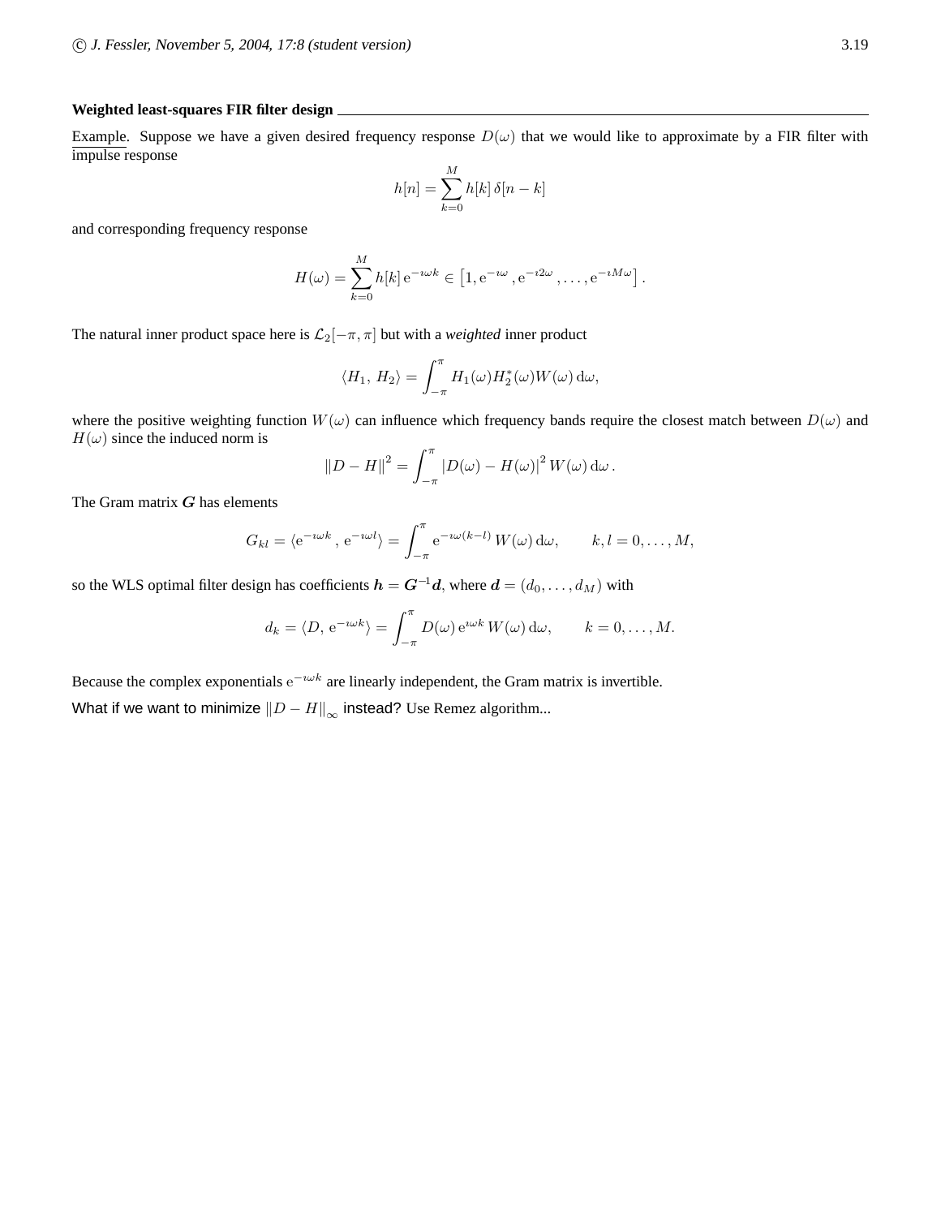### Weighted least-squares FIR filter design

Example. Suppose we have a given desired frequency response $D(\omega)$ that we would like to approximate by a FIR filter with impulse response

$$h[n] = \sum_{k=0}^{M} h[k]\, \delta[n-k]$$

and corresponding frequency response

$$H(\omega) = \sum_{k=0}^{M} h[k]\, \mathrm{e}^{-\imath\omega k} \in \left[1, \mathrm{e}^{-\imath\omega}, \mathrm{e}^{-\imath 2\omega}, \ldots, \mathrm{e}^{-\imath M\omega}\right].$$

The natural inner product space here is $\mathcal{L}_2[-\pi, \pi]$ but with a *weighted* inner product

$$\langle H_1, H_2 \rangle = \int_{-\pi}^{\pi} H_1(\omega) H_2^*(\omega) W(\omega)\, \mathrm{d}\omega,$$

where the positive weighting function $W(\omega)$ can influence which frequency bands require the closest match between $D(\omega)$ and $H(\omega)$ since the induced norm is

$$\|D - H\|^2 = \int_{-\pi}^{\pi} |D(\omega) - H(\omega)|^2\, W(\omega)\, \mathrm{d}\omega\,.$$

The Gram matrix $\boldsymbol{G}$ has elements

$$G_{kl} = \langle \mathrm{e}^{-\imath\omega k}, \mathrm{e}^{-\imath\omega l} \rangle = \int_{-\pi}^{\pi} \mathrm{e}^{-\imath\omega(k-l)}\, W(\omega)\, \mathrm{d}\omega, \qquad k, l = 0, \ldots, M,$$

so the WLS optimal filter design has coefficients $\boldsymbol{h} = \boldsymbol{G}^{-1}\boldsymbol{d}$, where $\boldsymbol{d} = (d_0, \ldots, d_M)$ with

$$d_k = \langle D, \mathrm{e}^{-\imath\omega k} \rangle = \int_{-\pi}^{\pi} D(\omega)\, \mathrm{e}^{\imath\omega k}\, W(\omega)\, \mathrm{d}\omega, \qquad k = 0, \ldots, M.$$

Because the complex exponentials $\mathrm{e}^{-\imath\omega k}$ are linearly independent, the Gram matrix is invertible.

What if we want to minimize $\|D - H\|_\infty$ instead? Use Remez algorithm...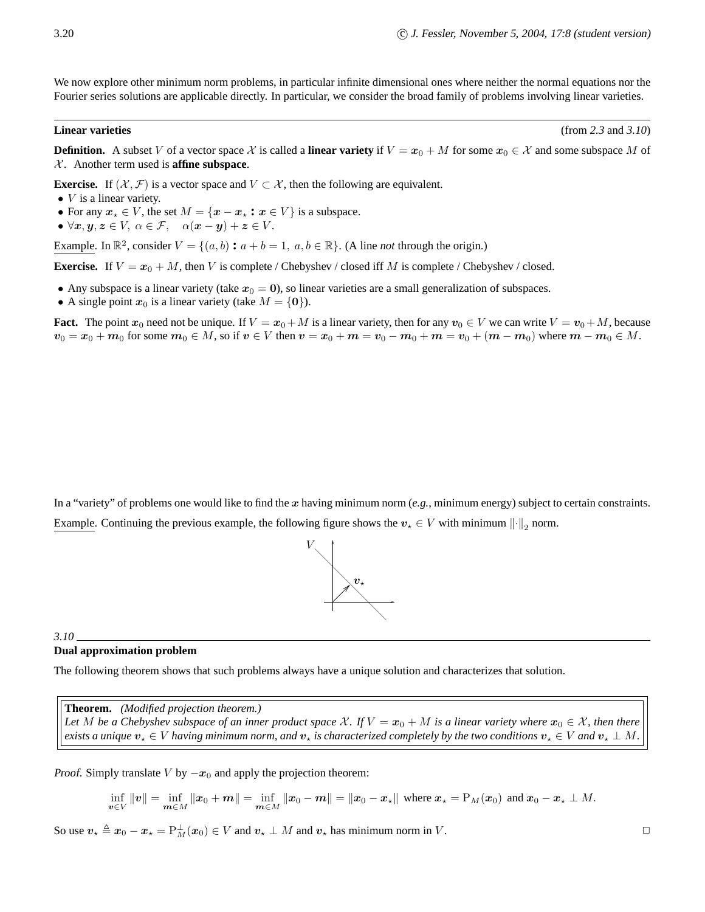We now explore other minimum norm problems, in particular infinite dimensional ones where neither the normal equations nor the Fourier series solutions are applicable directly. In particular, we consider the broad family of problems involving linear varieties.

---

**Linear varieties** (from *2.3* and *3.10*)

**Definition.** A subset $V$ of a vector space $\mathcal{X}$ is called a **linear variety** if $V = \boldsymbol{x}_0 + M$ for some $\boldsymbol{x}_0 \in \mathcal{X}$ and some subspace $M$ of $\mathcal{X}$. Another term used is **affine subspace**.

**Exercise.** If $(\mathcal{X}, \mathcal{F})$ is a vector space and $V \subset \mathcal{X}$, then the following are equivalent.

- $V$ is a linear variety.
- For any $\boldsymbol{x}_\star \in V$, the set $M = \{\boldsymbol{x} - \boldsymbol{x}_\star : \boldsymbol{x} \in V\}$ is a subspace.
- $\forall \boldsymbol{x}, \boldsymbol{y}, \boldsymbol{z} \in V,\ \alpha \in \mathcal{F}, \quad \alpha(\boldsymbol{x} - \boldsymbol{y}) + \boldsymbol{z} \in V$.

Example. In $\mathbb{R}^2$, consider $V = \{(a, b) : a + b = 1,\ a, b \in \mathbb{R}\}$. (A line *not* through the origin.)

**Exercise.** If $V = \boldsymbol{x}_0 + M$, then $V$ is complete / Chebyshev / closed iff $M$ is complete / Chebyshev / closed.

- Any subspace is a linear variety (take $\boldsymbol{x}_0 = \boldsymbol{0}$), so linear varieties are a small generalization of subspaces.
- A single point $\boldsymbol{x}_0$ is a linear variety (take $M = \{\boldsymbol{0}\}$).

**Fact.** The point $\boldsymbol{x}_0$ need not be unique. If $V = \boldsymbol{x}_0 + M$ is a linear variety, then for any $\boldsymbol{v}_0 \in V$ we can write $V = \boldsymbol{v}_0 + M$, because $\boldsymbol{v}_0 = \boldsymbol{x}_0 + \boldsymbol{m}_0$ for some $\boldsymbol{m}_0 \in M$, so if $\boldsymbol{v} \in V$ then $\boldsymbol{v} = \boldsymbol{x}_0 + \boldsymbol{m} = \boldsymbol{v}_0 - \boldsymbol{m}_0 + \boldsymbol{m} = \boldsymbol{v}_0 + (\boldsymbol{m} - \boldsymbol{m}_0)$ where $\boldsymbol{m} - \boldsymbol{m}_0 \in M$.

In a "variety" of problems one would like to find the $\boldsymbol{x}$ having minimum norm (*e.g.,* minimum energy) subject to certain constraints.

Example. Continuing the previous example, the following figure shows the $\boldsymbol{v}_\star \in V$ with minimum $\|\cdot\|_2$ norm.

---

*3.10*

**Dual approximation problem**

The following theorem shows that such problems always have a unique solution and characterizes that solution.

> **Theorem.** *(Modified projection theorem.)*
> *Let $M$ be a Chebyshev subspace of an inner product space $\mathcal{X}$. If $V = \boldsymbol{x}_0 + M$ is a linear variety where $\boldsymbol{x}_0 \in \mathcal{X}$, then there exists a unique $\boldsymbol{v}_\star \in V$ having minimum norm, and $\boldsymbol{v}_\star$ is characterized completely by the two conditions $\boldsymbol{v}_\star \in V$ and $\boldsymbol{v}_\star \perp M$.*

*Proof.* Simply translate $V$ by $-\boldsymbol{x}_0$ and apply the projection theorem:

$$\inf_{\boldsymbol{v} \in V} \|\boldsymbol{v}\| = \inf_{\boldsymbol{m} \in M} \|\boldsymbol{x}_0 + \boldsymbol{m}\| = \inf_{\boldsymbol{m} \in M} \|\boldsymbol{x}_0 - \boldsymbol{m}\| = \|\boldsymbol{x}_0 - \boldsymbol{x}_\star\| \text{ where } \boldsymbol{x}_\star = \mathrm{P}_M(\boldsymbol{x}_0) \text{ and } \boldsymbol{x}_0 - \boldsymbol{x}_\star \perp M.$$

So use $\boldsymbol{v}_\star \triangleq \boldsymbol{x}_0 - \boldsymbol{x}_\star = \mathrm{P}_M^\perp(\boldsymbol{x}_0) \in V$ and $\boldsymbol{v}_\star \perp M$ and $\boldsymbol{v}_\star$ has minimum norm in $V$. □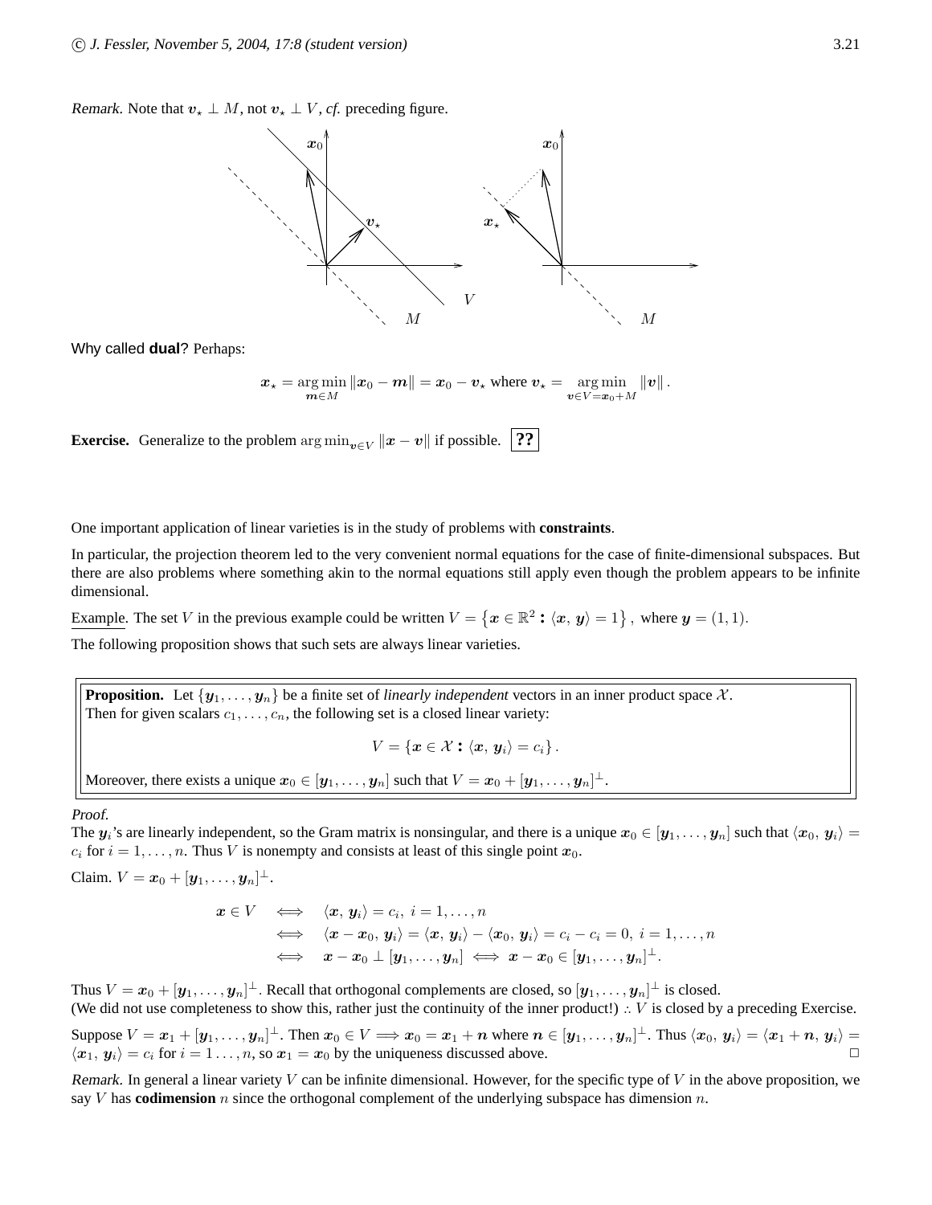*Remark.* Note that $\boldsymbol{v}_\star \perp M$, not $\boldsymbol{v}_\star \perp V$, *cf.* preceding figure.

Why called **dual**? Perhaps:

$$\boldsymbol{x}_\star = \arg\min_{\boldsymbol{m} \in M} \|\boldsymbol{x}_0 - \boldsymbol{m}\| = \boldsymbol{x}_0 - \boldsymbol{v}_\star \text{ where } \boldsymbol{v}_\star = \arg\min_{\boldsymbol{v} \in V = \boldsymbol{x}_0 + M} \|\boldsymbol{v}\|.$$

**Exercise.** Generalize to the problem $\arg\min_{\boldsymbol{v} \in V} \|\boldsymbol{x} - \boldsymbol{v}\|$ if possible. **??**

One important application of linear varieties is in the study of problems with **constraints**.

In particular, the projection theorem led to the very convenient normal equations for the case of finite-dimensional subspaces. But there are also problems where something akin to the normal equations still apply even though the problem appears to be infinite dimensional.

Example. The set $V$ in the previous example could be written $V = \{\boldsymbol{x} \in \mathbb{R}^2 : \langle \boldsymbol{x}, \boldsymbol{y} \rangle = 1\}$, where $\boldsymbol{y} = (1, 1)$.

The following proposition shows that such sets are always linear varieties.

**Proposition.** Let $\{\boldsymbol{y}_1, \ldots, \boldsymbol{y}_n\}$ be a finite set of *linearly independent* vectors in an inner product space $\mathcal{X}$. Then for given scalars $c_1, \ldots, c_n$, the following set is a closed linear variety:

$$V = \{\boldsymbol{x} \in \mathcal{X} : \langle \boldsymbol{x}, \boldsymbol{y}_i \rangle = c_i\}.$$

Moreover, there exists a unique $\boldsymbol{x}_0 \in [\boldsymbol{y}_1, \ldots, \boldsymbol{y}_n]$ such that $V = \boldsymbol{x}_0 + [\boldsymbol{y}_1, \ldots, \boldsymbol{y}_n]^\perp$.

*Proof.*
The $\boldsymbol{y}_i$'s are linearly independent, so the Gram matrix is nonsingular, and there is a unique $\boldsymbol{x}_0 \in [\boldsymbol{y}_1, \ldots, \boldsymbol{y}_n]$ such that $\langle \boldsymbol{x}_0, \boldsymbol{y}_i \rangle = c_i$ for $i = 1, \ldots, n$. Thus $V$ is nonempty and consists at least of this single point $\boldsymbol{x}_0$.

Claim. $V = \boldsymbol{x}_0 + [\boldsymbol{y}_1, \ldots, \boldsymbol{y}_n]^\perp$.

$$\begin{aligned}
\boldsymbol{x} \in V \quad &\iff \quad \langle \boldsymbol{x}, \boldsymbol{y}_i \rangle = c_i, \ i = 1, \ldots, n \\
&\iff \quad \langle \boldsymbol{x} - \boldsymbol{x}_0, \boldsymbol{y}_i \rangle = \langle \boldsymbol{x}, \boldsymbol{y}_i \rangle - \langle \boldsymbol{x}_0, \boldsymbol{y}_i \rangle = c_i - c_i = 0, \ i = 1, \ldots, n \\
&\iff \quad \boldsymbol{x} - \boldsymbol{x}_0 \perp [\boldsymbol{y}_1, \ldots, \boldsymbol{y}_n] \iff \boldsymbol{x} - \boldsymbol{x}_0 \in [\boldsymbol{y}_1, \ldots, \boldsymbol{y}_n]^\perp.
\end{aligned}$$

Thus $V = \boldsymbol{x}_0 + [\boldsymbol{y}_1, \ldots, \boldsymbol{y}_n]^\perp$. Recall that orthogonal complements are closed, so $[\boldsymbol{y}_1, \ldots, \boldsymbol{y}_n]^\perp$ is closed.
(We did not use completeness to show this, rather just the continuity of the inner product!) $\therefore V$ is closed by a preceding Exercise.

Suppose $V = \boldsymbol{x}_1 + [\boldsymbol{y}_1, \ldots, \boldsymbol{y}_n]^\perp$. Then $\boldsymbol{x}_0 \in V \implies \boldsymbol{x}_0 = \boldsymbol{x}_1 + \boldsymbol{n}$ where $\boldsymbol{n} \in [\boldsymbol{y}_1, \ldots, \boldsymbol{y}_n]^\perp$. Thus $\langle \boldsymbol{x}_0, \boldsymbol{y}_i \rangle = \langle \boldsymbol{x}_1 + \boldsymbol{n}, \boldsymbol{y}_i \rangle = \langle \boldsymbol{x}_1, \boldsymbol{y}_i \rangle = c_i$ for $i = 1 \ldots, n$, so $\boldsymbol{x}_1 = \boldsymbol{x}_0$ by the uniqueness discussed above. □

*Remark.* In general a linear variety $V$ can be infinite dimensional. However, for the specific type of $V$ in the above proposition, we say $V$ has **codimension** $n$ since the orthogonal complement of the underlying subspace has dimension $n$.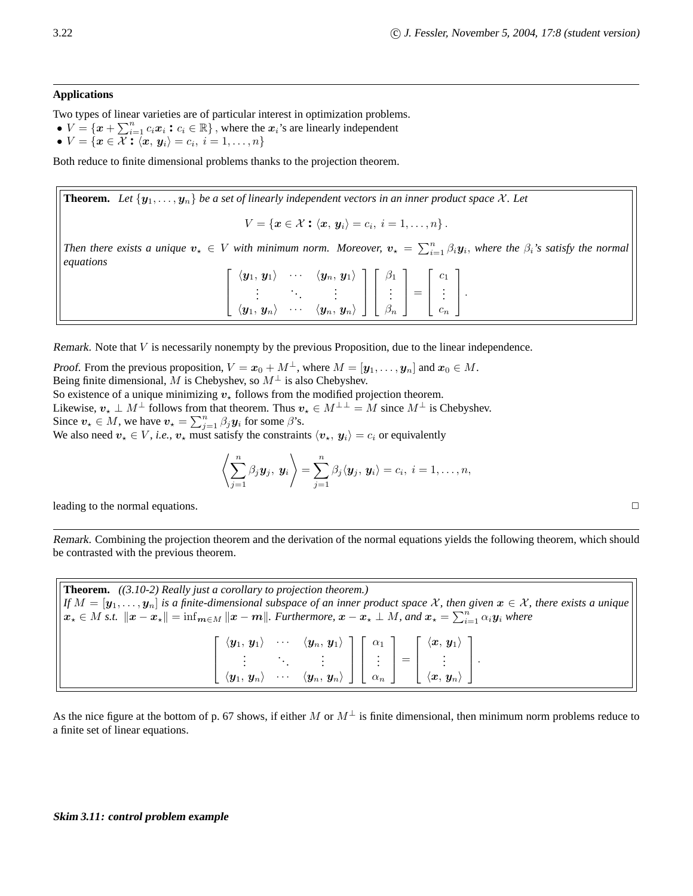### Applications

Two types of linear varieties are of particular interest in optimization problems.

- $V = \{\boldsymbol{x} + \sum_{i=1}^n c_i \boldsymbol{x}_i : c_i \in \mathbb{R}\}$, where the $\boldsymbol{x}_i$'s are linearly independent
- $V = \{\boldsymbol{x} \in \mathcal{X} : \langle \boldsymbol{x}, \boldsymbol{y}_i \rangle = c_i, \ i = 1, \ldots, n\}$

Both reduce to finite dimensional problems thanks to the projection theorem.

> **Theorem.** *Let $\{\boldsymbol{y}_1, \ldots, \boldsymbol{y}_n\}$ be a set of linearly independent vectors in an inner product space $\mathcal{X}$. Let*
>
> $$V = \{\boldsymbol{x} \in \mathcal{X} : \langle \boldsymbol{x}, \boldsymbol{y}_i \rangle = c_i, \ i = 1, \ldots, n\}.$$
>
> *Then there exists a unique $\boldsymbol{v}_\star \in V$ with minimum norm. Moreover, $\boldsymbol{v}_\star = \sum_{i=1}^n \beta_i \boldsymbol{y}_i$, where the $\beta_i$'s satisfy the normal equations*
>
> $$\begin{bmatrix} \langle \boldsymbol{y}_1, \boldsymbol{y}_1 \rangle & \cdots & \langle \boldsymbol{y}_n, \boldsymbol{y}_1 \rangle \\ \vdots & \ddots & \vdots \\ \langle \boldsymbol{y}_1, \boldsymbol{y}_n \rangle & \cdots & \langle \boldsymbol{y}_n, \boldsymbol{y}_n \rangle \end{bmatrix} \begin{bmatrix} \beta_1 \\ \vdots \\ \beta_n \end{bmatrix} = \begin{bmatrix} c_1 \\ \vdots \\ c_n \end{bmatrix}.$$

*Remark.* Note that $V$ is necessarily nonempty by the previous Proposition, due to the linear independence.

*Proof.* From the previous proposition, $V = \boldsymbol{x}_0 + M^\perp$, where $M = [\boldsymbol{y}_1, \ldots, \boldsymbol{y}_n]$ and $\boldsymbol{x}_0 \in M$.
Being finite dimensional, $M$ is Chebyshev, so $M^\perp$ is also Chebyshev.
So existence of a unique minimizing $\boldsymbol{v}_\star$ follows from the modified projection theorem.
Likewise, $\boldsymbol{v}_\star \perp M^\perp$ follows from that theorem. Thus $\boldsymbol{v}_\star \in M^{\perp\perp} = M$ since $M^\perp$ is Chebyshev.
Since $\boldsymbol{v}_\star \in M$, we have $\boldsymbol{v}_\star = \sum_{j=1}^n \beta_j \boldsymbol{y}_i$ for some $\beta$'s.
We also need $\boldsymbol{v}_\star \in V$, *i.e.*, $\boldsymbol{v}_\star$ must satisfy the constraints $\langle \boldsymbol{v}_\star, \boldsymbol{y}_i \rangle = c_i$ or equivalently

$$\left\langle \sum_{j=1}^n \beta_j \boldsymbol{y}_j, \boldsymbol{y}_i \right\rangle = \sum_{j=1}^n \beta_j \langle \boldsymbol{y}_j, \boldsymbol{y}_i \rangle = c_i, \ i = 1, \ldots, n,$$

leading to the normal equations. □

---

*Remark.* Combining the projection theorem and the derivation of the normal equations yields the following theorem, which should be contrasted with the previous theorem.

> **Theorem.** *((3.10-2) Really just a corollary to projection theorem.)*
> *If $M = [\boldsymbol{y}_1, \ldots, \boldsymbol{y}_n]$ is a finite-dimensional subspace of an inner product space $\mathcal{X}$, then given $\boldsymbol{x} \in \mathcal{X}$, there exists a unique $\boldsymbol{x}_\star \in M$ s.t. $\|\boldsymbol{x} - \boldsymbol{x}_\star\| = \inf_{\boldsymbol{m} \in M} \|\boldsymbol{x} - \boldsymbol{m}\|$. Furthermore, $\boldsymbol{x} - \boldsymbol{x}_\star \perp M$, and $\boldsymbol{x}_\star = \sum_{i=1}^n \alpha_i \boldsymbol{y}_i$ where*
>
> $$\begin{bmatrix} \langle \boldsymbol{y}_1, \boldsymbol{y}_1 \rangle & \cdots & \langle \boldsymbol{y}_n, \boldsymbol{y}_1 \rangle \\ \vdots & \ddots & \vdots \\ \langle \boldsymbol{y}_1, \boldsymbol{y}_n \rangle & \cdots & \langle \boldsymbol{y}_n, \boldsymbol{y}_n \rangle \end{bmatrix} \begin{bmatrix} \alpha_1 \\ \vdots \\ \alpha_n \end{bmatrix} = \begin{bmatrix} \langle \boldsymbol{x}, \boldsymbol{y}_1 \rangle \\ \vdots \\ \langle \boldsymbol{x}, \boldsymbol{y}_n \rangle \end{bmatrix}.$$

As the nice figure at the bottom of p. 67 shows, if either $M$ or $M^\perp$ is finite dimensional, then minimum norm problems reduce to a finite set of linear equations.

***Skim 3.11: control problem example***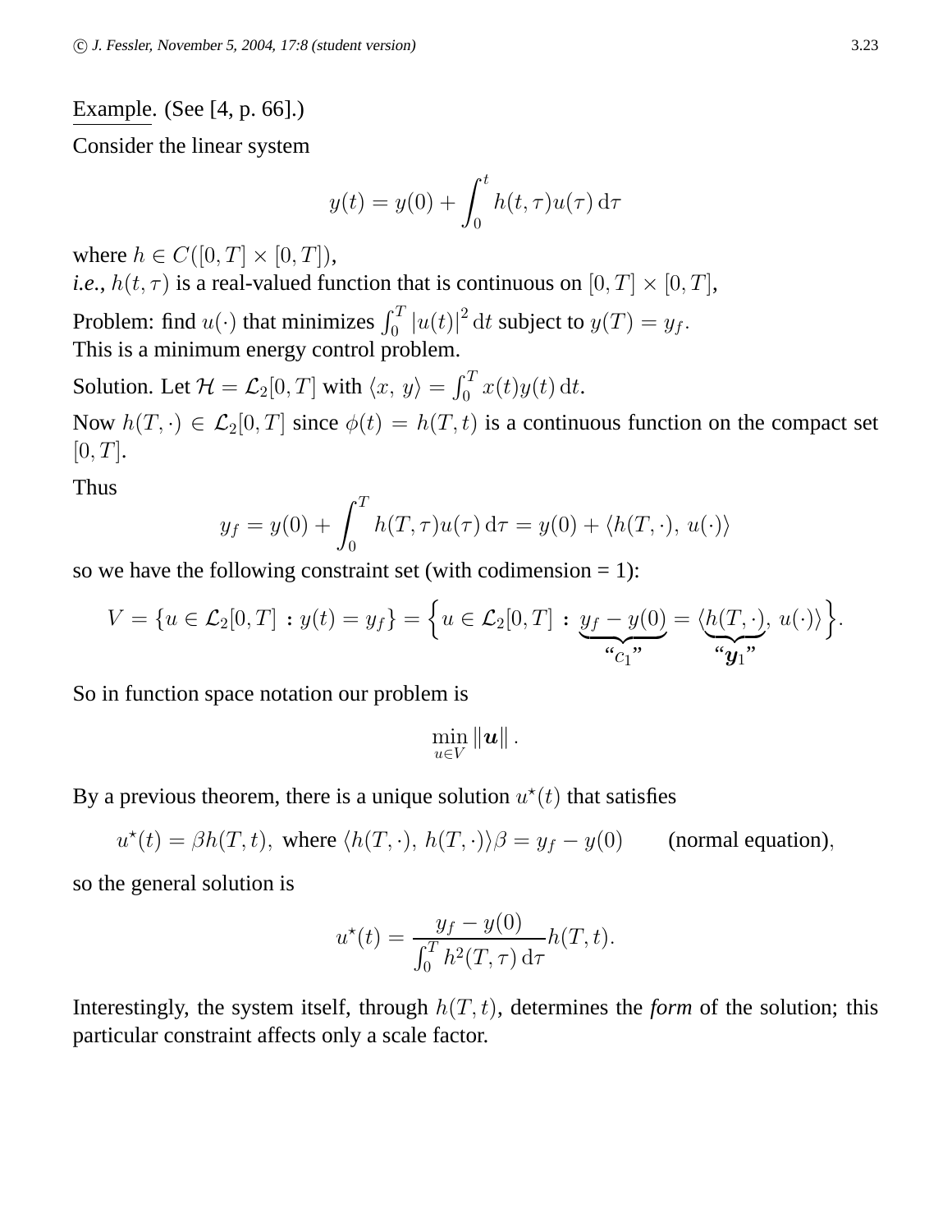Example. (See [4, p. 66].)

Consider the linear system

$$y(t) = y(0) + \int_0^t h(t,\tau)u(\tau)\,\mathrm{d}\tau$$

where $h \in C([0,T] \times [0,T])$,
*i.e.*, $h(t,\tau)$ is a real-valued function that is continuous on $[0,T] \times [0,T]$,

Problem: find $u(\cdot)$ that minimizes $\int_0^T |u(t)|^2 \,\mathrm{d}t$ subject to $y(T) = y_f$.
This is a minimum energy control problem.

Solution. Let $\mathcal{H} = \mathcal{L}_2[0,T]$ with $\langle x,\, y\rangle = \int_0^T x(t)y(t)\,\mathrm{d}t$.

Now $h(T,\cdot) \in \mathcal{L}_2[0,T]$ since $\phi(t) = h(T,t)$ is a continuous function on the compact set $[0,T]$.

Thus

$$y_f = y(0) + \int_0^T h(T,\tau)u(\tau)\,\mathrm{d}\tau = y(0) + \langle h(T,\cdot),\, u(\cdot)\rangle$$

so we have the following constraint set (with codimension = 1):

$$V = \{u \in \mathcal{L}_2[0,T] : y(t) = y_f\} = \Big\{u \in \mathcal{L}_2[0,T] : \underbrace{y_f - y(0)}_{\text{“}c_1\text{”}} = \langle \underbrace{h(T,\cdot)}_{\text{“}\boldsymbol{y}_1\text{”}},\, u(\cdot)\rangle\Big\}.$$

So in function space notation our problem is

$$\min_{u \in V} \|\boldsymbol{u}\|.$$

By a previous theorem, there is a unique solution $u^\star(t)$ that satisfies

$$u^\star(t) = \beta h(T,t), \text{ where } \langle h(T,\cdot),\, h(T,\cdot)\rangle\beta = y_f - y(0) \qquad \text{(normal equation)},$$

so the general solution is

$$u^\star(t) = \frac{y_f - y(0)}{\int_0^T h^2(T,\tau)\,\mathrm{d}\tau} h(T,t).$$

Interestingly, the system itself, through $h(T,t)$, determines the *form* of the solution; this particular constraint affects only a scale factor.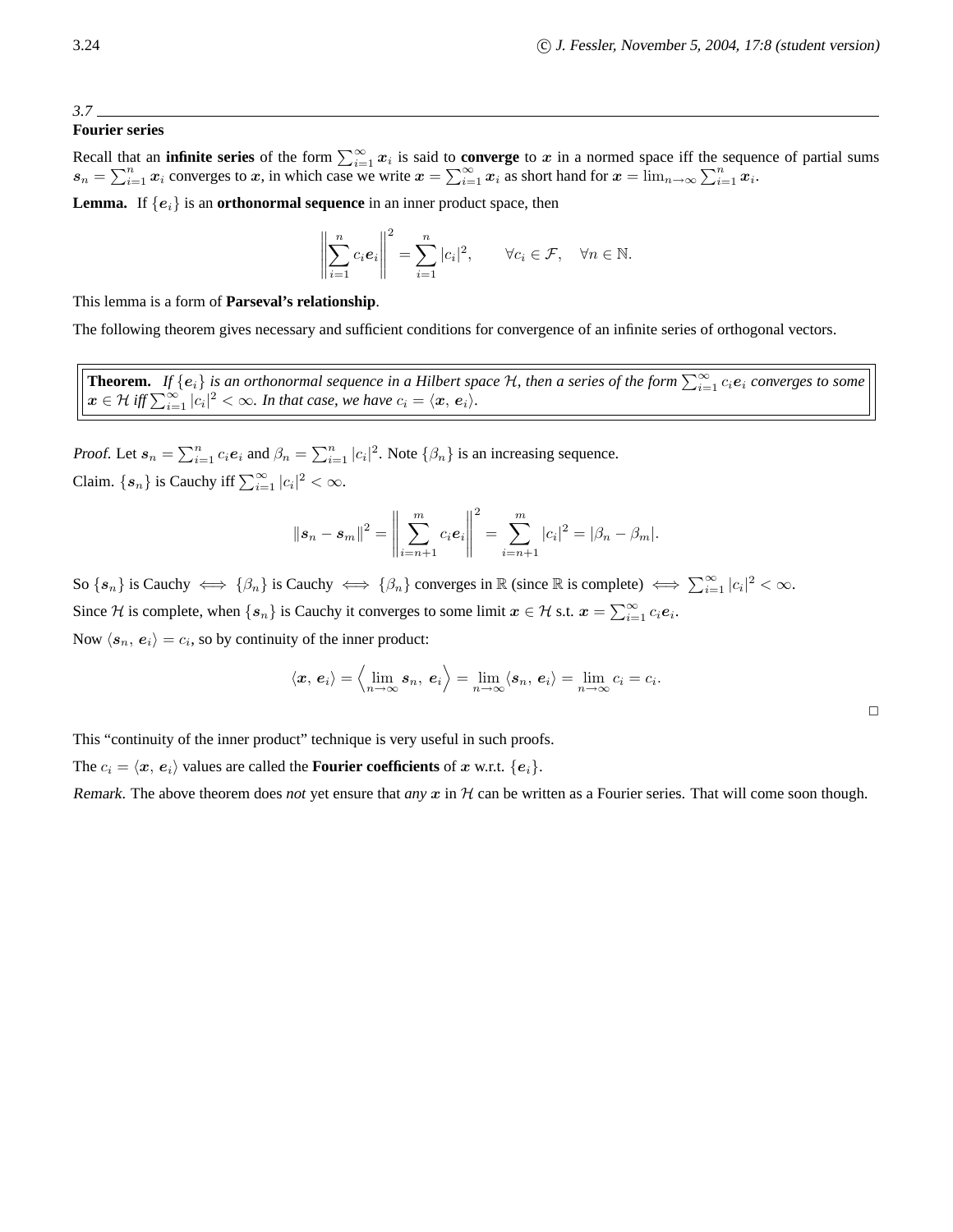*3.7*

### Fourier series

Recall that an **infinite series** of the form $\sum_{i=1}^{\infty} \boldsymbol{x}_i$ is said to **converge** to $\boldsymbol{x}$ in a normed space iff the sequence of partial sums $\boldsymbol{s}_n = \sum_{i=1}^{n} \boldsymbol{x}_i$ converges to $\boldsymbol{x}$, in which case we write $\boldsymbol{x} = \sum_{i=1}^{\infty} \boldsymbol{x}_i$ as short hand for $\boldsymbol{x} = \lim_{n\to\infty} \sum_{i=1}^{n} \boldsymbol{x}_i$.

**Lemma.** If $\{\boldsymbol{e}_i\}$ is an **orthonormal sequence** in an inner product space, then

$$\left\| \sum_{i=1}^{n} c_i \boldsymbol{e}_i \right\|^2 = \sum_{i=1}^{n} |c_i|^2, \qquad \forall c_i \in \mathcal{F}, \quad \forall n \in \mathbb{N}.$$

This lemma is a form of **Parseval's relationship**.

The following theorem gives necessary and sufficient conditions for convergence of an infinite series of orthogonal vectors.

**Theorem.** *If $\{\boldsymbol{e}_i\}$ is an orthonormal sequence in a Hilbert space $\mathcal{H}$, then a series of the form $\sum_{i=1}^{\infty} c_i \boldsymbol{e}_i$ converges to some $\boldsymbol{x} \in \mathcal{H}$ iff $\sum_{i=1}^{\infty} |c_i|^2 < \infty$. In that case, we have $c_i = \langle \boldsymbol{x},\, \boldsymbol{e}_i \rangle$.*

*Proof.* Let $\boldsymbol{s}_n = \sum_{i=1}^{n} c_i \boldsymbol{e}_i$ and $\beta_n = \sum_{i=1}^{n} |c_i|^2$. Note $\{\beta_n\}$ is an increasing sequence.

Claim. $\{\boldsymbol{s}_n\}$ is Cauchy iff $\sum_{i=1}^{\infty} |c_i|^2 < \infty$.

$$\|\boldsymbol{s}_n - \boldsymbol{s}_m\|^2 = \left\| \sum_{i=n+1}^{m} c_i \boldsymbol{e}_i \right\|^2 = \sum_{i=n+1}^{m} |c_i|^2 = |\beta_n - \beta_m|.$$

So $\{\boldsymbol{s}_n\}$ is Cauchy $\iff$ $\{\beta_n\}$ is Cauchy $\iff$ $\{\beta_n\}$ converges in $\mathbb{R}$ (since $\mathbb{R}$ is complete) $\iff$ $\sum_{i=1}^{\infty} |c_i|^2 < \infty$.

Since $\mathcal{H}$ is complete, when $\{\boldsymbol{s}_n\}$ is Cauchy it converges to some limit $\boldsymbol{x} \in \mathcal{H}$ s.t. $\boldsymbol{x} = \sum_{i=1}^{\infty} c_i \boldsymbol{e}_i$.

Now $\langle \boldsymbol{s}_n,\, \boldsymbol{e}_i \rangle = c_i$, so by continuity of the inner product:

$$\langle \boldsymbol{x},\, \boldsymbol{e}_i \rangle = \left\langle \lim_{n\to\infty} \boldsymbol{s}_n,\, \boldsymbol{e}_i \right\rangle = \lim_{n\to\infty} \langle \boldsymbol{s}_n,\, \boldsymbol{e}_i \rangle = \lim_{n\to\infty} c_i = c_i.$$

□

This "continuity of the inner product" technique is very useful in such proofs.

The $c_i = \langle \boldsymbol{x},\, \boldsymbol{e}_i \rangle$ values are called the **Fourier coefficients** of $\boldsymbol{x}$ w.r.t. $\{\boldsymbol{e}_i\}$.

*Remark.* The above theorem does *not* yet ensure that *any* $\boldsymbol{x}$ in $\mathcal{H}$ can be written as a Fourier series. That will come soon though.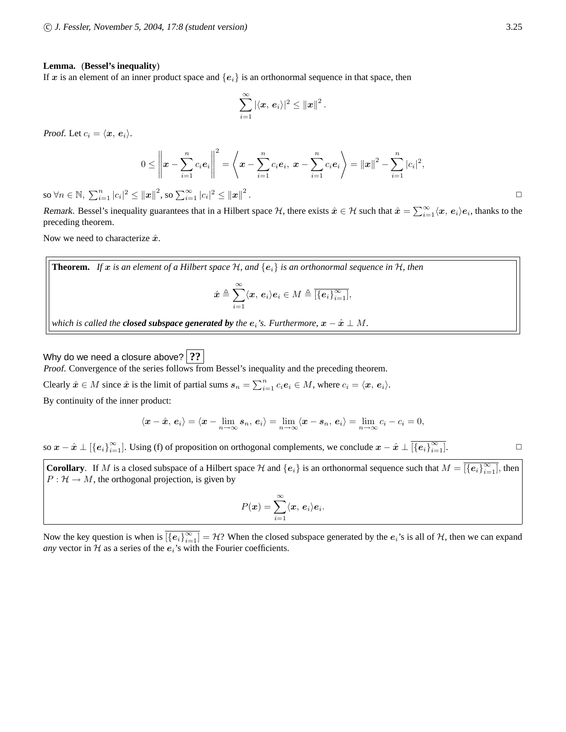**Lemma.** (**Bessel's inequality**)
If $\boldsymbol{x}$ is an element of an inner product space and $\{\boldsymbol{e}_i\}$ is an orthonormal sequence in that space, then

$$\sum_{i=1}^{\infty} |\langle \boldsymbol{x},\, \boldsymbol{e}_i \rangle|^2 \leq \|\boldsymbol{x}\|^2 .$$

*Proof.* Let $c_i = \langle \boldsymbol{x},\, \boldsymbol{e}_i \rangle$.

$$0 \leq \left\| \boldsymbol{x} - \sum_{i=1}^{n} c_i \boldsymbol{e}_i \right\|^2 = \left\langle \boldsymbol{x} - \sum_{i=1}^{n} c_i \boldsymbol{e}_i,\, \boldsymbol{x} - \sum_{i=1}^{n} c_i \boldsymbol{e}_i \right\rangle = \|\boldsymbol{x}\|^2 - \sum_{i=1}^{n} |c_i|^2,$$

so $\forall n \in \mathbb{N},\ \sum_{i=1}^{n} |c_i|^2 \leq \|\boldsymbol{x}\|^2$, so $\sum_{i=1}^{\infty} |c_i|^2 \leq \|\boldsymbol{x}\|^2$. □

*Remark.* Bessel's inequality guarantees that in a Hilbert space $\mathcal{H}$, there exists $\hat{\boldsymbol{x}} \in \mathcal{H}$ such that $\hat{\boldsymbol{x}} = \sum_{i=1}^{\infty} \langle \boldsymbol{x},\, \boldsymbol{e}_i \rangle \boldsymbol{e}_i$, thanks to the preceding theorem.

Now we need to characterize $\hat{\boldsymbol{x}}$.

**Theorem.** *If $\boldsymbol{x}$ is an element of a Hilbert space $\mathcal{H}$, and $\{\boldsymbol{e}_i\}$ is an orthonormal sequence in $\mathcal{H}$, then*

$$\hat{\boldsymbol{x}} \triangleq \sum_{i=1}^{\infty} \langle \boldsymbol{x},\, \boldsymbol{e}_i \rangle \boldsymbol{e}_i \in M \triangleq \overline{[\{\boldsymbol{e}_i\}_{i=1}^{\infty}]},$$

*which is called the **closed subspace generated by** the $\boldsymbol{e}_i$'s. Furthermore, $\boldsymbol{x} - \hat{\boldsymbol{x}} \perp M$.*

Why do we need a closure above? **??**

*Proof.* Convergence of the series follows from Bessel's inequality and the preceding theorem.

Clearly $\hat{\boldsymbol{x}} \in M$ since $\hat{\boldsymbol{x}}$ is the limit of partial sums $\boldsymbol{s}_n = \sum_{i=1}^{n} c_i \boldsymbol{e}_i \in M$, where $c_i = \langle \boldsymbol{x},\, \boldsymbol{e}_i \rangle$.

By continuity of the inner product:

$$\langle \boldsymbol{x} - \hat{\boldsymbol{x}},\, \boldsymbol{e}_i \rangle = \langle \boldsymbol{x} - \lim_{n\to\infty} \boldsymbol{s}_n,\, \boldsymbol{e}_i \rangle = \lim_{n\to\infty} \langle \boldsymbol{x} - \boldsymbol{s}_n,\, \boldsymbol{e}_i \rangle = \lim_{n\to\infty} c_i - c_i = 0,$$

so $\boldsymbol{x} - \hat{\boldsymbol{x}} \perp [\{\boldsymbol{e}_i\}_{i=1}^{\infty}]$. Using (f) of proposition on orthogonal complements, we conclude $\boldsymbol{x} - \hat{\boldsymbol{x}} \perp \overline{[\{\boldsymbol{e}_i\}_{i=1}^{\infty}]}$. □

**Corollary**. If $M$ is a closed subspace of a Hilbert space $\mathcal{H}$ and $\{\boldsymbol{e}_i\}$ is an orthonormal sequence such that $M = \overline{[\{\boldsymbol{e}_i\}_{i=1}^{\infty}]}$, then $P : \mathcal{H} \to M$, the orthogonal projection, is given by

$$P(\boldsymbol{x}) = \sum_{i=1}^{\infty} \langle \boldsymbol{x},\, \boldsymbol{e}_i \rangle \boldsymbol{e}_i .$$

Now the key question is when is $\overline{[\{\boldsymbol{e}_i\}_{i=1}^{\infty}]} = \mathcal{H}$? When the closed subspace generated by the $\boldsymbol{e}_i$'s is all of $\mathcal{H}$, then we can expand *any* vector in $\mathcal{H}$ as a series of the $\boldsymbol{e}_i$'s with the Fourier coefficients.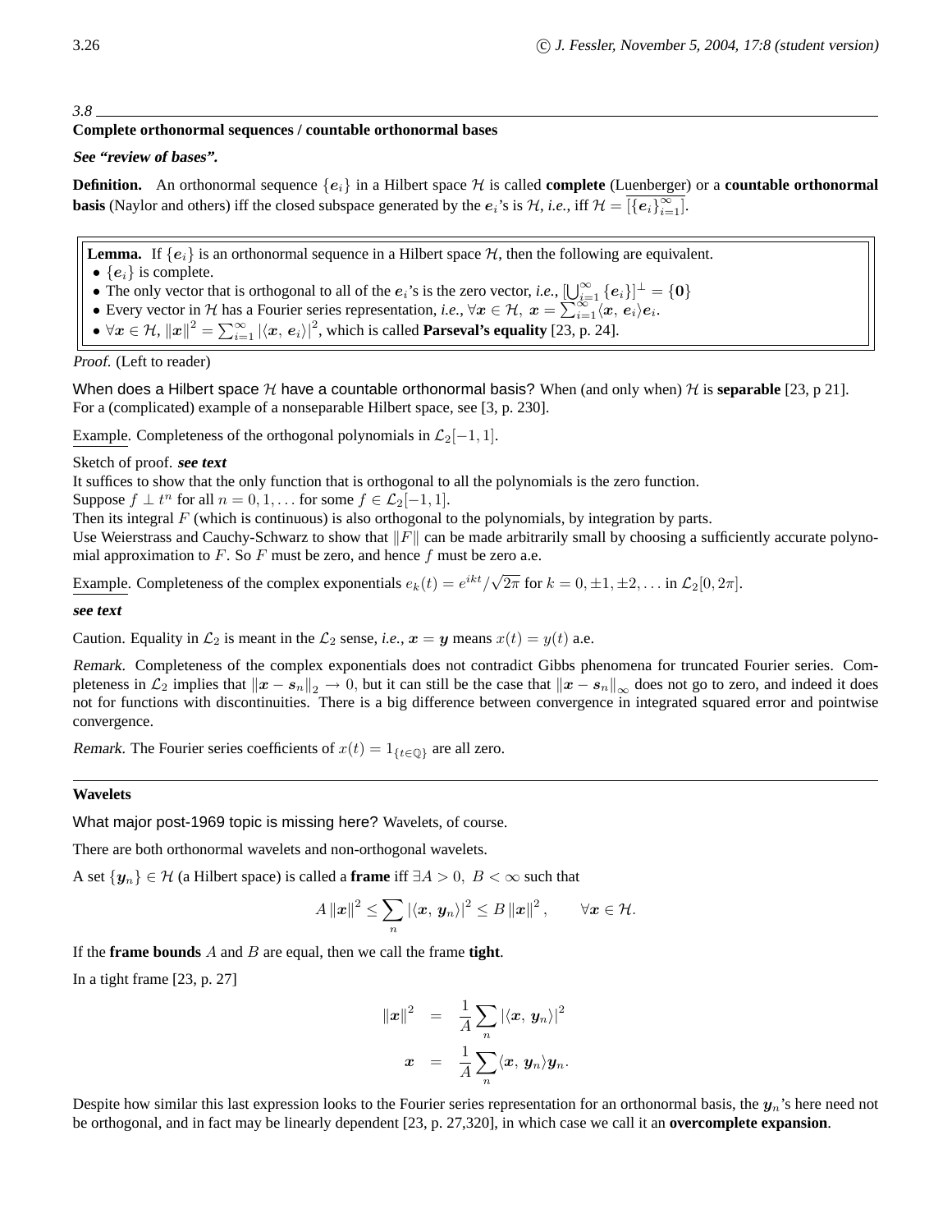3.8

### Complete orthonormal sequences / countable orthonormal bases

***See "review of bases".***

**Definition.** An orthonormal sequence $\{e_i\}$ in a Hilbert space $\mathcal{H}$ is called **complete** (Luenberger) or a **countable orthonormal basis** (Naylor and others) iff the closed subspace generated by the $e_i$'s is $\mathcal{H}$, *i.e.*, iff $\mathcal{H} = \overline{[\{e_i\}_{i=1}^{\infty}]}$.

**Lemma.** If $\{e_i\}$ is an orthonormal sequence in a Hilbert space $\mathcal{H}$, then the following are equivalent.
- $\{e_i\}$ is complete.
- The only vector that is orthogonal to all of the $e_i$'s is the zero vector, *i.e.*, $[\bigcup_{i=1}^{\infty} \{e_i\}]^{\perp} = \{0\}$
- Every vector in $\mathcal{H}$ has a Fourier series representation, *i.e.*, $\forall x \in \mathcal{H},\ x = \sum_{i=1}^{\infty} \langle x,\, e_i \rangle e_i$.
- $\forall x \in \mathcal{H}$, $\|x\|^2 = \sum_{i=1}^{\infty} |\langle x,\, e_i \rangle|^2$, which is called **Parseval's equality** [23, p. 24].

*Proof.* (Left to reader)

When does a Hilbert space $\mathcal{H}$ have a countable orthonormal basis? When (and only when) $\mathcal{H}$ is **separable** [23, p 21]. For a (complicated) example of a nonseparable Hilbert space, see [3, p. 230].

Example. Completeness of the orthogonal polynomials in $\mathcal{L}_2[-1, 1]$.

Sketch of proof. ***see text***
It suffices to show that the only function that is orthogonal to all the polynomials is the zero function.
Suppose $f \perp t^n$ for all $n = 0, 1, \ldots$ for some $f \in \mathcal{L}_2[-1, 1]$.
Then its integral $F$ (which is continuous) is also orthogonal to the polynomials, by integration by parts.
Use Weierstrass and Cauchy-Schwarz to show that $\|F\|$ can be made arbitrarily small by choosing a sufficiently accurate polynomial approximation to $F$. So $F$ must be zero, and hence $f$ must be zero a.e.

Example. Completeness of the complex exponentials $e_k(t) = e^{ikt}/\sqrt{2\pi}$ for $k = 0, \pm 1, \pm 2, \ldots$ in $\mathcal{L}_2[0, 2\pi]$.

***see text***

Caution. Equality in $\mathcal{L}_2$ is meant in the $\mathcal{L}_2$ sense, *i.e.*, $x = y$ means $x(t) = y(t)$ a.e.

*Remark.* Completeness of the complex exponentials does not contradict Gibbs phenomena for truncated Fourier series. Completeness in $\mathcal{L}_2$ implies that $\|x - s_n\|_2 \to 0$, but it can still be the case that $\|x - s_n\|_{\infty}$ does not go to zero, and indeed it does not for functions with discontinuities. There is a big difference between convergence in integrated squared error and pointwise convergence.

*Remark.* The Fourier series coefficients of $x(t) = 1_{\{t \in \mathbb{Q}\}}$ are all zero.

### Wavelets

What major post-1969 topic is missing here? Wavelets, of course.

There are both orthonormal wavelets and non-orthogonal wavelets.

A set $\{y_n\} \in \mathcal{H}$ (a Hilbert space) is called a **frame** iff $\exists A > 0,\ B < \infty$ such that

$$A\|x\|^2 \le \sum_n |\langle x,\, y_n \rangle|^2 \le B\|x\|^2, \qquad \forall x \in \mathcal{H}.$$

If the **frame bounds** $A$ and $B$ are equal, then we call the frame **tight**.

In a tight frame [23, p. 27]

$$\|x\|^2 = \frac{1}{A}\sum_n |\langle x,\, y_n \rangle|^2$$

$$x = \frac{1}{A}\sum_n \langle x,\, y_n \rangle y_n.$$

Despite how similar this last expression looks to the Fourier series representation for an orthonormal basis, the $y_n$'s here need not be orthogonal, and in fact may be linearly dependent [23, p. 27,320], in which case we call it an **overcomplete expansion**.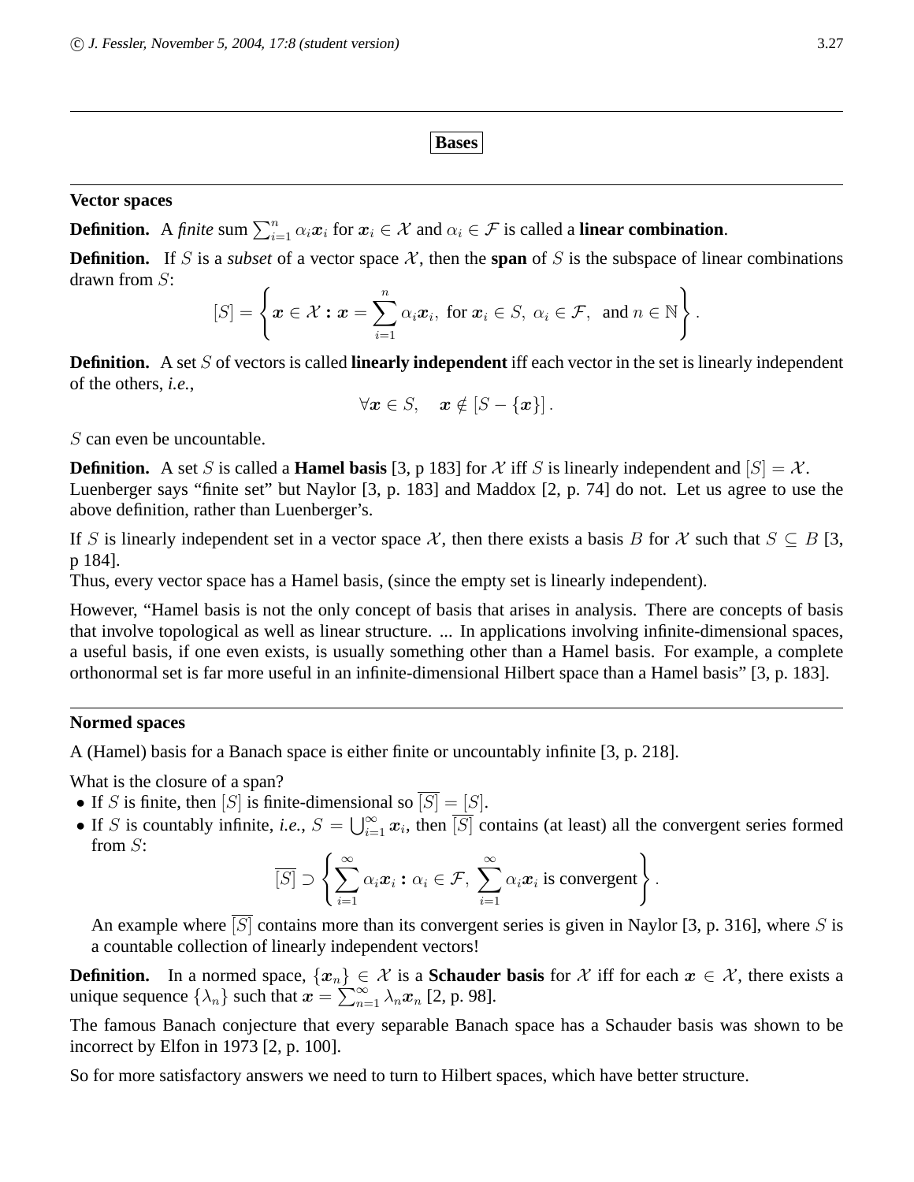## Bases

### Vector spaces

**Definition.** A *finite* sum $\sum_{i=1}^{n} \alpha_i \boldsymbol{x}_i$ for $\boldsymbol{x}_i \in \mathcal{X}$ and $\alpha_i \in \mathcal{F}$ is called a **linear combination**.

**Definition.** If $S$ is a *subset* of a vector space $\mathcal{X}$, then the **span** of $S$ is the subspace of linear combinations drawn from $S$:

$$[S] = \left\{ \boldsymbol{x} \in \mathcal{X} : \boldsymbol{x} = \sum_{i=1}^{n} \alpha_i \boldsymbol{x}_i, \text{ for } \boldsymbol{x}_i \in S, \ \alpha_i \in \mathcal{F}, \ \text{ and } n \in \mathbb{N} \right\}.$$

**Definition.** A set $S$ of vectors is called **linearly independent** iff each vector in the set is linearly independent of the others, *i.e.*,

$$\forall \boldsymbol{x} \in S, \quad \boldsymbol{x} \notin [S - \{\boldsymbol{x}\}].$$

$S$ can even be uncountable.

**Definition.** A set $S$ is called a **Hamel basis** [3, p 183] for $\mathcal{X}$ iff $S$ is linearly independent and $[S] = \mathcal{X}$. Luenberger says "finite set" but Naylor [3, p. 183] and Maddox [2, p. 74] do not. Let us agree to use the above definition, rather than Luenberger's.

If $S$ is linearly independent set in a vector space $\mathcal{X}$, then there exists a basis $B$ for $\mathcal{X}$ such that $S \subseteq B$ [3, p 184].
Thus, every vector space has a Hamel basis, (since the empty set is linearly independent).

However, "Hamel basis is not the only concept of basis that arises in analysis. There are concepts of basis that involve topological as well as linear structure. ... In applications involving infinite-dimensional spaces, a useful basis, if one even exists, is usually something other than a Hamel basis. For example, a complete orthonormal set is far more useful in an infinite-dimensional Hilbert space than a Hamel basis" [3, p. 183].

### Normed spaces

A (Hamel) basis for a Banach space is either finite or uncountably infinite [3, p. 218].

What is the closure of a span?

- If $S$ is finite, then $[S]$ is finite-dimensional so $\overline{[S]} = [S]$.
- If $S$ is countably infinite, *i.e.*, $S = \bigcup_{i=1}^{\infty} \boldsymbol{x}_i$, then $\overline{[S]}$ contains (at least) all the convergent series formed from $S$:

$$\overline{[S]} \supset \left\{ \sum_{i=1}^{\infty} \alpha_i \boldsymbol{x}_i : \alpha_i \in \mathcal{F}, \ \sum_{i=1}^{\infty} \alpha_i \boldsymbol{x}_i \text{ is convergent} \right\}.$$

  An example where $\overline{[S]}$ contains more than its convergent series is given in Naylor [3, p. 316], where $S$ is a countable collection of linearly independent vectors!

**Definition.** In a normed space, $\{\boldsymbol{x}_n\} \in \mathcal{X}$ is a **Schauder basis** for $\mathcal{X}$ iff for each $\boldsymbol{x} \in \mathcal{X}$, there exists a unique sequence $\{\lambda_n\}$ such that $\boldsymbol{x} = \sum_{n=1}^{\infty} \lambda_n \boldsymbol{x}_n$ [2, p. 98].

The famous Banach conjecture that every separable Banach space has a Schauder basis was shown to be incorrect by Elfon in 1973 [2, p. 100].

So for more satisfactory answers we need to turn to Hilbert spaces, which have better structure.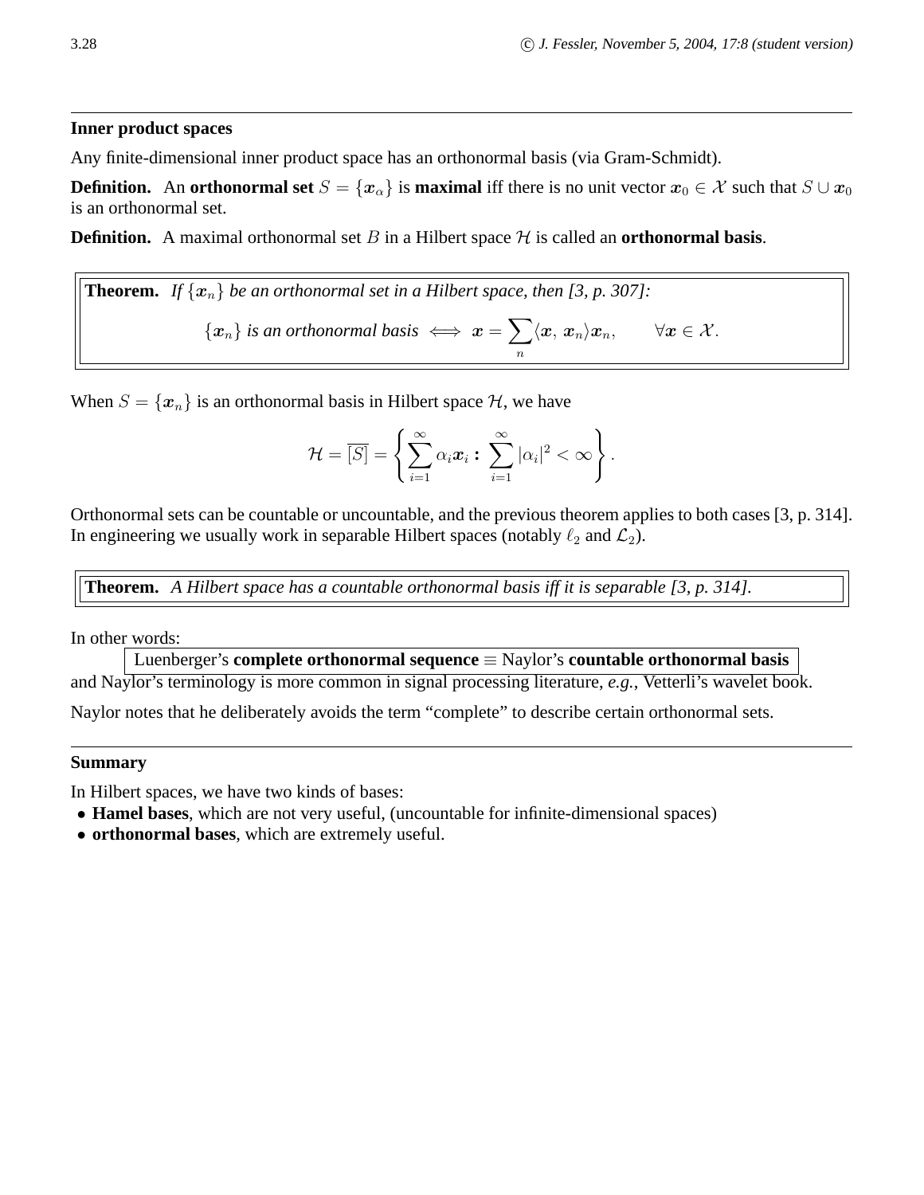---

**Inner product spaces**

Any finite-dimensional inner product space has an orthonormal basis (via Gram-Schmidt).

**Definition.** An **orthonormal set** $S = \{\boldsymbol{x}_\alpha\}$ is **maximal** iff there is no unit vector $\boldsymbol{x}_0 \in \mathcal{X}$ such that $S \cup \boldsymbol{x}_0$ is an orthonormal set.

**Definition.** A maximal orthonormal set $B$ in a Hilbert space $\mathcal{H}$ is called an **orthonormal basis**.

> **Theorem.** *If $\{\boldsymbol{x}_n\}$ be an orthonormal set in a Hilbert space, then [3, p. 307]:*
>
> $$\{\boldsymbol{x}_n\} \text{ is an orthonormal basis} \iff \boldsymbol{x} = \sum_n \langle \boldsymbol{x}, \boldsymbol{x}_n \rangle \boldsymbol{x}_n, \qquad \forall \boldsymbol{x} \in \mathcal{X}.$$

When $S = \{\boldsymbol{x}_n\}$ is an orthonormal basis in Hilbert space $\mathcal{H}$, we have

$$\mathcal{H} = \overline{[S]} = \left\{ \sum_{i=1}^{\infty} \alpha_i \boldsymbol{x}_i : \sum_{i=1}^{\infty} |\alpha_i|^2 < \infty \right\}.$$

Orthonormal sets can be countable or uncountable, and the previous theorem applies to both cases [3, p. 314]. In engineering we usually work in separable Hilbert spaces (notably $\ell_2$ and $\mathcal{L}_2$).

> **Theorem.** *A Hilbert space has a countable orthonormal basis iff it is separable [3, p. 314].*

In other words:

Luenberger's **complete orthonormal sequence** $\equiv$ Naylor's **countable orthonormal basis**

and Naylor's terminology is more common in signal processing literature, *e.g.*, Vetterli's wavelet book.

Naylor notes that he deliberately avoids the term "complete" to describe certain orthonormal sets.

---

**Summary**

In Hilbert spaces, we have two kinds of bases:

- **Hamel bases**, which are not very useful, (uncountable for infinite-dimensional spaces)
- **orthonormal bases**, which are extremely useful.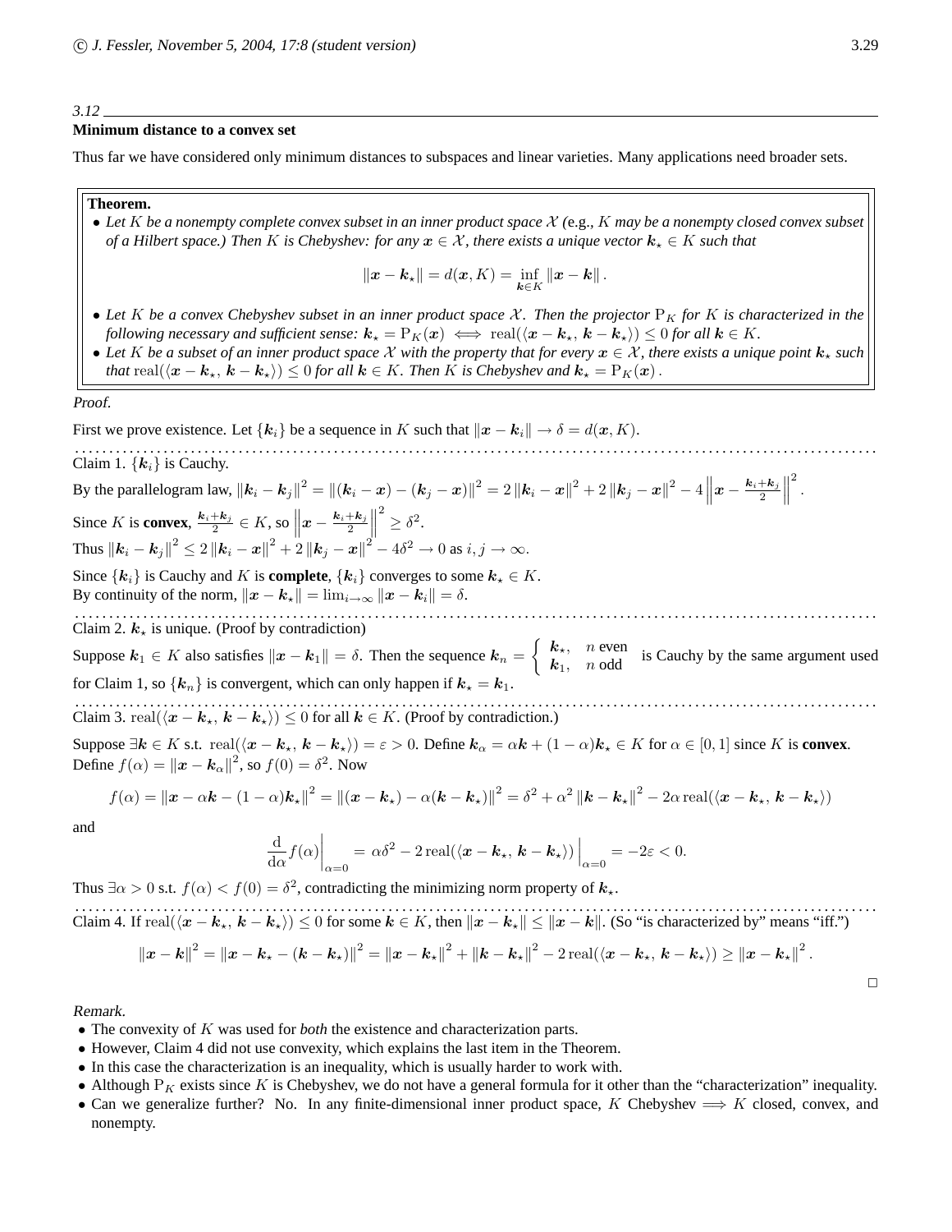3.12

**Minimum distance to a convex set**

Thus far we have considered only minimum distances to subspaces and linear varieties. Many applications need broader sets.

**Theorem.**

- *Let $K$ be a nonempty complete convex subset in an inner product space $\mathcal{X}$ (e.g., $K$ may be a nonempty closed convex subset of a Hilbert space.) Then $K$ is Chebyshev: for any $\boldsymbol{x} \in \mathcal{X}$, there exists a unique vector $\boldsymbol{k}_\star \in K$ such that*

$$\|\boldsymbol{x} - \boldsymbol{k}_\star\| = d(\boldsymbol{x}, K) = \inf_{\boldsymbol{k} \in K} \|\boldsymbol{x} - \boldsymbol{k}\|.$$

- *Let $K$ be a convex Chebyshev subset in an inner product space $\mathcal{X}$. Then the projector $\mathrm{P}_K$ for $K$ is characterized in the following necessary and sufficient sense: $\boldsymbol{k}_\star = \mathrm{P}_K(\boldsymbol{x}) \iff \mathrm{real}(\langle \boldsymbol{x} - \boldsymbol{k}_\star,\, \boldsymbol{k} - \boldsymbol{k}_\star \rangle) \le 0$ for all $\boldsymbol{k} \in K$.*
- *Let $K$ be a subset of an inner product space $\mathcal{X}$ with the property that for every $\boldsymbol{x} \in \mathcal{X}$, there exists a unique point $\boldsymbol{k}_\star$ such that $\mathrm{real}(\langle \boldsymbol{x} - \boldsymbol{k}_\star,\, \boldsymbol{k} - \boldsymbol{k}_\star \rangle) \le 0$ for all $\boldsymbol{k} \in K$. Then $K$ is Chebyshev and $\boldsymbol{k}_\star = \mathrm{P}_K(\boldsymbol{x})$.*

*Proof.*

First we prove existence. Let $\{\boldsymbol{k}_i\}$ be a sequence in $K$ such that $\|\boldsymbol{x} - \boldsymbol{k}_i\| \to \delta = d(\boldsymbol{x}, K)$.

Claim 1. $\{\boldsymbol{k}_i\}$ is Cauchy.

By the parallelogram law, $\|\boldsymbol{k}_i - \boldsymbol{k}_j\|^2 = \|(\boldsymbol{k}_i - \boldsymbol{x}) - (\boldsymbol{k}_j - \boldsymbol{x})\|^2 = 2\|\boldsymbol{k}_i - \boldsymbol{x}\|^2 + 2\|\boldsymbol{k}_j - \boldsymbol{x}\|^2 - 4\left\|\boldsymbol{x} - \frac{\boldsymbol{k}_i + \boldsymbol{k}_j}{2}\right\|^2$.

Since $K$ is **convex**, $\frac{\boldsymbol{k}_i + \boldsymbol{k}_j}{2} \in K$, so $\left\|\boldsymbol{x} - \frac{\boldsymbol{k}_i + \boldsymbol{k}_j}{2}\right\|^2 \ge \delta^2$.

Thus $\|\boldsymbol{k}_i - \boldsymbol{k}_j\|^2 \le 2\|\boldsymbol{k}_i - \boldsymbol{x}\|^2 + 2\|\boldsymbol{k}_j - \boldsymbol{x}\|^2 - 4\delta^2 \to 0$ as $i, j \to \infty$.

Since $\{\boldsymbol{k}_i\}$ is Cauchy and $K$ is **complete**, $\{\boldsymbol{k}_i\}$ converges to some $\boldsymbol{k}_\star \in K$.
By continuity of the norm, $\|\boldsymbol{x} - \boldsymbol{k}_\star\| = \lim_{i\to\infty} \|\boldsymbol{x} - \boldsymbol{k}_i\| = \delta$.

Claim 2. $\boldsymbol{k}_\star$ is unique. (Proof by contradiction)

Suppose $\boldsymbol{k}_1 \in K$ also satisfies $\|\boldsymbol{x} - \boldsymbol{k}_1\| = \delta$. Then the sequence $\boldsymbol{k}_n = \begin{cases} \boldsymbol{k}_\star, & n \text{ even} \\ \boldsymbol{k}_1, & n \text{ odd} \end{cases}$ is Cauchy by the same argument used for Claim 1, so $\{\boldsymbol{k}_n\}$ is convergent, which can only happen if $\boldsymbol{k}_\star = \boldsymbol{k}_1$.

Claim 3. $\mathrm{real}(\langle \boldsymbol{x} - \boldsymbol{k}_\star,\, \boldsymbol{k} - \boldsymbol{k}_\star \rangle) \le 0$ for all $\boldsymbol{k} \in K$. (Proof by contradiction.)

Suppose $\exists \boldsymbol{k} \in K$ s.t. $\mathrm{real}(\langle \boldsymbol{x} - \boldsymbol{k}_\star,\, \boldsymbol{k} - \boldsymbol{k}_\star \rangle) = \varepsilon > 0$. Define $\boldsymbol{k}_\alpha = \alpha \boldsymbol{k} + (1-\alpha)\boldsymbol{k}_\star \in K$ for $\alpha \in [0, 1]$ since $K$ is **convex**. Define $f(\alpha) = \|\boldsymbol{x} - \boldsymbol{k}_\alpha\|^2$, so $f(0) = \delta^2$. Now

$$f(\alpha) = \|\boldsymbol{x} - \alpha\boldsymbol{k} - (1-\alpha)\boldsymbol{k}_\star\|^2 = \|(\boldsymbol{x} - \boldsymbol{k}_\star) - \alpha(\boldsymbol{k} - \boldsymbol{k}_\star)\|^2 = \delta^2 + \alpha^2\|\boldsymbol{k} - \boldsymbol{k}_\star\|^2 - 2\alpha\,\mathrm{real}(\langle \boldsymbol{x} - \boldsymbol{k}_\star,\, \boldsymbol{k} - \boldsymbol{k}_\star \rangle)$$

and

$$\left.\frac{\mathrm{d}}{\mathrm{d}\alpha} f(\alpha)\right|_{\alpha=0} = \left.\alpha\delta^2 - 2\,\mathrm{real}(\langle \boldsymbol{x} - \boldsymbol{k}_\star,\, \boldsymbol{k} - \boldsymbol{k}_\star \rangle)\right|_{\alpha=0} = -2\varepsilon < 0.$$

Thus $\exists \alpha > 0$ s.t. $f(\alpha) < f(0) = \delta^2$, contradicting the minimizing norm property of $\boldsymbol{k}_\star$.

Claim 4. If $\mathrm{real}(\langle \boldsymbol{x} - \boldsymbol{k}_\star,\, \boldsymbol{k} - \boldsymbol{k}_\star \rangle) \le 0$ for some $\boldsymbol{k} \in K$, then $\|\boldsymbol{x} - \boldsymbol{k}_\star\| \le \|\boldsymbol{x} - \boldsymbol{k}\|$. (So "is characterized by" means "iff.")

$$\|\boldsymbol{x} - \boldsymbol{k}\|^2 = \|\boldsymbol{x} - \boldsymbol{k}_\star - (\boldsymbol{k} - \boldsymbol{k}_\star)\|^2 = \|\boldsymbol{x} - \boldsymbol{k}_\star\|^2 + \|\boldsymbol{k} - \boldsymbol{k}_\star\|^2 - 2\,\mathrm{real}(\langle \boldsymbol{x} - \boldsymbol{k}_\star,\, \boldsymbol{k} - \boldsymbol{k}_\star \rangle) \ge \|\boldsymbol{x} - \boldsymbol{k}_\star\|^2.$$

□

*Remark.*

- The convexity of $K$ was used for *both* the existence and characterization parts.
- However, Claim 4 did not use convexity, which explains the last item in the Theorem.
- In this case the characterization is an inequality, which is usually harder to work with.
- Although $\mathrm{P}_K$ exists since $K$ is Chebyshev, we do not have a general formula for it other than the "characterization" inequality.
- Can we generalize further? No. In any finite-dimensional inner product space, $K$ Chebyshev $\implies$ $K$ closed, convex, and nonempty.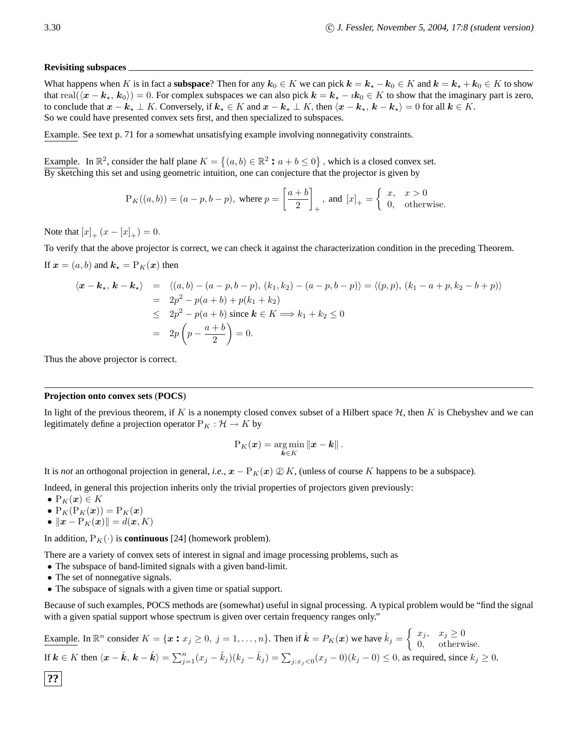**Revisiting subspaces**

What happens when $K$ is in fact a **subspace**? Then for any $\boldsymbol{k}_0 \in K$ we can pick $\boldsymbol{k} = \boldsymbol{k}_\star - \boldsymbol{k}_0 \in K$ and $\boldsymbol{k} = \boldsymbol{k}_\star + \boldsymbol{k}_0 \in K$ to show that $\mathrm{real}(\langle \boldsymbol{x} - \boldsymbol{k}_\star,\, \boldsymbol{k}_0 \rangle) = 0$. For complex subspaces we can also pick $\boldsymbol{k} = \boldsymbol{k}_\star - \imath \boldsymbol{k}_0 \in K$ to show that the imaginary part is zero, to conclude that $\boldsymbol{x} - \boldsymbol{k}_\star \perp K$. Conversely, if $\boldsymbol{k}_\star \in K$ and $\boldsymbol{x} - \boldsymbol{k}_\star \perp K$, then $\langle \boldsymbol{x} - \boldsymbol{k}_\star,\, \boldsymbol{k} - \boldsymbol{k}_\star \rangle = 0$ for all $\boldsymbol{k} \in K$.
So we could have presented convex sets first, and then specialized to subspaces.

Example. See text p. 71 for a somewhat unsatisfying example involving nonnegativity constraints.

Example. In $\mathbb{R}^2$, consider the half plane $K = \{(a, b) \in \mathbb{R}^2 : a + b \leq 0\}$, which is a closed convex set.
By sketching this set and using geometric intuition, one can conjecture that the projector is given by

$$\mathrm{P}_K((a, b)) = (a - p, b - p), \text{ where } p = \left[\frac{a+b}{2}\right]_+, \text{ and } [x]_+ = \begin{cases} x, & x > 0 \\ 0, & \text{otherwise.} \end{cases}$$

Note that $[x]_+ (x - [x]_+) = 0$.

To verify that the above projector is correct, we can check it against the characterization condition in the preceding Theorem.

If $\boldsymbol{x} = (a, b)$ and $\boldsymbol{k}_\star = \mathrm{P}_K(\boldsymbol{x})$ then

$$\begin{aligned}
\langle \boldsymbol{x} - \boldsymbol{k}_\star,\, \boldsymbol{k} - \boldsymbol{k}_\star \rangle &= \langle (a, b) - (a - p, b - p),\, (k_1, k_2) - (a - p, b - p) \rangle = \langle (p, p),\, (k_1 - a + p, k_2 - b + p) \rangle \\
&= 2p^2 - p(a + b) + p(k_1 + k_2) \\
&\leq 2p^2 - p(a + b) \text{ since } \boldsymbol{k} \in K \Longrightarrow k_1 + k_2 \leq 0 \\
&= 2p\left(p - \frac{a+b}{2}\right) = 0.
\end{aligned}$$

Thus the above projector is correct.

---

**Projection onto convex sets (POCS)**

In light of the previous theorem, if $K$ is a nonempty closed convex subset of a Hilbert space $\mathcal{H}$, then $K$ is Chebyshev and we can legitimately define a projection operator $\mathrm{P}_K : \mathcal{H} \to K$ by

$$\mathrm{P}_K(\boldsymbol{x}) = \operatorname*{arg\,min}_{\boldsymbol{k} \in K} \|\boldsymbol{x} - \boldsymbol{k}\|.$$

It is *not* an orthogonal projection in general, *i.e.*, $\boldsymbol{x} - \mathrm{P}_K(\boldsymbol{x}) \not\perp K$, (unless of course $K$ happens to be a subspace).

Indeed, in general this projection inherits only the trivial properties of projectors given previously:

- $\mathrm{P}_K(\boldsymbol{x}) \in K$
- $\mathrm{P}_K(\mathrm{P}_K(\boldsymbol{x})) = \mathrm{P}_K(\boldsymbol{x})$
- $\|\boldsymbol{x} - \mathrm{P}_K(\boldsymbol{x})\| = d(\boldsymbol{x}, K)$

In addition, $\mathrm{P}_K(\cdot)$ is **continuous** [24] (homework problem).

There are a variety of convex sets of interest in signal and image processing problems, such as

- The subspace of band-limited signals with a given band-limit.
- The set of nonnegative signals.
- The subspace of signals with a given time or spatial support.

Because of such examples, POCS methods are (somewhat) useful in signal processing. A typical problem would be "find the signal with a given spatial support whose spectrum is given over certain frequency ranges only."

Example. In $\mathbb{R}^n$ consider $K = \{\boldsymbol{x} : x_j \geq 0,\ j = 1, \ldots, n\}$. Then if $\hat{\boldsymbol{k}} = P_K(\boldsymbol{x})$ we have $\hat{k}_j = \begin{cases} x_j, & x_j \geq 0 \\ 0, & \text{otherwise.} \end{cases}$
If $\boldsymbol{k} \in K$ then $\langle \boldsymbol{x} - \hat{\boldsymbol{k}},\, \boldsymbol{k} - \hat{\boldsymbol{k}} \rangle = \sum_{j=1}^n (x_j - \hat{k}_j)(k_j - \hat{k}_j) = \sum_{j : x_j < 0} (x_j - 0)(k_j - 0) \leq 0$, as required, since $k_j \geq 0$.

**??**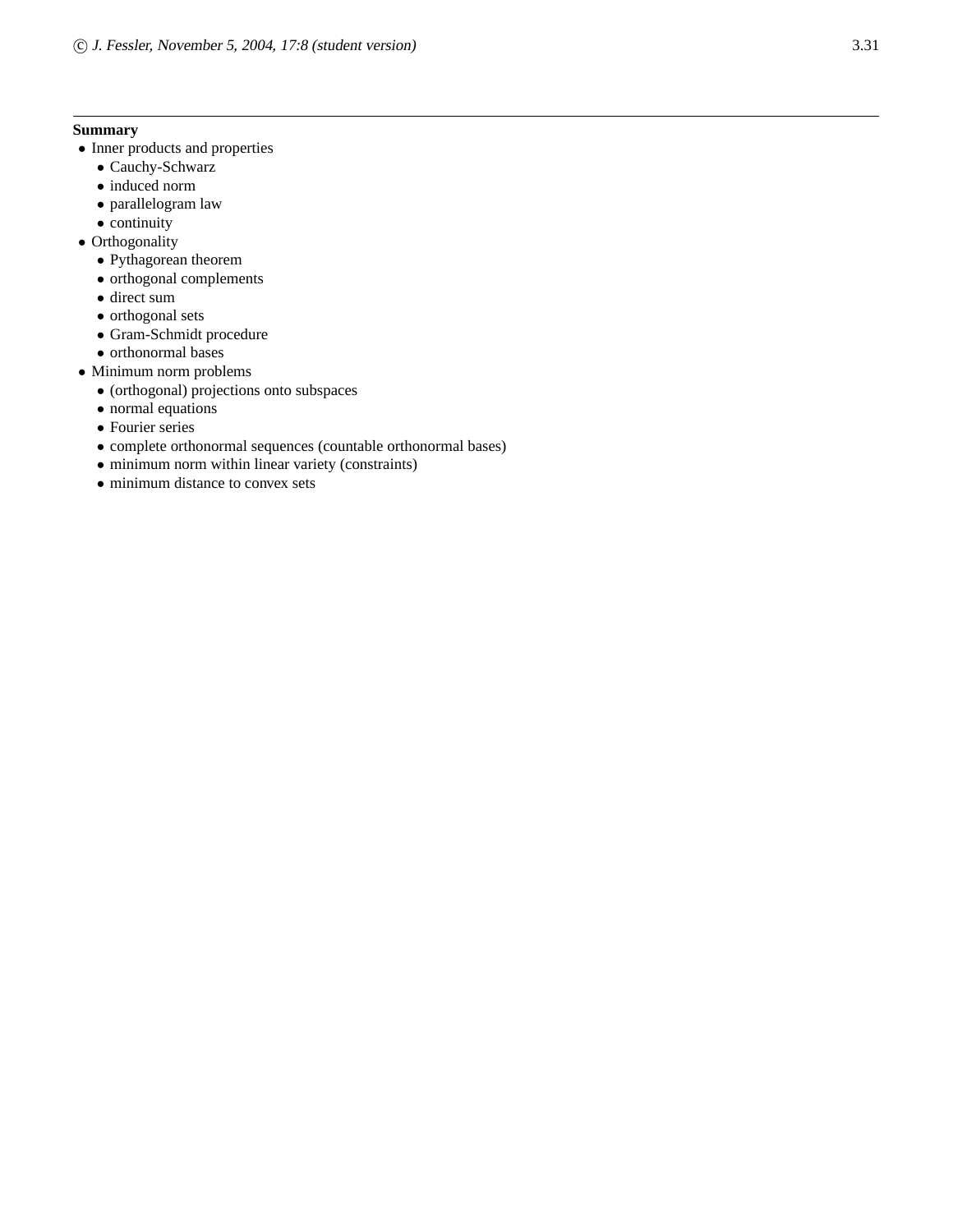**Summary**

- Inner products and properties
  - Cauchy-Schwarz
  - induced norm
  - parallelogram law
  - continuity
- Orthogonality
  - Pythagorean theorem
  - orthogonal complements
  - direct sum
  - orthogonal sets
  - Gram-Schmidt procedure
  - orthonormal bases
- Minimum norm problems
  - (orthogonal) projections onto subspaces
  - normal equations
  - Fourier series
  - complete orthonormal sequences (countable orthonormal bases)
  - minimum norm within linear variety (constraints)
  - minimum distance to convex sets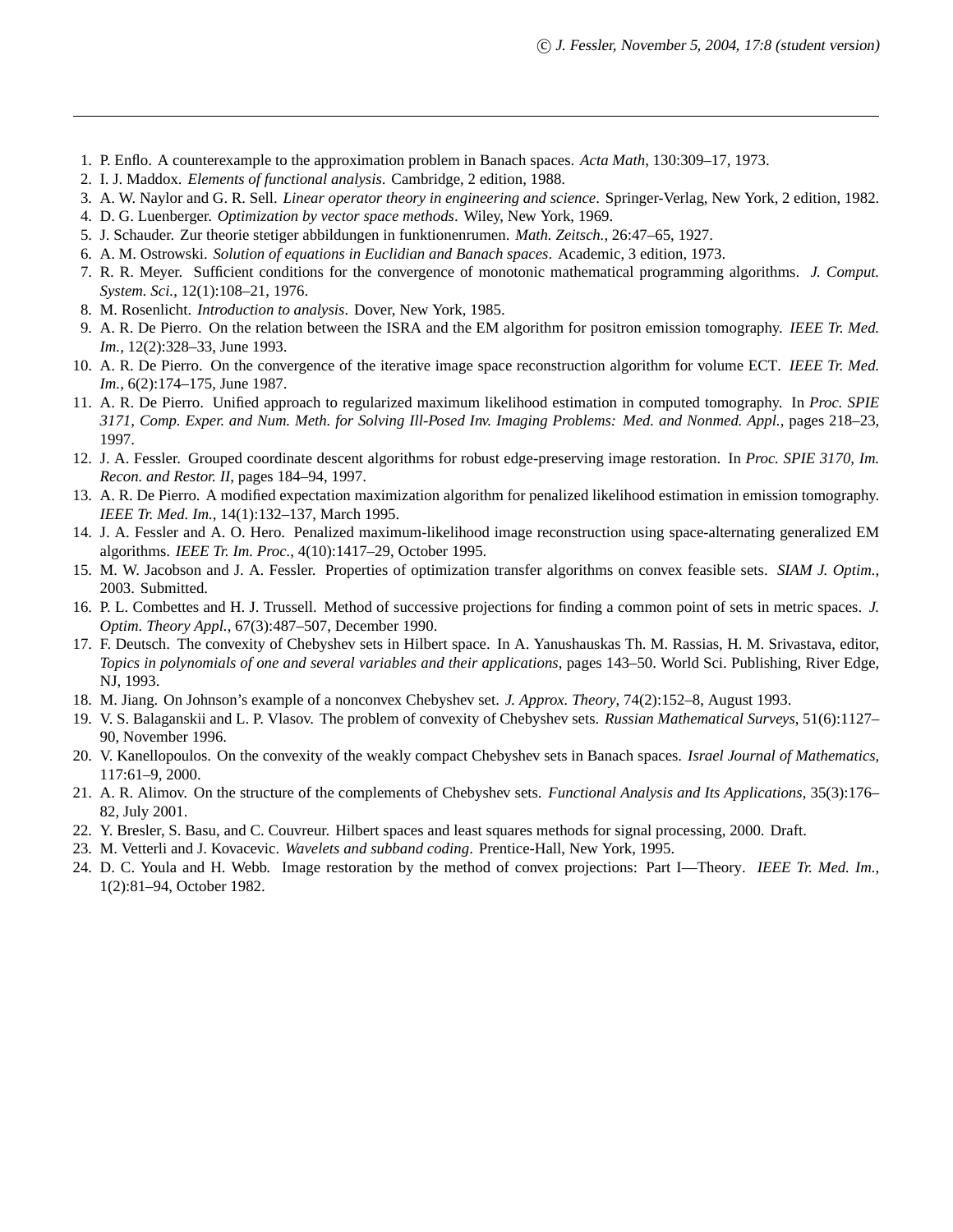1. P. Enflo. A counterexample to the approximation problem in Banach spaces. *Acta Math*, 130:309–17, 1973.
2. I. J. Maddox. *Elements of functional analysis*. Cambridge, 2 edition, 1988.
3. A. W. Naylor and G. R. Sell. *Linear operator theory in engineering and science*. Springer-Verlag, New York, 2 edition, 1982.
4. D. G. Luenberger. *Optimization by vector space methods*. Wiley, New York, 1969.
5. J. Schauder. Zur theorie stetiger abbildungen in funktionenrumen. *Math. Zeitsch.*, 26:47–65, 1927.
6. A. M. Ostrowski. *Solution of equations in Euclidian and Banach spaces*. Academic, 3 edition, 1973.
7. R. R. Meyer. Sufficient conditions for the convergence of monotonic mathematical programming algorithms. *J. Comput. System. Sci.*, 12(1):108–21, 1976.
8. M. Rosenlicht. *Introduction to analysis*. Dover, New York, 1985.
9. A. R. De Pierro. On the relation between the ISRA and the EM algorithm for positron emission tomography. *IEEE Tr. Med. Im.*, 12(2):328–33, June 1993.
10. A. R. De Pierro. On the convergence of the iterative image space reconstruction algorithm for volume ECT. *IEEE Tr. Med. Im.*, 6(2):174–175, June 1987.
11. A. R. De Pierro. Unified approach to regularized maximum likelihood estimation in computed tomography. In *Proc. SPIE 3171, Comp. Exper. and Num. Meth. for Solving Ill-Posed Inv. Imaging Problems: Med. and Nonmed. Appl.*, pages 218–23, 1997.
12. J. A. Fessler. Grouped coordinate descent algorithms for robust edge-preserving image restoration. In *Proc. SPIE 3170, Im. Recon. and Restor. II*, pages 184–94, 1997.
13. A. R. De Pierro. A modified expectation maximization algorithm for penalized likelihood estimation in emission tomography. *IEEE Tr. Med. Im.*, 14(1):132–137, March 1995.
14. J. A. Fessler and A. O. Hero. Penalized maximum-likelihood image reconstruction using space-alternating generalized EM algorithms. *IEEE Tr. Im. Proc.*, 4(10):1417–29, October 1995.
15. M. W. Jacobson and J. A. Fessler. Properties of optimization transfer algorithms on convex feasible sets. *SIAM J. Optim.*, 2003. Submitted.
16. P. L. Combettes and H. J. Trussell. Method of successive projections for finding a common point of sets in metric spaces. *J. Optim. Theory Appl.*, 67(3):487–507, December 1990.
17. F. Deutsch. The convexity of Chebyshev sets in Hilbert space. In A. Yanushauskas Th. M. Rassias, H. M. Srivastava, editor, *Topics in polynomials of one and several variables and their applications*, pages 143–50. World Sci. Publishing, River Edge, NJ, 1993.
18. M. Jiang. On Johnson's example of a nonconvex Chebyshev set. *J. Approx. Theory*, 74(2):152–8, August 1993.
19. V. S. Balaganskii and L. P. Vlasov. The problem of convexity of Chebyshev sets. *Russian Mathematical Surveys*, 51(6):1127–90, November 1996.
20. V. Kanellopoulos. On the convexity of the weakly compact Chebyshev sets in Banach spaces. *Israel Journal of Mathematics*, 117:61–9, 2000.
21. A. R. Alimov. On the structure of the complements of Chebyshev sets. *Functional Analysis and Its Applications*, 35(3):176–82, July 2001.
22. Y. Bresler, S. Basu, and C. Couvreur. Hilbert spaces and least squares methods for signal processing, 2000. Draft.
23. M. Vetterli and J. Kovacevic. *Wavelets and subband coding*. Prentice-Hall, New York, 1995.
24. D. C. Youla and H. Webb. Image restoration by the method of convex projections: Part I—Theory. *IEEE Tr. Med. Im.*, 1(2):81–94, October 1982.